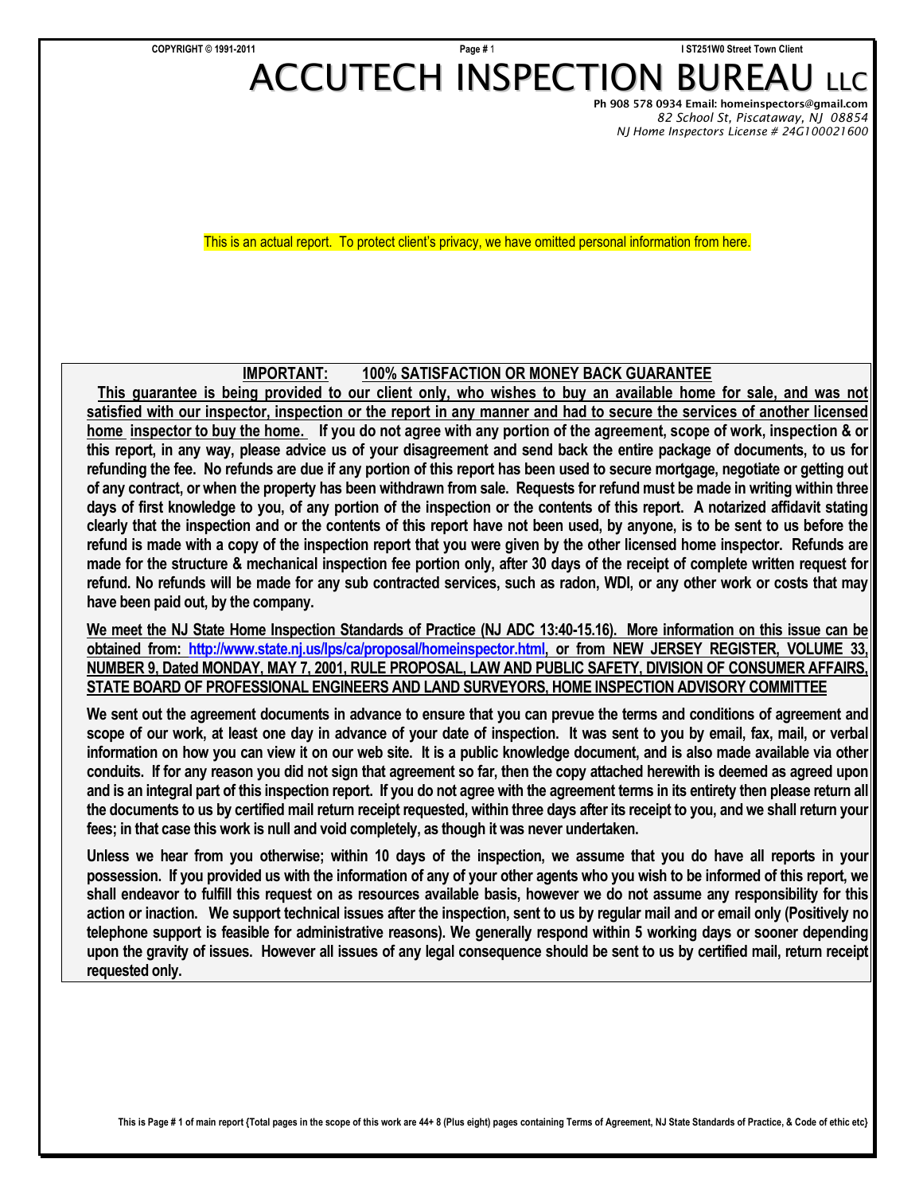# ACCUTECH INSPECTION BUREAU LLC

Ph 908 578 0934 Email: homeinspectors@gmail.com
*82 School St, Piscataway, NJ 08854*
*NJ Home Inspectors License # 24G100021600*

This is an actual report. To protect client's privacy, we have omitted personal information from here.

**IMPORTANT: 100% SATISFACTION OR MONEY BACK GUARANTEE**

**This guarantee is being provided to our client only, who wishes to buy an available home for sale, and was not satisfied with our inspector, inspection or the report in any manner and had to secure the services of another licensed home inspector to buy the home. If you do not agree with any portion of the agreement, scope of work, inspection & or this report, in any way, please advice us of your disagreement and send back the entire package of documents, to us for refunding the fee. No refunds are due if any portion of this report has been used to secure mortgage, negotiate or getting out of any contract, or when the property has been withdrawn from sale. Requests for refund must be made in writing within three days of first knowledge to you, of any portion of the inspection or the contents of this report. A notarized affidavit stating clearly that the inspection and or the contents of this report have not been used, by anyone, is to be sent to us before the refund is made with a copy of the inspection report that you were given by the other licensed home inspector. Refunds are made for the structure & mechanical inspection fee portion only, after 30 days of the receipt of complete written request for refund. No refunds will be made for any sub contracted services, such as radon, WDI, or any other work or costs that may have been paid out, by the company.**

**We meet the NJ State Home Inspection Standards of Practice (NJ ADC 13:40-15.16). More information on this issue can be obtained from: http://www.state.nj.us/lps/ca/proposal/homeinspector.html, or from NEW JERSEY REGISTER, VOLUME 33, NUMBER 9, Dated MONDAY, MAY 7, 2001, RULE PROPOSAL, LAW AND PUBLIC SAFETY, DIVISION OF CONSUMER AFFAIRS, STATE BOARD OF PROFESSIONAL ENGINEERS AND LAND SURVEYORS, HOME INSPECTION ADVISORY COMMITTEE**

**We sent out the agreement documents in advance to ensure that you can prevue the terms and conditions of agreement and scope of our work, at least one day in advance of your date of inspection. It was sent to you by email, fax, mail, or verbal information on how you can view it on our web site. It is a public knowledge document, and is also made available via other conduits. If for any reason you did not sign that agreement so far, then the copy attached herewith is deemed as agreed upon and is an integral part of this inspection report. If you do not agree with the agreement terms in its entirety then please return all the documents to us by certified mail return receipt requested, within three days after its receipt to you, and we shall return your fees; in that case this work is null and void completely, as though it was never undertaken.**

**Unless we hear from you otherwise; within 10 days of the inspection, we assume that you do have all reports in your possession. If you provided us with the information of any of your other agents who you wish to be informed of this report, we shall endeavor to fulfill this request on as resources available basis, however we do not assume any responsibility for this action or inaction. We support technical issues after the inspection, sent to us by regular mail and or email only (Positively no telephone support is feasible for administrative reasons). We generally respond within 5 working days or sooner depending upon the gravity of issues. However all issues of any legal consequence should be sent to us by certified mail, return receipt requested only.**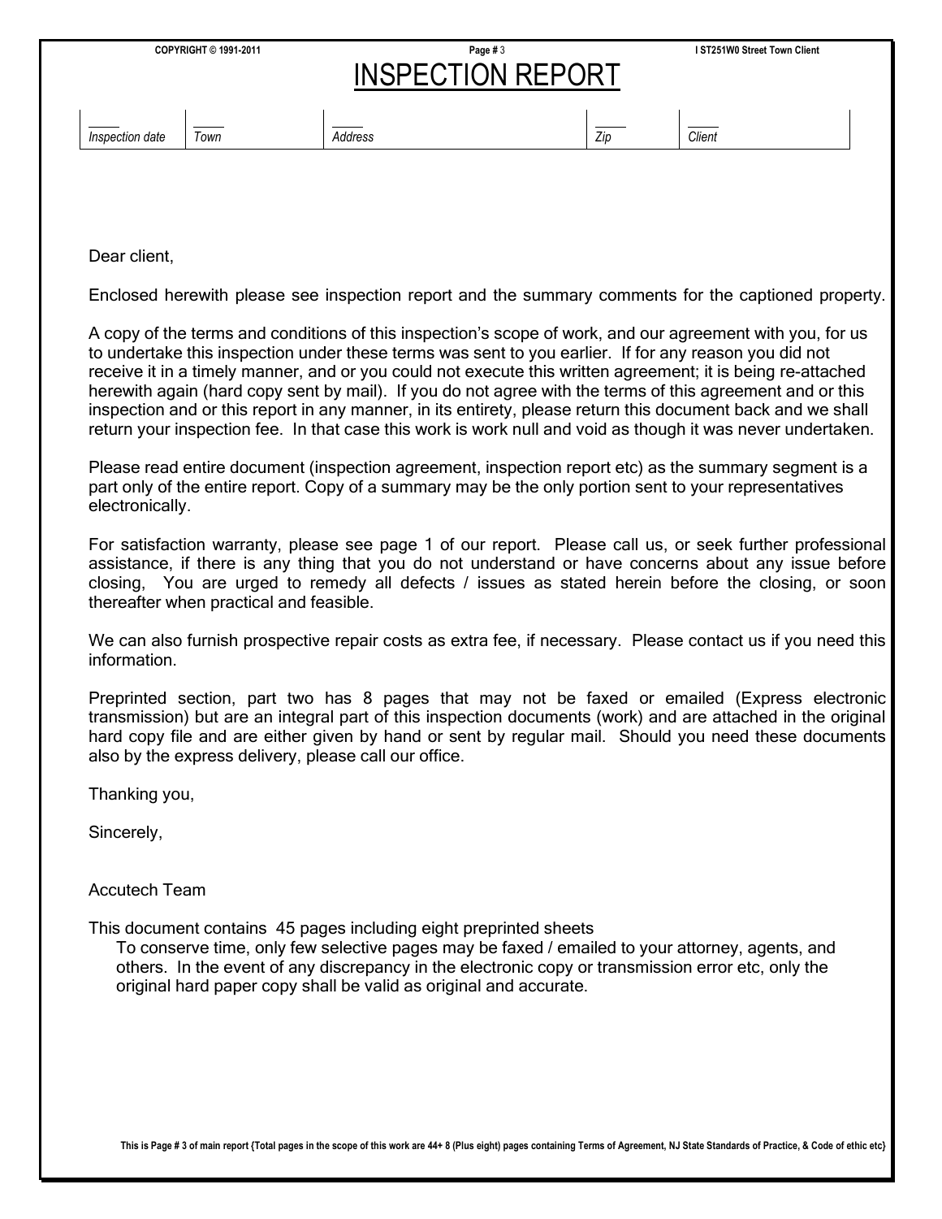# INSPECTION REPORT

| Inspection date | Town | Address | Zip | Client |
|---|---|---|---|---|
| | | | | |

Dear client,

Enclosed herewith please see inspection report and the summary comments for the captioned property.

A copy of the terms and conditions of this inspection's scope of work, and our agreement with you, for us to undertake this inspection under these terms was sent to you earlier. If for any reason you did not receive it in a timely manner, and or you could not execute this written agreement; it is being re-attached herewith again (hard copy sent by mail). If you do not agree with the terms of this agreement and or this inspection and or this report in any manner, in its entirety, please return this document back and we shall return your inspection fee. In that case this work is work null and void as though it was never undertaken.

Please read entire document (inspection agreement, inspection report etc) as the summary segment is a part only of the entire report. Copy of a summary may be the only portion sent to your representatives electronically.

For satisfaction warranty, please see page 1 of our report. Please call us, or seek further professional assistance, if there is any thing that you do not understand or have concerns about any issue before closing, You are urged to remedy all defects / issues as stated herein before the closing, or soon thereafter when practical and feasible.

We can also furnish prospective repair costs as extra fee, if necessary. Please contact us if you need this information.

Preprinted section, part two has 8 pages that may not be faxed or emailed (Express electronic transmission) but are an integral part of this inspection documents (work) and are attached in the original hard copy file and are either given by hand or sent by regular mail. Should you need these documents also by the express delivery, please call our office.

Thanking you,

Sincerely,

Accutech Team

This document contains 45 pages including eight preprinted sheets

To conserve time, only few selective pages may be faxed / emailed to your attorney, agents, and others. In the event of any discrepancy in the electronic copy or transmission error etc, only the original hard paper copy shall be valid as original and accurate.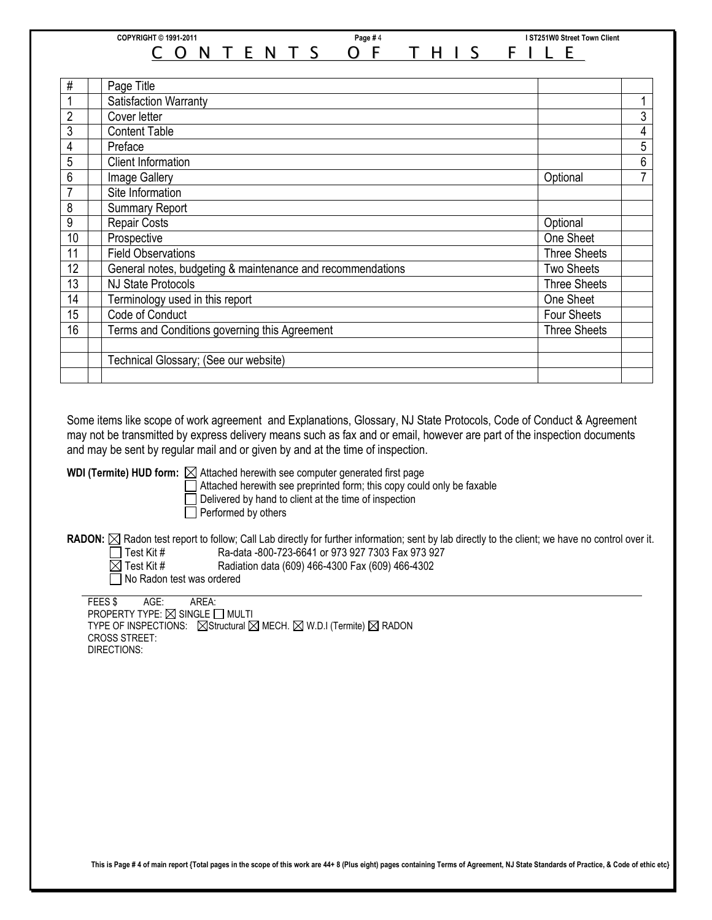# CONTENTS OF THIS FILE

| # | | Page Title | | |
|---|---|---|---|---|
| 1 | | Satisfaction Warranty | | 1 |
| 2 | | Cover letter | | 3 |
| 3 | | Content Table | | 4 |
| 4 | | Preface | | 5 |
| 5 | | Client Information | | 6 |
| 6 | | Image Gallery | Optional | 7 |
| 7 | | Site Information | | |
| 8 | | Summary Report | | |
| 9 | | Repair Costs | Optional | |
| 10 | | Prospective | One Sheet | |
| 11 | | Field Observations | Three Sheets | |
| 12 | | General notes, budgeting & maintenance and recommendations | Two Sheets | |
| 13 | | NJ State Protocols | Three Sheets | |
| 14 | | Terminology used in this report | One Sheet | |
| 15 | | Code of Conduct | Four Sheets | |
| 16 | | Terms and Conditions governing this Agreement | Three Sheets | |
| | | | | |
| | | Technical Glossary; (See our website) | | |
| | | | | |

Some items like scope of work agreement and Explanations, Glossary, NJ State Protocols, Code of Conduct & Agreement may not be transmitted by express delivery means such as fax and or email, however are part of the inspection documents and may be sent by regular mail and or given by and at the time of inspection.

**WDI (Termite) HUD form:** ☒ Attached herewith see computer generated first page
☐ Attached herewith see preprinted form; this copy could only be faxable
☐ Delivered by hand to client at the time of inspection
☐ Performed by others

**RADON:** ☒ Radon test report to follow; Call Lab directly for further information; sent by lab directly to the client; we have no control over it.
☐ Test Kit # Ra-data -800-723-6641 or 973 927 7303 Fax 973 927
☒ Test Kit # Radiation data (609) 466-4300 Fax (609) 466-4302
☐ No Radon test was ordered

FEES $ AGE: AREA:
PROPERTY TYPE: ☒ SINGLE ☐ MULTI
TYPE OF INSPECTIONS: ☒Structural ☒ MECH. ☒ W.D.I (Termite) ☒ RADON
CROSS STREET:
DIRECTIONS:

This is Page # 4 of main report {Total pages in the scope of this work are 44+ 8 (Plus eight) pages containing Terms of Agreement, NJ State Standards of Practice, & Code of ethic etc}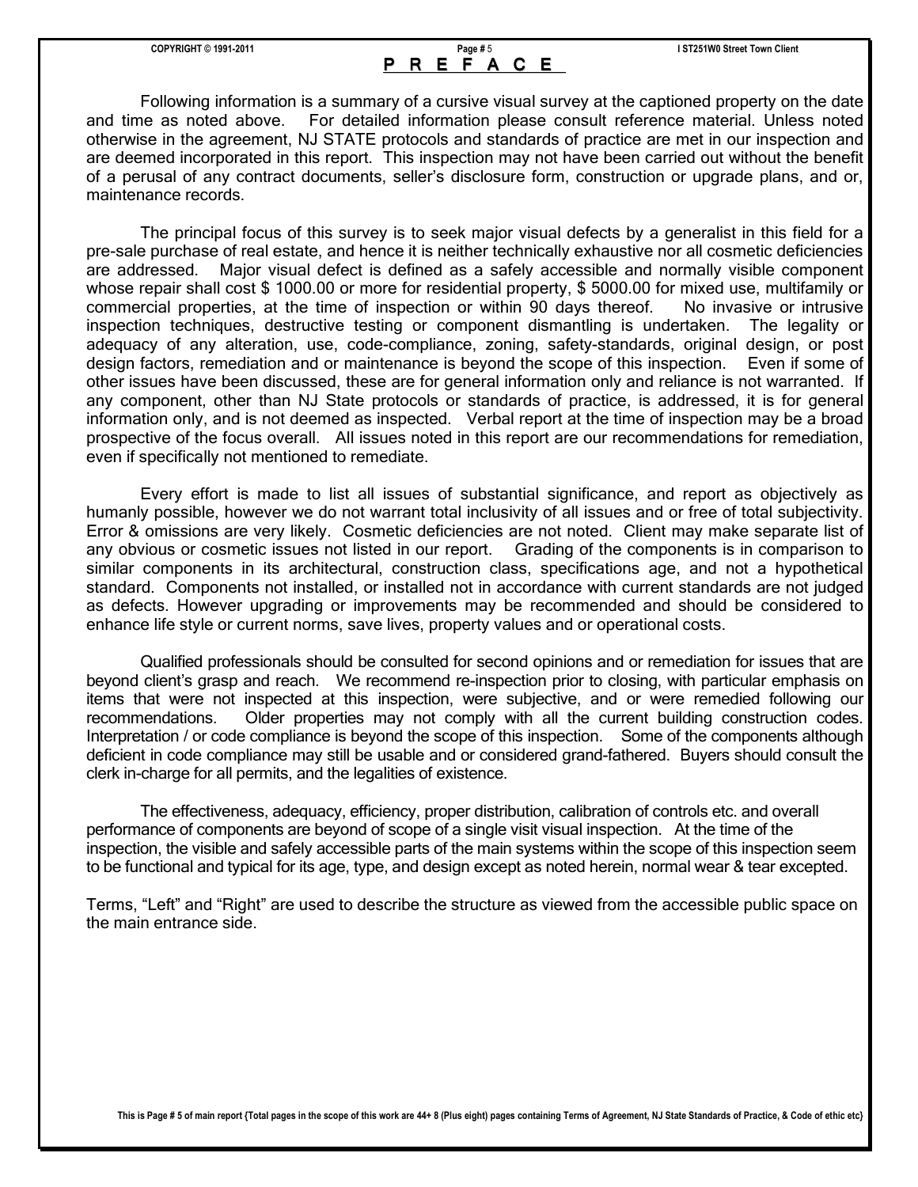# PREFACE

Following information is a summary of a cursive visual survey at the captioned property on the date and time as noted above. For detailed information please consult reference material. Unless noted otherwise in the agreement, NJ STATE protocols and standards of practice are met in our inspection and are deemed incorporated in this report. This inspection may not have been carried out without the benefit of a perusal of any contract documents, seller's disclosure form, construction or upgrade plans, and or, maintenance records.

The principal focus of this survey is to seek major visual defects by a generalist in this field for a pre-sale purchase of real estate, and hence it is neither technically exhaustive nor all cosmetic deficiencies are addressed. Major visual defect is defined as a safely accessible and normally visible component whose repair shall cost $ 1000.00 or more for residential property, $ 5000.00 for mixed use, multifamily or commercial properties, at the time of inspection or within 90 days thereof. No invasive or intrusive inspection techniques, destructive testing or component dismantling is undertaken. The legality or adequacy of any alteration, use, code-compliance, zoning, safety-standards, original design, or post design factors, remediation and or maintenance is beyond the scope of this inspection. Even if some of other issues have been discussed, these are for general information only and reliance is not warranted. If any component, other than NJ State protocols or standards of practice, is addressed, it is for general information only, and is not deemed as inspected. Verbal report at the time of inspection may be a broad prospective of the focus overall. All issues noted in this report are our recommendations for remediation, even if specifically not mentioned to remediate.

Every effort is made to list all issues of substantial significance, and report as objectively as humanly possible, however we do not warrant total inclusivity of all issues and or free of total subjectivity. Error & omissions are very likely. Cosmetic deficiencies are not noted. Client may make separate list of any obvious or cosmetic issues not listed in our report. Grading of the components is in comparison to similar components in its architectural, construction class, specifications age, and not a hypothetical standard. Components not installed, or installed not in accordance with current standards are not judged as defects. However upgrading or improvements may be recommended and should be considered to enhance life style or current norms, save lives, property values and or operational costs.

Qualified professionals should be consulted for second opinions and or remediation for issues that are beyond client's grasp and reach. We recommend re-inspection prior to closing, with particular emphasis on items that were not inspected at this inspection, were subjective, and or were remedied following our recommendations. Older properties may not comply with all the current building construction codes. Interpretation / or code compliance is beyond the scope of this inspection. Some of the components although deficient in code compliance may still be usable and or considered grand-fathered. Buyers should consult the clerk in-charge for all permits, and the legalities of existence.

The effectiveness, adequacy, efficiency, proper distribution, calibration of controls etc. and overall performance of components are beyond of scope of a single visit visual inspection. At the time of the inspection, the visible and safely accessible parts of the main systems within the scope of this inspection seem to be functional and typical for its age, type, and design except as noted herein, normal wear & tear excepted.

Terms, "Left" and "Right" are used to describe the structure as viewed from the accessible public space on the main entrance side.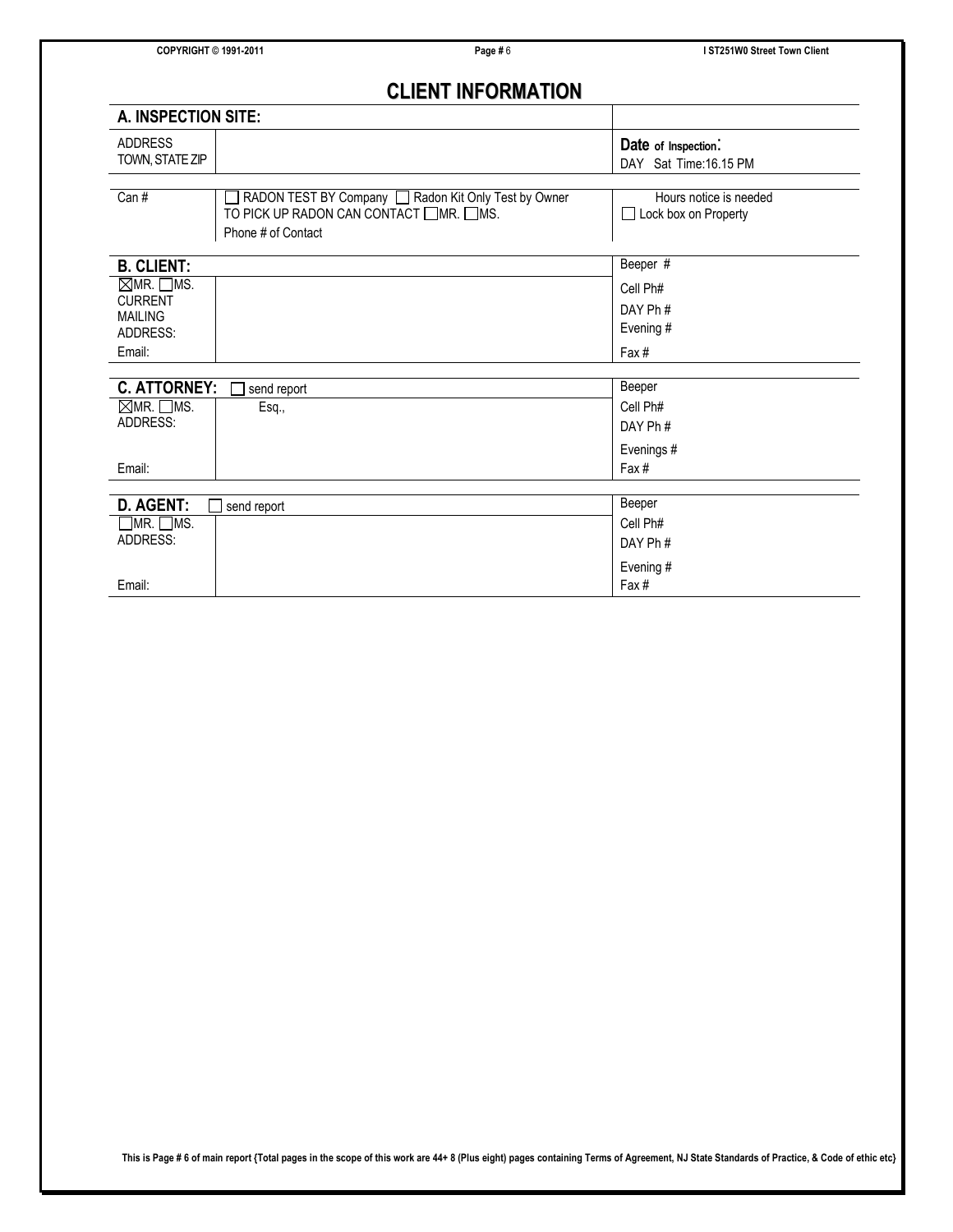# CLIENT INFORMATION

| A. INSPECTION SITE: | | |
|---|---|---|
| ADDRESS<br>TOWN, STATE ZIP | | **Date** of Inspection:<br>DAY Sat Time:16.15 PM |
| Can # | ☐ RADON TEST BY Company ☐ Radon Kit Only Test by Owner<br>TO PICK UP RADON CAN CONTACT ☐MR. ☐MS.<br>Phone # of Contact | Hours notice is needed<br>☐ Lock box on Property |

| B. CLIENT: | | Beeper # |
|---|---|---|
| ☒MR. ☐MS.<br>CURRENT<br>MAILING<br>ADDRESS: | | Cell Ph#<br>DAY Ph #<br>Evening # |
| Email: | | Fax # |

| C. ATTORNEY: | ☐ send report | Beeper |
|---|---|---|
| ☒MR. ☐MS.<br>ADDRESS: | Esq., | Cell Ph#<br>DAY Ph #<br>Evenings # |
| Email: | | Fax # |

| D. AGENT: | ☐ send report | Beeper |
|---|---|---|
| ☐MR. ☐MS.<br>ADDRESS: | | Cell Ph#<br>DAY Ph #<br>Evening # |
| Email: | | Fax # |

**This is Page # 6 of main report {Total pages in the scope of this work are 44+ 8 (Plus eight) pages containing Terms of Agreement, NJ State Standards of Practice, & Code of ethic etc}**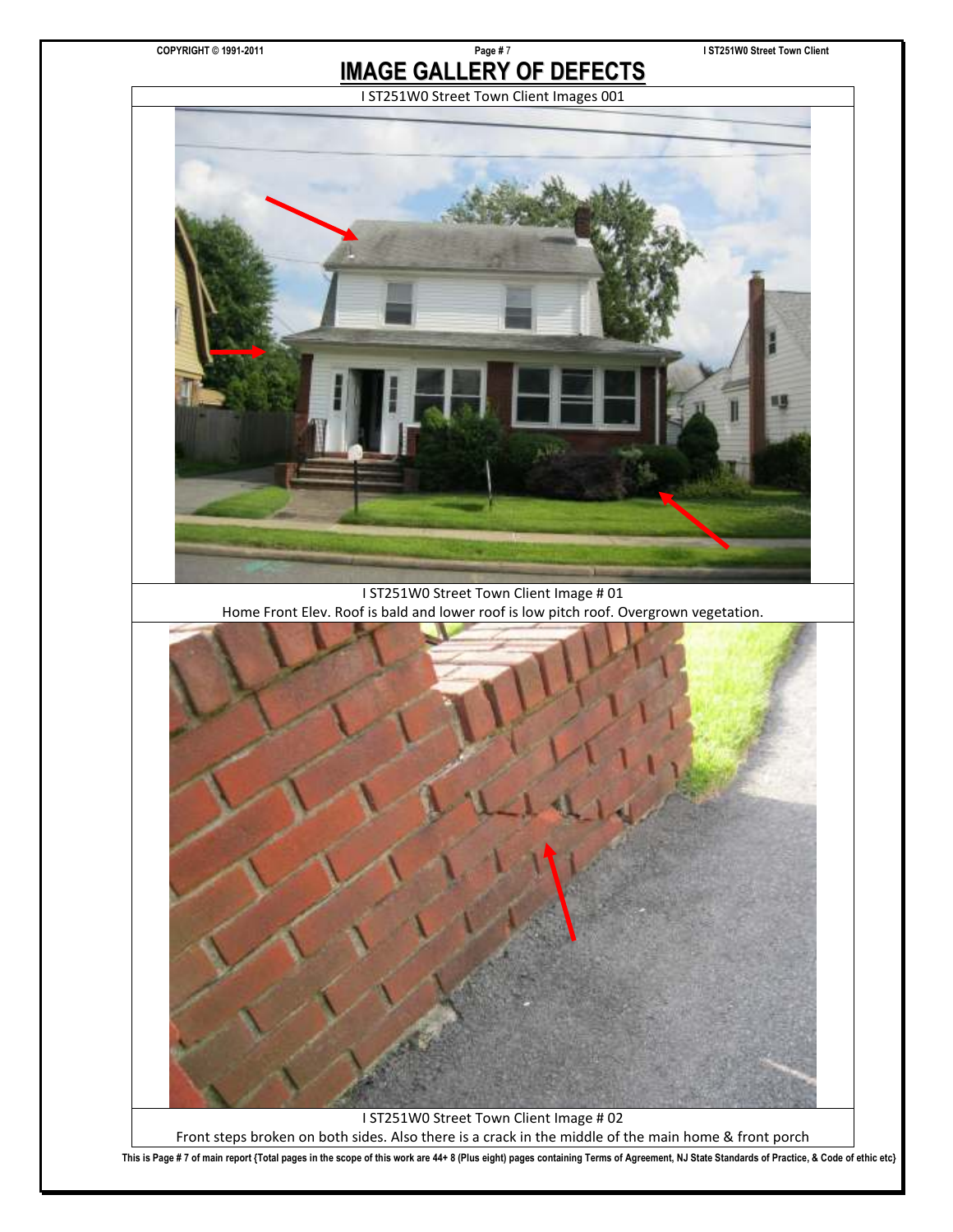# IMAGE GALLERY OF DEFECTS

I ST251W0 Street Town Client Images 001

I ST251W0 Street Town Client Image # 01

Home Front Elev. Roof is bald and lower roof is low pitch roof. Overgrown vegetation.

I ST251W0 Street Town Client Image # 02

Front steps broken on both sides. Also there is a crack in the middle of the main home & front porch

This is Page # 7 of main report {Total pages in the scope of this work are 44+ 8 (Plus eight) pages containing Terms of Agreement, NJ State Standards of Practice, & Code of ethic etc}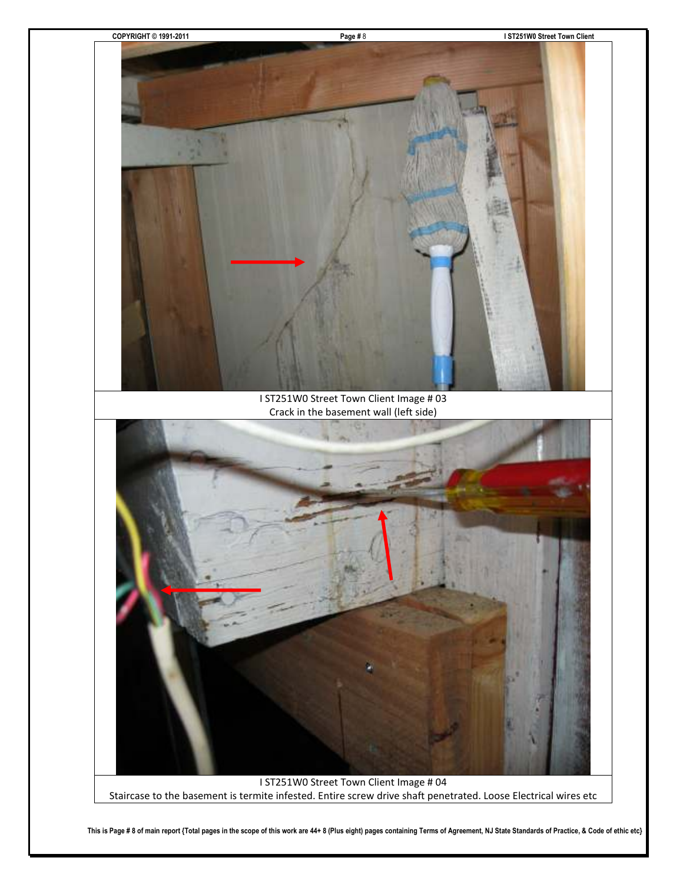I ST251W0 Street Town Client Image # 03
Crack in the basement wall (left side)

I ST251W0 Street Town Client Image # 04
Staircase to the basement is termite infested. Entire screw drive shaft penetrated. Loose Electrical wires etc

This is Page # 8 of main report {Total pages in the scope of this work are 44+ 8 (Plus eight) pages containing Terms of Agreement, NJ State Standards of Practice, & Code of ethic etc}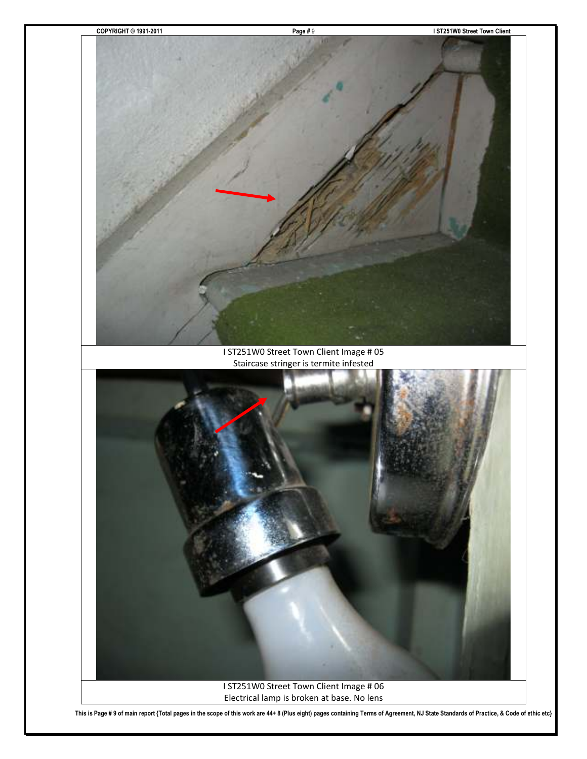I ST251W0 Street Town Client Image # 05
Staircase stringer is termite infested

I ST251W0 Street Town Client Image # 06
Electrical lamp is broken at base. No lens

This is Page # 9 of main report {Total pages in the scope of this work are 44+ 8 (Plus eight) pages containing Terms of Agreement, NJ State Standards of Practice, & Code of ethic etc}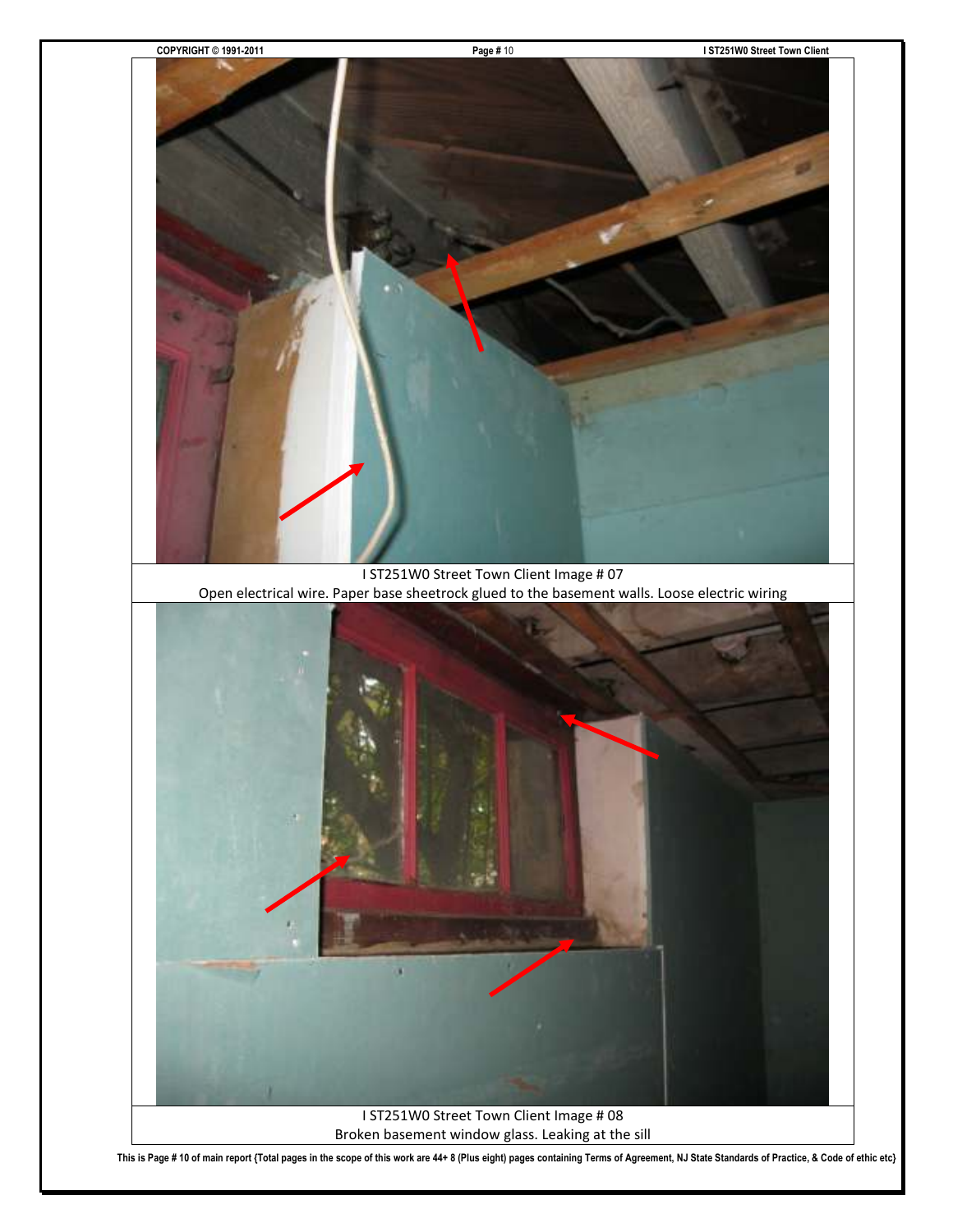I ST251W0 Street Town Client Image # 07

Open electrical wire. Paper base sheetrock glued to the basement walls. Loose electric wiring

I ST251W0 Street Town Client Image # 08

Broken basement window glass. Leaking at the sill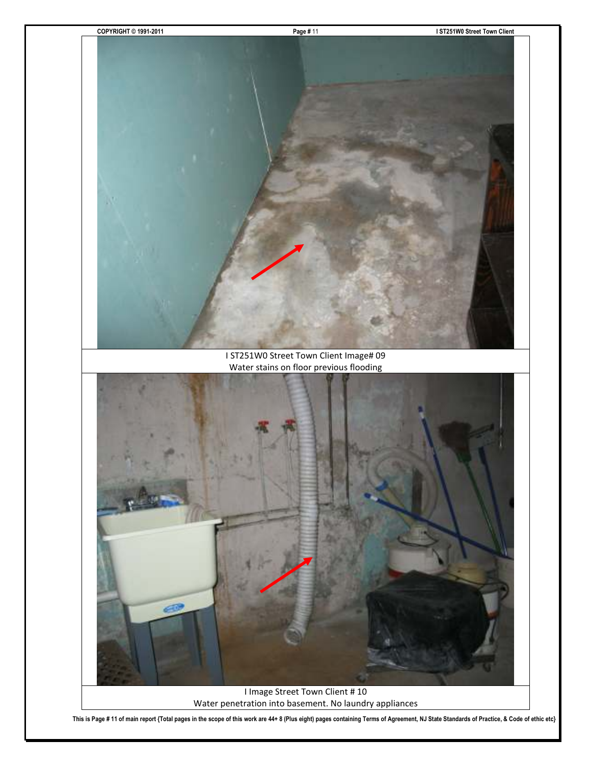I ST251W0 Street Town Client Image# 09
Water stains on floor previous flooding

I Image Street Town Client # 10
Water penetration into basement. No laundry appliances

This is Page # 11 of main report {Total pages in the scope of this work are 44+ 8 (Plus eight) pages containing Terms of Agreement, NJ State Standards of Practice, & Code of ethic etc}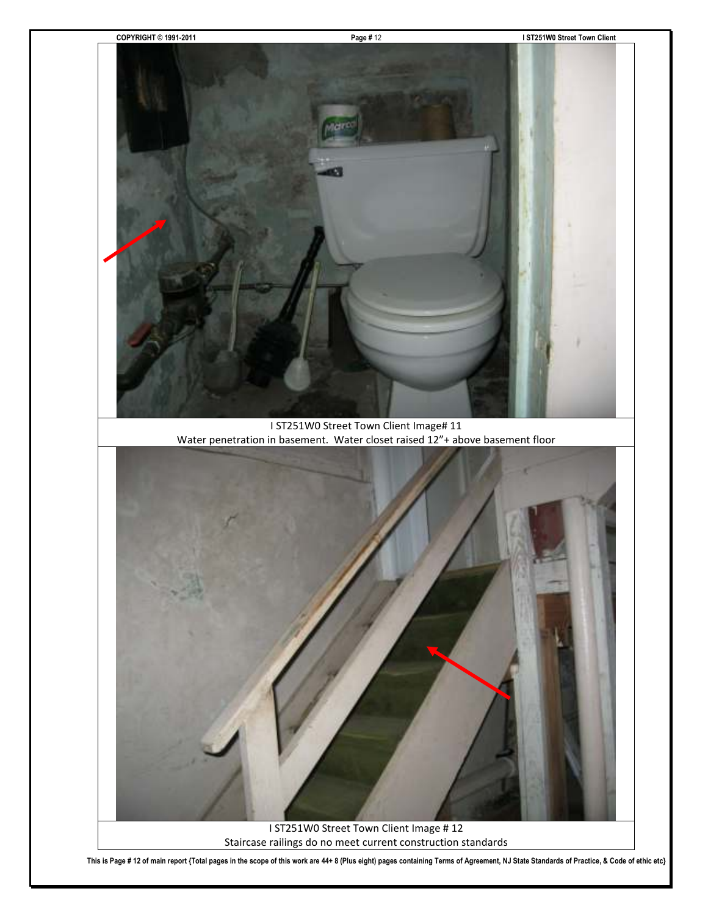I ST251W0 Street Town Client Image# 11
Water penetration in basement. Water closet raised 12"+ above basement floor

I ST251W0 Street Town Client Image # 12
Staircase railings do no meet current construction standards

This is Page # 12 of main report {Total pages in the scope of this work are 44+ 8 (Plus eight) pages containing Terms of Agreement, NJ State Standards of Practice, & Code of ethic etc}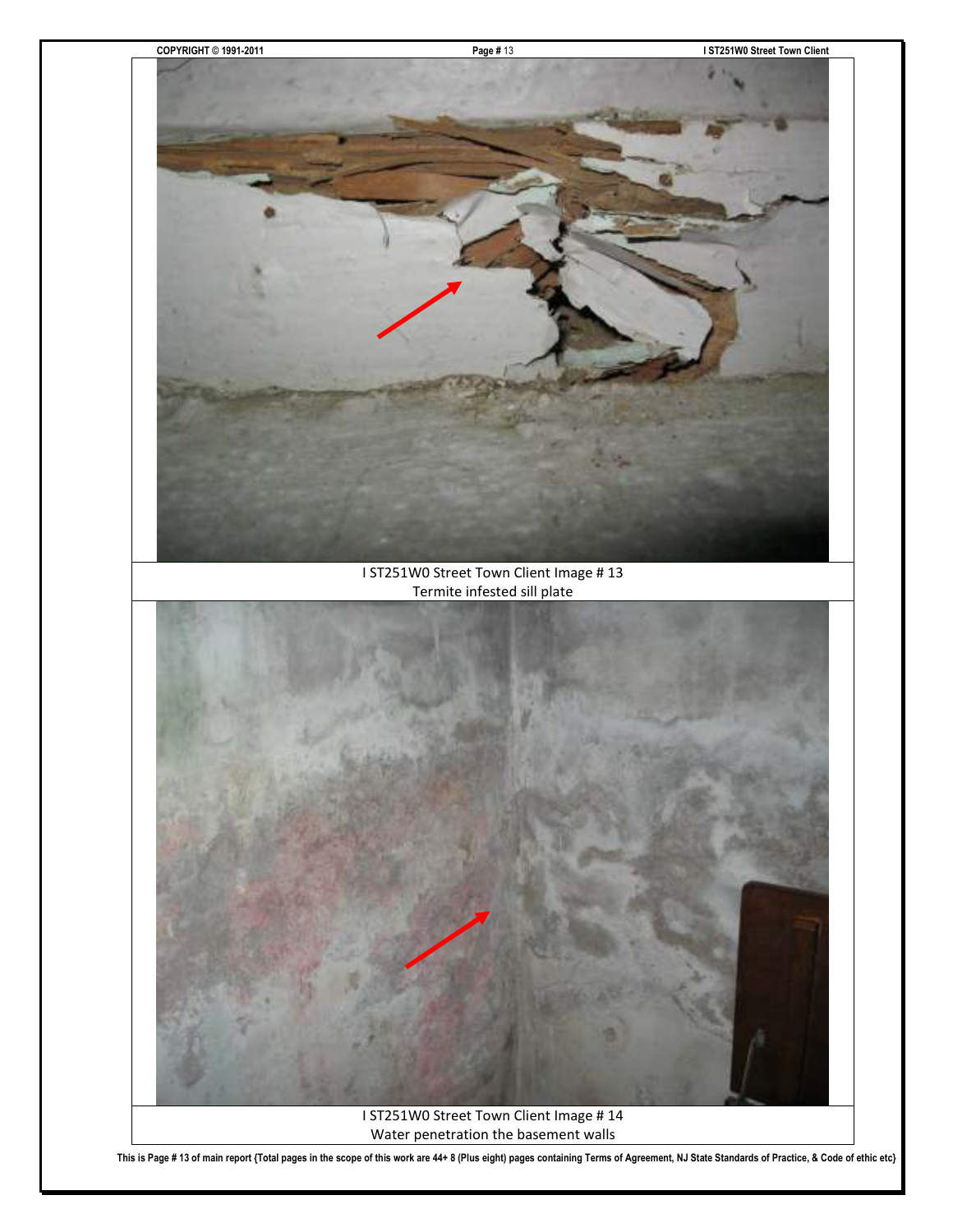I ST251W0 Street Town Client Image # 13
Termite infested sill plate

I ST251W0 Street Town Client Image # 14
Water penetration the basement walls

This is Page # 13 of main report {Total pages in the scope of this work are 44+ 8 (Plus eight) pages containing Terms of Agreement, NJ State Standards of Practice, & Code of ethic etc}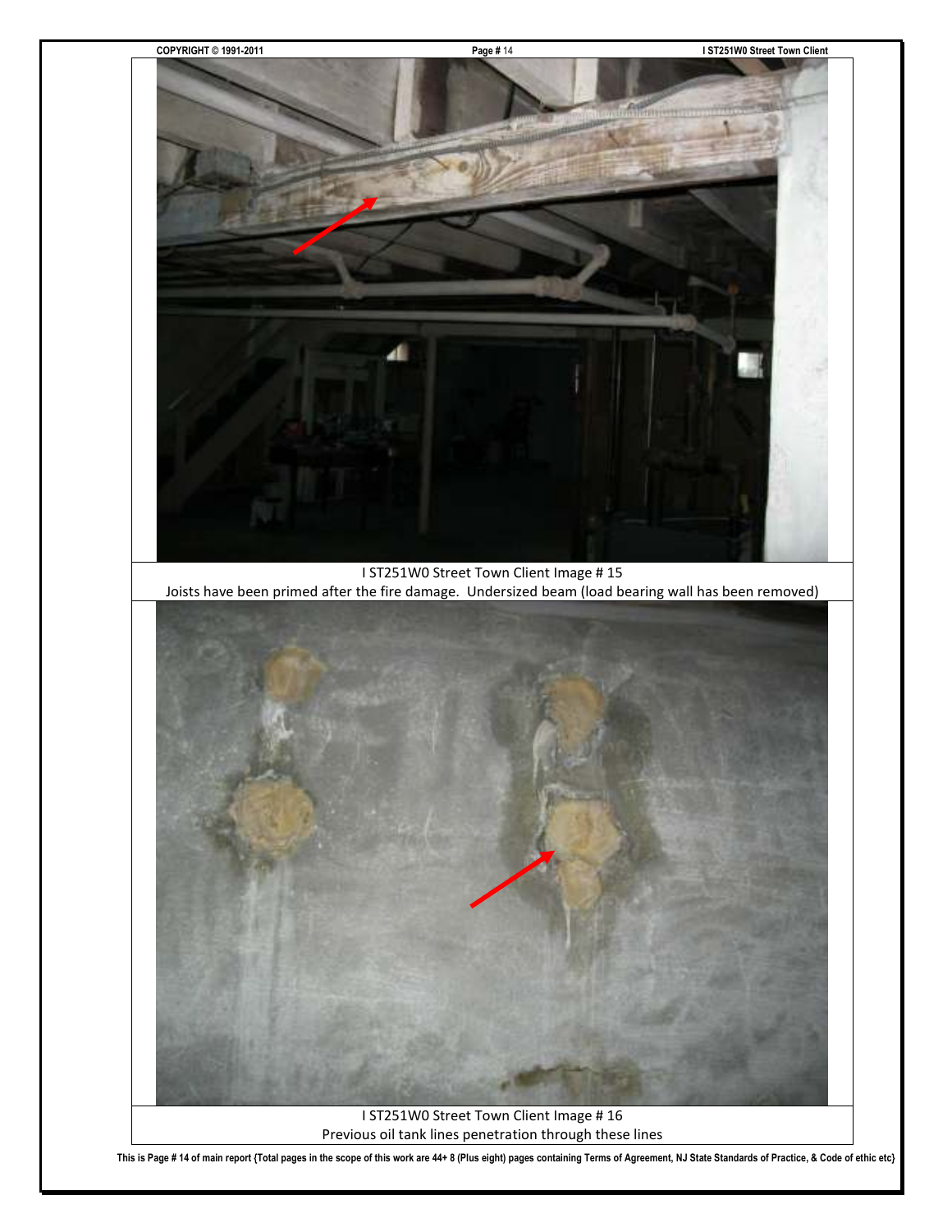I ST251W0 Street Town Client Image # 15

Joists have been primed after the fire damage. Undersized beam (load bearing wall has been removed)

I ST251W0 Street Town Client Image # 16

Previous oil tank lines penetration through these lines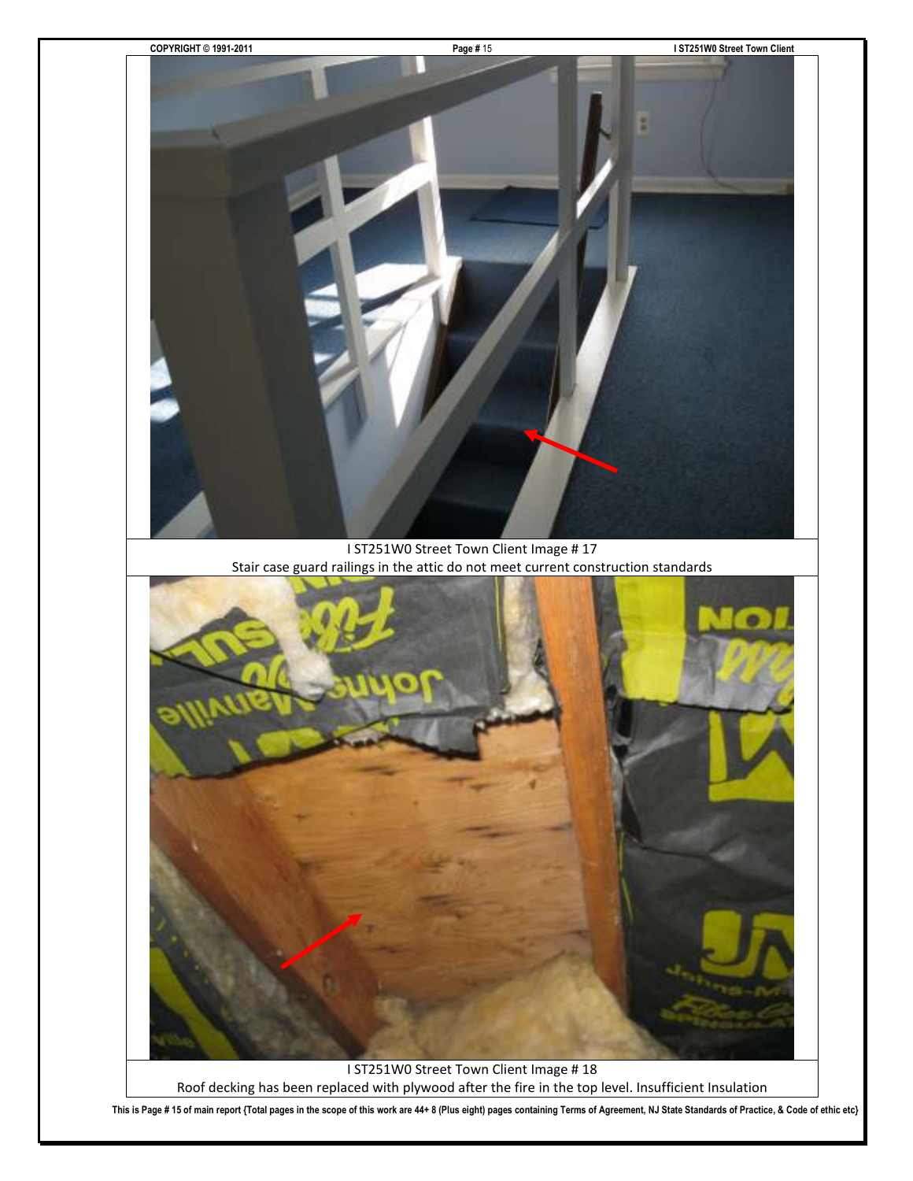I ST251W0 Street Town Client Image # 17

Stair case guard railings in the attic do not meet current construction standards

I ST251W0 Street Town Client Image # 18

Roof decking has been replaced with plywood after the fire in the top level. Insufficient Insulation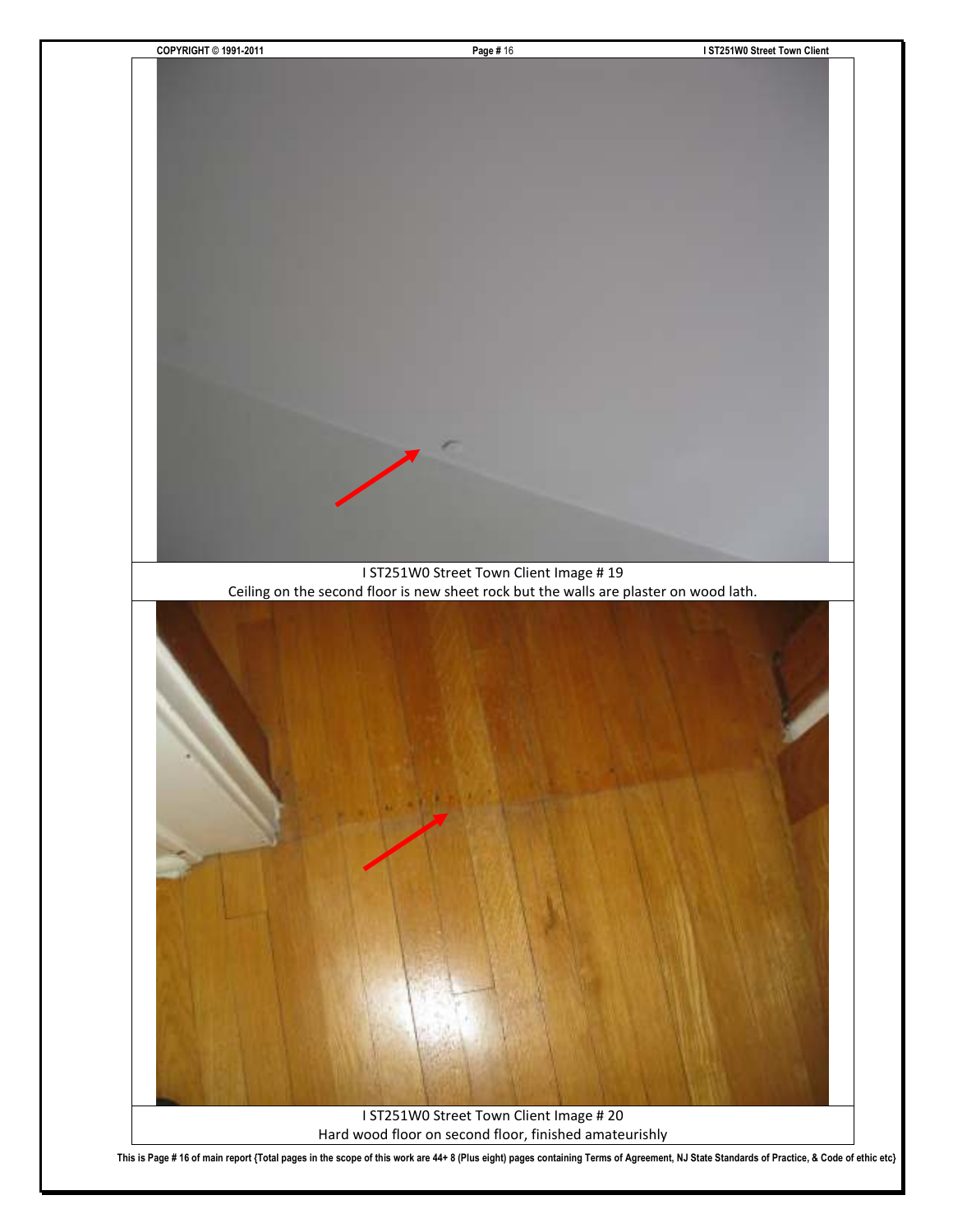I ST251W0 Street Town Client Image # 19
Ceiling on the second floor is new sheet rock but the walls are plaster on wood lath.

I ST251W0 Street Town Client Image # 20
Hard wood floor on second floor, finished amateurishly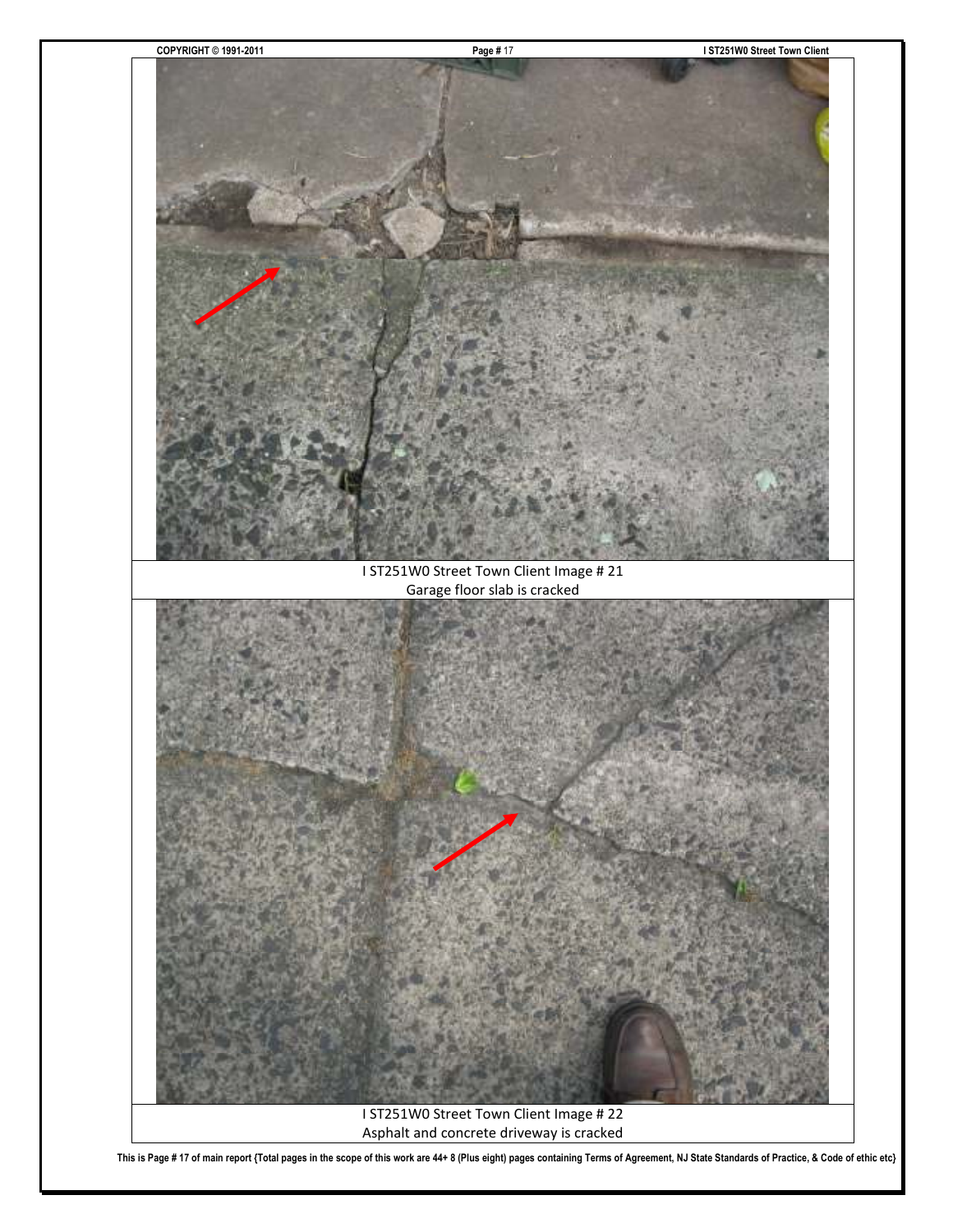I ST251W0 Street Town Client Image # 21
Garage floor slab is cracked

I ST251W0 Street Town Client Image # 22
Asphalt and concrete driveway is cracked

This is Page # 17 of main report {Total pages in the scope of this work are 44+ 8 (Plus eight) pages containing Terms of Agreement, NJ State Standards of Practice, & Code of ethic etc}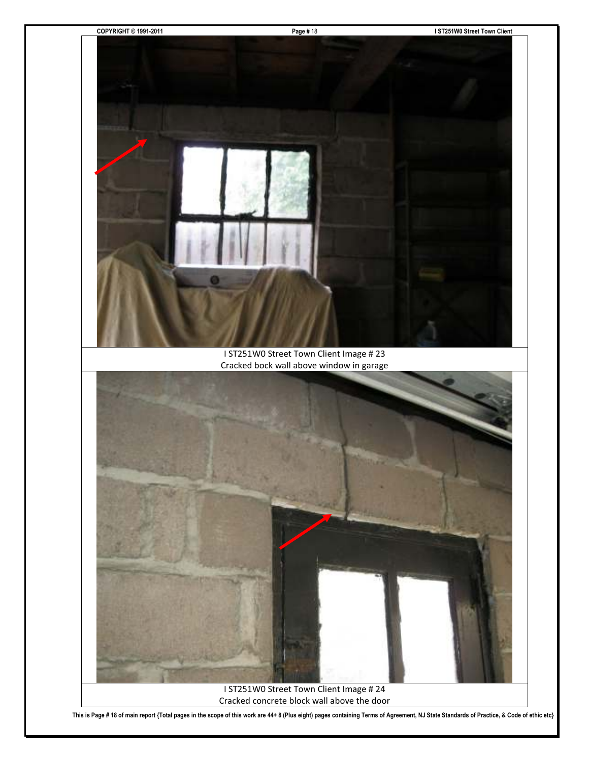I ST251W0 Street Town Client Image # 23
Cracked bock wall above window in garage

I ST251W0 Street Town Client Image # 24
Cracked concrete block wall above the door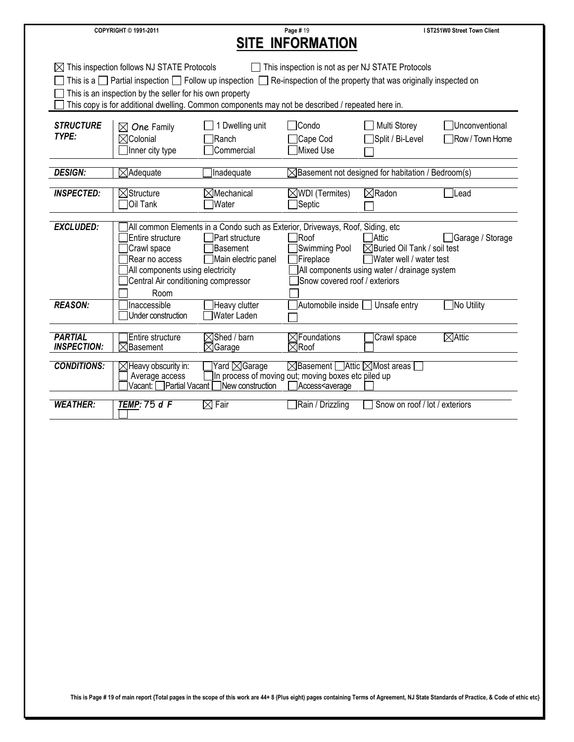# SITE INFORMATION

☒ This inspection follows NJ STATE Protocols ☐ This inspection is not as per NJ STATE Protocols

☐ This is a ☐ Partial inspection ☐ Follow up inspection ☐ Re-inspection of the property that was originally inspected on

☐ This is an inspection by the seller for his own property

☐ This copy is for additional dwelling. Common components may not be described / repeated here in.

| | | | | | |
|---|---|---|---|---|---|
| ***STRUCTURE TYPE:*** | ☒ One Family<br>☒ Colonial<br>☐ Inner city type | ☐ 1 Dwelling unit<br>☐ Ranch<br>☐ Commercial | ☐ Condo<br>☐ Cape Cod<br>☐ Mixed Use | ☐ Multi Storey<br>☐ Split / Bi-Level<br>☐ | ☐ Unconventional<br>☐ Row / Town Home |
| ***DESIGN:*** | ☒ Adequate | ☐ Inadequate | ☒ Basement not designed for habitation / Bedroom(s) | | |
| ***INSPECTED:*** | ☒ Structure<br>☐ Oil Tank | ☒ Mechanical<br>☐ Water | ☒ WDI (Termites)<br>☐ Septic | ☒ Radon<br>☐ | ☐ Lead |
| ***EXCLUDED:*** | ☐ All common Elements in a Condo such as Exterior, Driveways, Roof, Siding, etc | | | | |
| | ☐ Entire structure<br>☐ Crawl space<br>☐ Rear no access | ☐ Part structure<br>☐ Basement<br>☐ Main electric panel | ☐ Roof<br>☐ Swimming Pool<br>☐ Fireplace | ☐ Attic<br>☒ Buried Oil Tank / soil test<br>☐ Water well / water test | ☐ Garage / Storage |
| | ☐ All components using electricity<br>☐ Central Air conditioning compressor<br>☐ Room | | ☐ All components using water / drainage system<br>☐ Snow covered roof / exteriors<br>☐ | | |
| ***REASON:*** | ☐ Inaccessible<br>☐ Under construction | ☐ Heavy clutter<br>☐ Water Laden | ☐ Automobile inside<br>☐ | ☐ Unsafe entry | ☐ No Utility |
| ***PARTIAL INSPECTION:*** | ☐ Entire structure<br>☒ Basement | ☒ Shed / barn<br>☒ Garage | ☒ Foundations<br>☒ Roof | ☐ Crawl space<br>☐ | ☒ Attic |
| ***CONDITIONS:*** | ☒ Heavy obscurity in:<br>Average access<br>☐ Vacant: ☐ Partial Vacant | ☐ Yard ☒ Garage<br>☐ In process of moving out; moving boxes etc piled up<br>☐ New construction | ☒ Basement ☐ Attic ☒ Most areas ☐<br><br>☐ Access<average ☐ | | |
| ***WEATHER:*** | ***TEMP:*** 75 d F<br>☐ | ☒ Fair | ☐ Rain / Drizzling | ☐ Snow on roof / lot / exteriors | |

**This is Page # 19 of main report {Total pages in the scope of this work are 44+ 8 (Plus eight) pages containing Terms of Agreement, NJ State Standards of Practice, & Code of ethic etc}**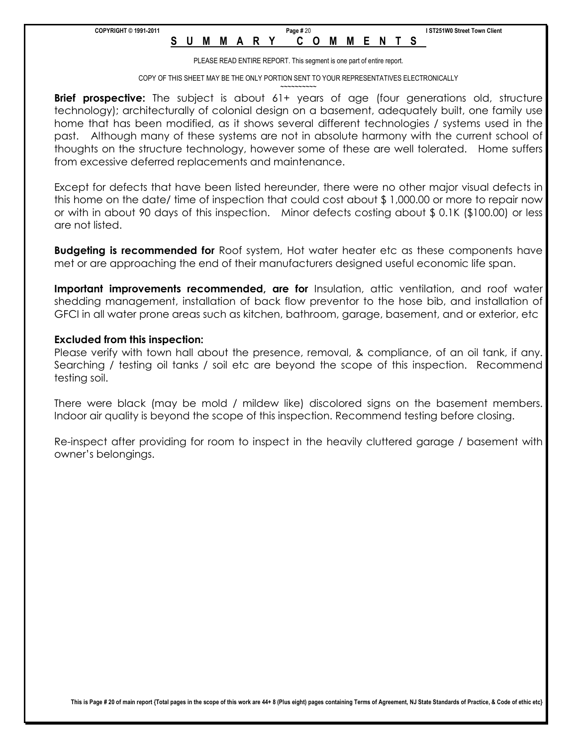# SUMMARY COMMENTS

PLEASE READ ENTIRE REPORT. This segment is one part of entire report.

COPY OF THIS SHEET MAY BE THE ONLY PORTION SENT TO YOUR REPRESENTATIVES ELECTRONICALLY

~~~~~~~~~~

**Brief prospective:** The subject is about 61+ years of age (four generations old, structure technology); architecturally of colonial design on a basement, adequately built, one family use home that has been modified, as it shows several different technologies / systems used in the past. Although many of these systems are not in absolute harmony with the current school of thoughts on the structure technology, however some of these are well tolerated. Home suffers from excessive deferred replacements and maintenance.

Except for defects that have been listed hereunder, there were no other major visual defects in this home on the date/ time of inspection that could cost about $ 1,000.00 or more to repair now or with in about 90 days of this inspection. Minor defects costing about $ 0.1K ($100.00) or less are not listed.

**Budgeting is recommended for** Roof system, Hot water heater etc as these components have met or are approaching the end of their manufacturers designed useful economic life span.

**Important improvements recommended, are for** Insulation, attic ventilation, and roof water shedding management, installation of back flow preventor to the hose bib, and installation of GFCI in all water prone areas such as kitchen, bathroom, garage, basement, and or exterior, etc

**Excluded from this inspection:**

Please verify with town hall about the presence, removal, & compliance, of an oil tank, if any. Searching / testing oil tanks / soil etc are beyond the scope of this inspection. Recommend testing soil.

There were black (may be mold / mildew like) discolored signs on the basement members. Indoor air quality is beyond the scope of this inspection. Recommend testing before closing.

Re-inspect after providing for room to inspect in the heavily cluttered garage / basement with owner's belongings.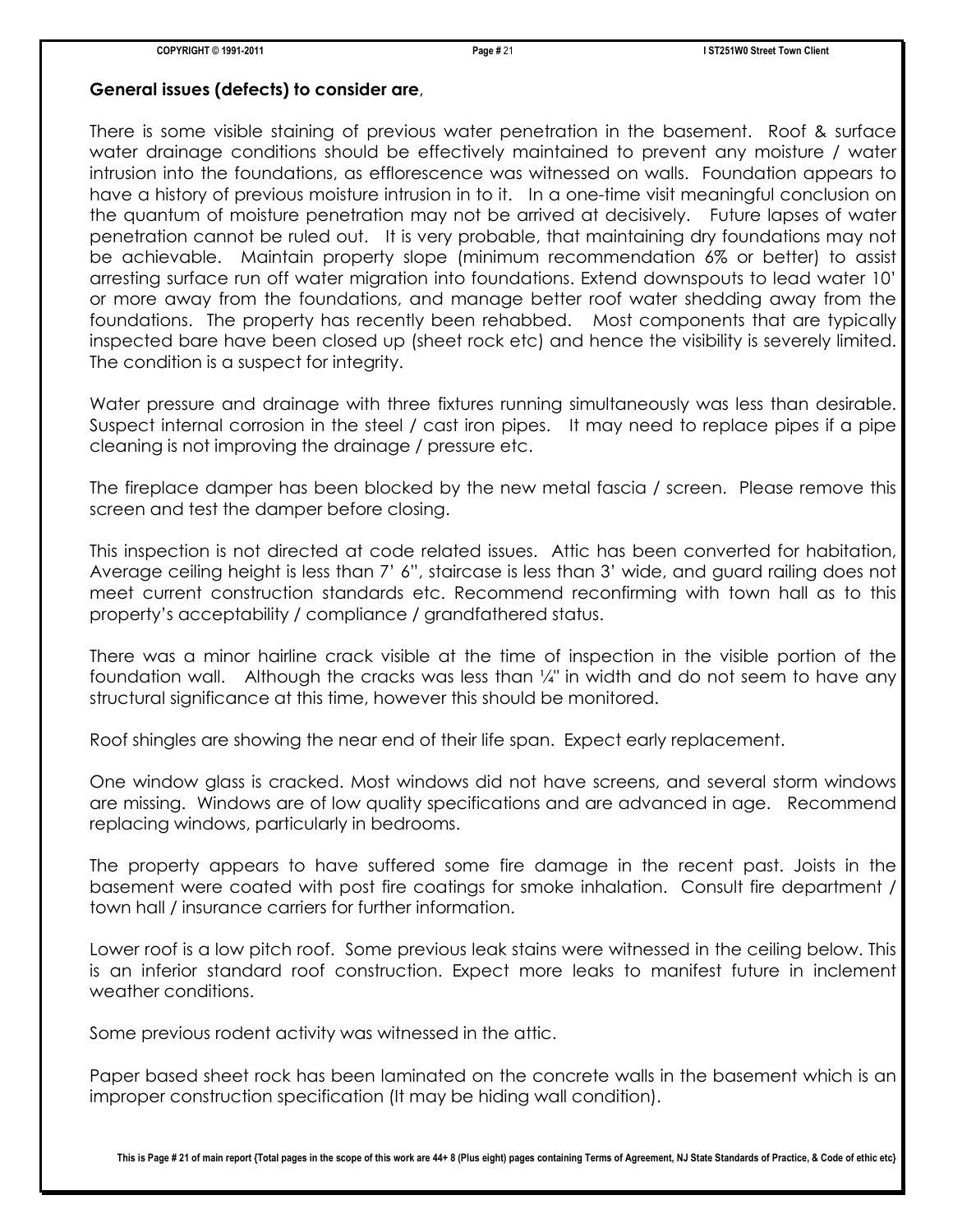**General issues (defects) to consider are**,

There is some visible staining of previous water penetration in the basement. Roof & surface water drainage conditions should be effectively maintained to prevent any moisture / water intrusion into the foundations, as efflorescence was witnessed on walls. Foundation appears to have a history of previous moisture intrusion in to it. In a one-time visit meaningful conclusion on the quantum of moisture penetration may not be arrived at decisively. Future lapses of water penetration cannot be ruled out. It is very probable, that maintaining dry foundations may not be achievable. Maintain property slope (minimum recommendation 6% or better) to assist arresting surface run off water migration into foundations. Extend downspouts to lead water 10' or more away from the foundations, and manage better roof water shedding away from the foundations. The property has recently been rehabbed. Most components that are typically inspected bare have been closed up (sheet rock etc) and hence the visibility is severely limited. The condition is a suspect for integrity.

Water pressure and drainage with three fixtures running simultaneously was less than desirable. Suspect internal corrosion in the steel / cast iron pipes. It may need to replace pipes if a pipe cleaning is not improving the drainage / pressure etc.

The fireplace damper has been blocked by the new metal fascia / screen. Please remove this screen and test the damper before closing.

This inspection is not directed at code related issues. Attic has been converted for habitation, Average ceiling height is less than 7' 6", staircase is less than 3' wide, and guard railing does not meet current construction standards etc. Recommend reconfirming with town hall as to this property's acceptability / compliance / grandfathered status.

There was a minor hairline crack visible at the time of inspection in the visible portion of the foundation wall. Although the cracks was less than ¼" in width and do not seem to have any structural significance at this time, however this should be monitored.

Roof shingles are showing the near end of their life span. Expect early replacement.

One window glass is cracked. Most windows did not have screens, and several storm windows are missing. Windows are of low quality specifications and are advanced in age. Recommend replacing windows, particularly in bedrooms.

The property appears to have suffered some fire damage in the recent past. Joists in the basement were coated with post fire coatings for smoke inhalation. Consult fire department / town hall / insurance carriers for further information.

Lower roof is a low pitch roof. Some previous leak stains were witnessed in the ceiling below. This is an inferior standard roof construction. Expect more leaks to manifest future in inclement weather conditions.

Some previous rodent activity was witnessed in the attic.

Paper based sheet rock has been laminated on the concrete walls in the basement which is an improper construction specification (It may be hiding wall condition).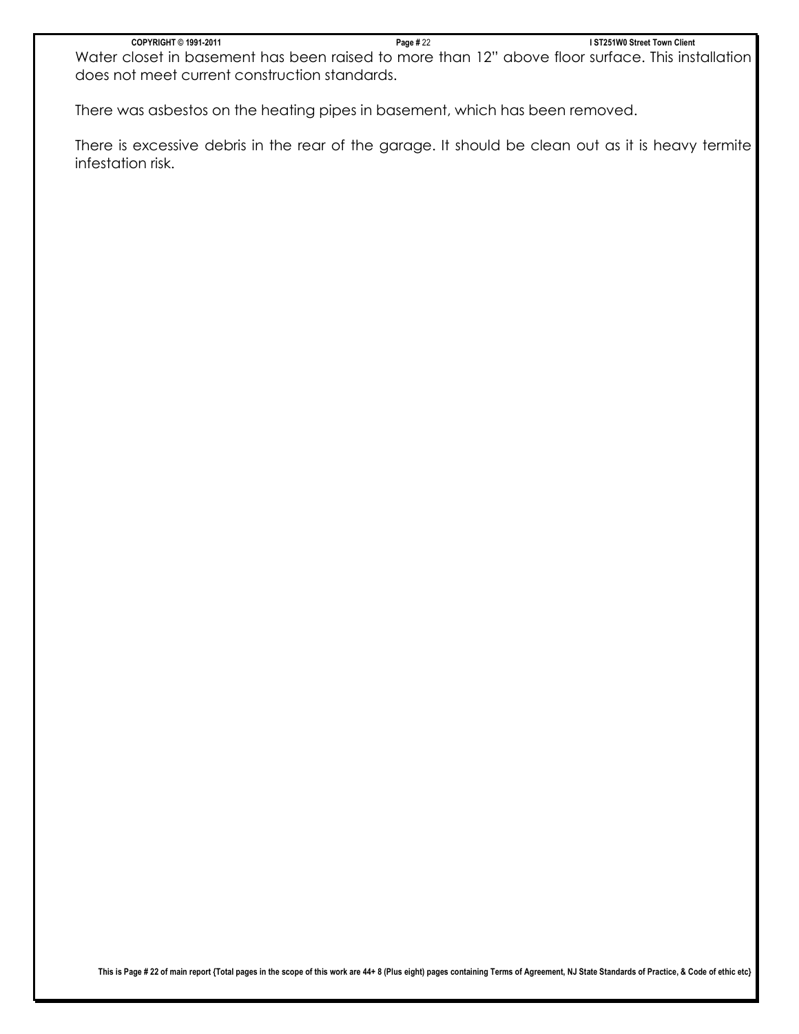Water closet in basement has been raised to more than 12" above floor surface. This installation does not meet current construction standards.

There was asbestos on the heating pipes in basement, which has been removed.

There is excessive debris in the rear of the garage. It should be clean out as it is heavy termite infestation risk.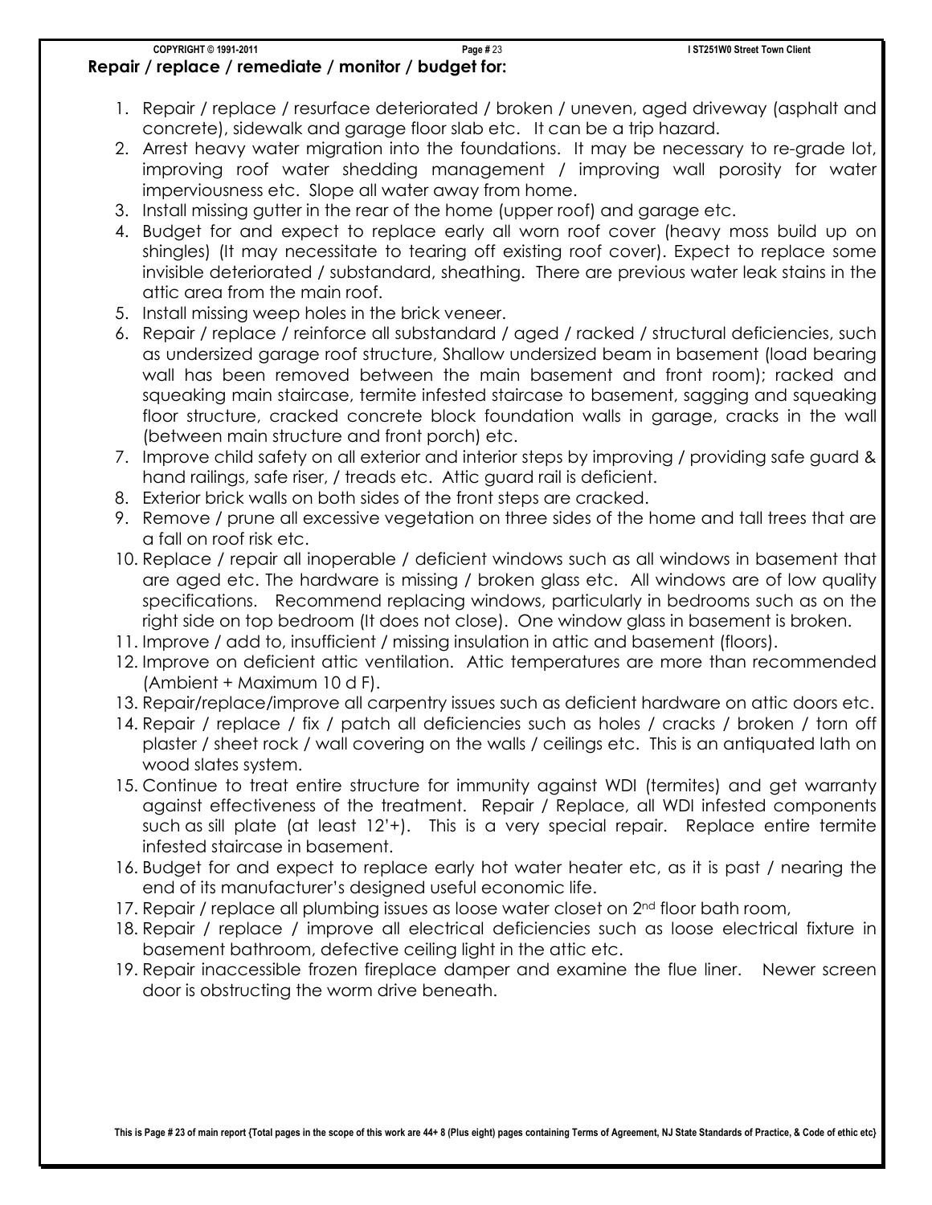**Repair / replace / remediate / monitor / budget for:**

1. Repair / replace / resurface deteriorated / broken / uneven, aged driveway (asphalt and concrete), sidewalk and garage floor slab etc. It can be a trip hazard.
2. Arrest heavy water migration into the foundations. It may be necessary to re-grade lot, improving roof water shedding management / improving wall porosity for water imperviousness etc. Slope all water away from home.
3. Install missing gutter in the rear of the home (upper roof) and garage etc.
4. Budget for and expect to replace early all worn roof cover (heavy moss build up on shingles) (It may necessitate to tearing off existing roof cover). Expect to replace some invisible deteriorated / substandard, sheathing. There are previous water leak stains in the attic area from the main roof.
5. Install missing weep holes in the brick veneer.
6. Repair / replace / reinforce all substandard / aged / racked / structural deficiencies, such as undersized garage roof structure, Shallow undersized beam in basement (load bearing wall has been removed between the main basement and front room); racked and squeaking main staircase, termite infested staircase to basement, sagging and squeaking floor structure, cracked concrete block foundation walls in garage, cracks in the wall (between main structure and front porch) etc.
7. Improve child safety on all exterior and interior steps by improving / providing safe guard & hand railings, safe riser, / treads etc. Attic guard rail is deficient.
8. Exterior brick walls on both sides of the front steps are cracked.
9. Remove / prune all excessive vegetation on three sides of the home and tall trees that are a fall on roof risk etc.
10. Replace / repair all inoperable / deficient windows such as all windows in basement that are aged etc. The hardware is missing / broken glass etc. All windows are of low quality specifications. Recommend replacing windows, particularly in bedrooms such as on the right side on top bedroom (It does not close). One window glass in basement is broken.
11. Improve / add to, insufficient / missing insulation in attic and basement (floors).
12. Improve on deficient attic ventilation. Attic temperatures are more than recommended (Ambient + Maximum 10 d F).
13. Repair/replace/improve all carpentry issues such as deficient hardware on attic doors etc.
14. Repair / replace / fix / patch all deficiencies such as holes / cracks / broken / torn off plaster / sheet rock / wall covering on the walls / ceilings etc. This is an antiquated lath on wood slates system.
15. Continue to treat entire structure for immunity against WDI (termites) and get warranty against effectiveness of the treatment. Repair / Replace, all WDI infested components such as sill plate (at least 12'+). This is a very special repair. Replace entire termite infested staircase in basement.
16. Budget for and expect to replace early hot water heater etc, as it is past / nearing the end of its manufacturer's designed useful economic life.
17. Repair / replace all plumbing issues as loose water closet on 2nd floor bath room,
18. Repair / replace / improve all electrical deficiencies such as loose electrical fixture in basement bathroom, defective ceiling light in the attic etc.
19. Repair inaccessible frozen fireplace damper and examine the flue liner. Newer screen door is obstructing the worm drive beneath.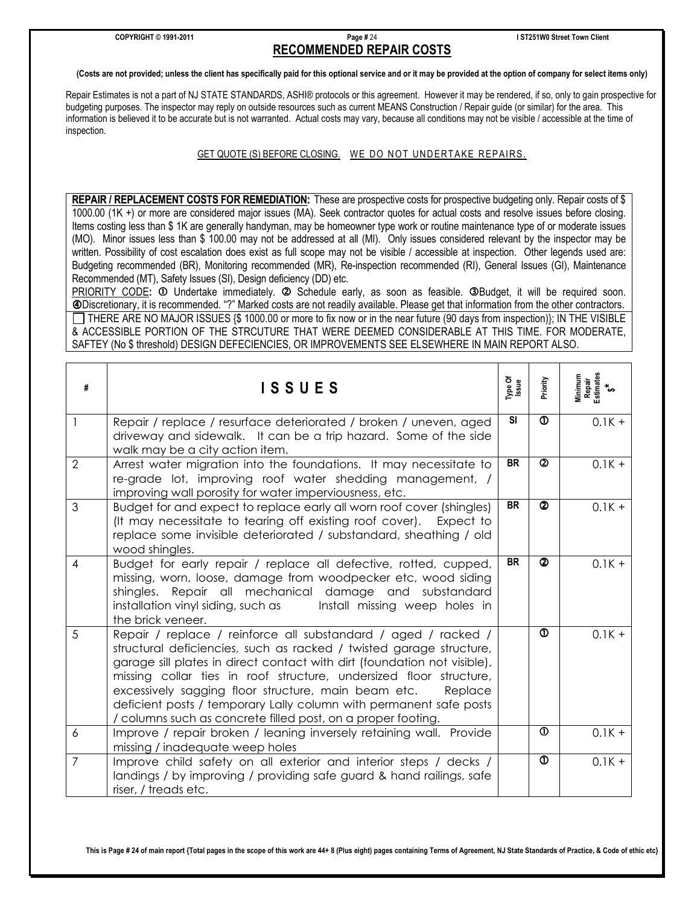## RECOMMENDED REPAIR COSTS

**(Costs are not provided; unless the client has specifically paid for this optional service and or it may be provided at the option of company for select items only)**

Repair Estimates is not a part of NJ STATE STANDARDS, ASHI® protocols or this agreement. However it may be rendered, if so, only to gain prospective for budgeting purposes. The inspector may reply on outside resources such as current MEANS Construction / Repair guide (or similar) for the area. This information is believed it to be accurate but is not warranted. Actual costs may vary, because all conditions may not be visible / accessible at the time of inspection.

GET QUOTE (S) BEFORE CLOSING. WE DO NOT UNDERTAKE REPAIRS.

**REPAIR / REPLACEMENT COSTS FOR REMEDIATION:** These are prospective costs for prospective budgeting only. Repair costs of $ 1000.00 (1K +) or more are considered major issues (MA). Seek contractor quotes for actual costs and resolve issues before closing. Items costing less than $ 1K are generally handyman, may be homeowner type work or routine maintenance type of or moderate issues (MO). Minor issues less than $ 100.00 may not be addressed at all (MI). Only issues considered relevant by the inspector may be written. Possibility of cost escalation does exist as full scope may not be visible / accessible at inspection. Other legends used are: Budgeting recommended (BR), Monitoring recommended (MR), Re-inspection recommended (RI), General Issues (GI), Maintenance Recommended (MT), Safety Issues (SI), Design deficiency (DD) etc.

PRIORITY CODE: ① Undertake immediately. ② Schedule early, as soon as feasible. ③Budget, it will be required soon. ④Discretionary, it is recommended. "?" Marked costs are not readily available. Please get that information from the other contractors.

☐ THERE ARE NO MAJOR ISSUES {$ 1000.00 or more to fix now or in the near future (90 days from inspection)}; IN THE VISIBLE & ACCESSIBLE PORTION OF THE STRCUTURE THAT WERE DEEMED CONSIDERABLE AT THIS TIME. FOR MODERATE, SAFTEY (No $ threshold) DESIGN DEFECIENCIES, OR IMPROVEMENTS SEE ELSEWHERE IN MAIN REPORT ALSO.

| # | ISSUES | Type Of Issue | Priority | Minimum Repair Estimates $* |
|---|---|---|---|---|
| 1 | Repair / replace / resurface deteriorated / broken / uneven, aged driveway and sidewalk. It can be a trip hazard. Some of the side walk may be a city action item. | SI | ① | 0.1K + |
| 2 | Arrest water migration into the foundations. It may necessitate to re-grade lot, improving roof water shedding management, / improving wall porosity for water imperviousness, etc. | BR | ② | 0.1K + |
| 3 | Budget for and expect to replace early all worn roof cover (shingles) (It may necessitate to tearing off existing roof cover). Expect to replace some invisible deteriorated / substandard, sheathing / old wood shingles. | BR | ② | 0.1K + |
| 4 | Budget for early repair / replace all defective, rotted, cupped, missing, worn, loose, damage from woodpecker etc, wood siding shingles. Repair all mechanical damage and substandard installation vinyl siding, such as Install missing weep holes in the brick veneer. | BR | ② | 0.1K + |
| 5 | Repair / replace / reinforce all substandard / aged / racked / structural deficiencies, such as racked / twisted garage structure, garage sill plates in direct contact with dirt (foundation not visible), missing collar ties in roof structure, undersized floor structure, excessively sagging floor structure, main beam etc. Replace deficient posts / temporary Lally column with permanent safe posts / columns such as concrete filled post, on a proper footing. | | ① | 0.1K + |
| 6 | Improve / repair broken / leaning inversely retaining wall. Provide missing / inadequate weep holes | | ① | 0.1K + |
| 7 | Improve child safety on all exterior and interior steps / decks / landings / by improving / providing safe guard & hand railings, safe riser, / treads etc. | | ① | 0.1K + |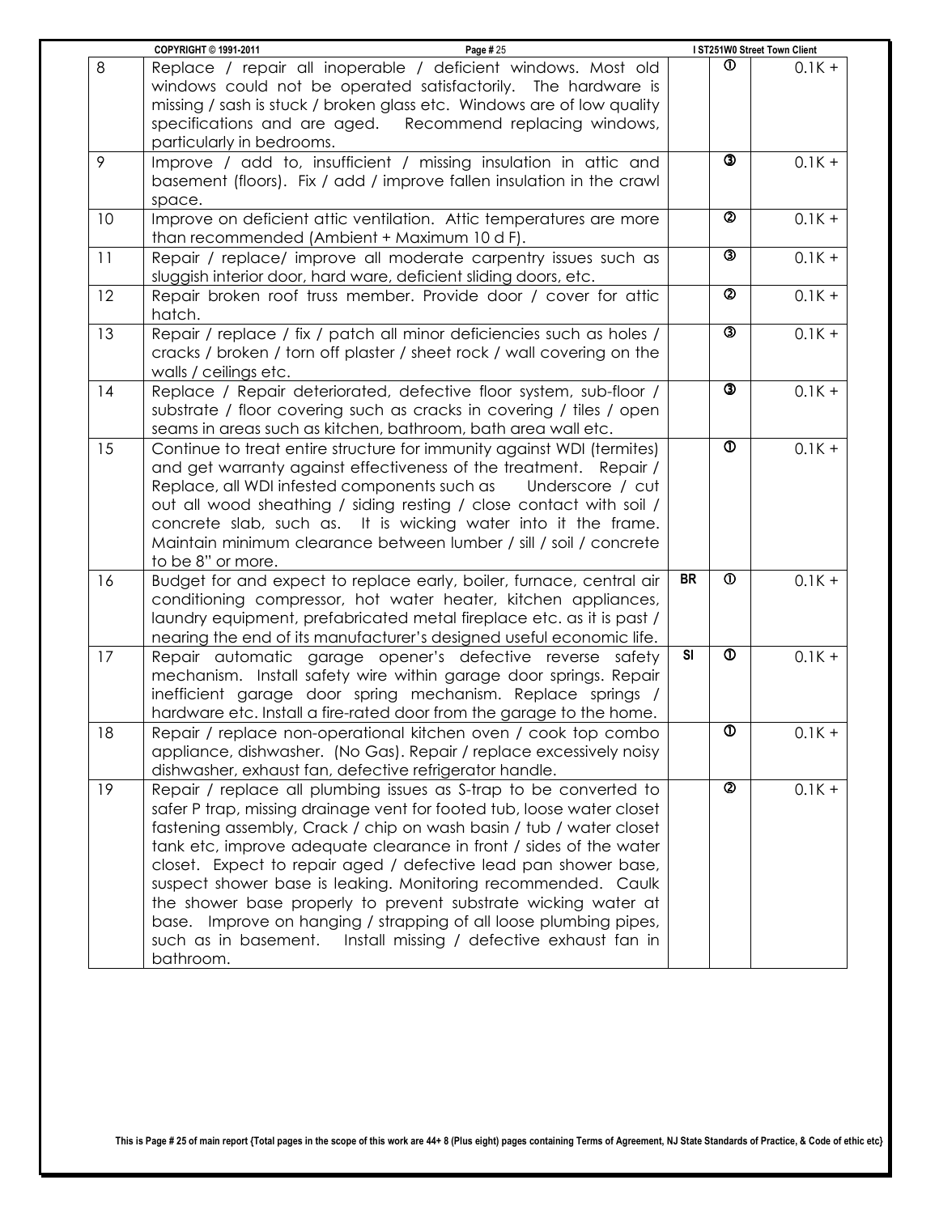| | | | | |
|---|---|---|---|---|
| 8 | Replace / repair all inoperable / deficient windows. Most old windows could not be operated satisfactorily. The hardware is missing / sash is stuck / broken glass etc. Windows are of low quality specifications and are aged. Recommend replacing windows, particularly in bedrooms. | | ① | 0.1K + |
| 9 | Improve / add to, insufficient / missing insulation in attic and basement (floors). Fix / add / improve fallen insulation in the crawl space. | | ③ | 0.1K + |
| 10 | Improve on deficient attic ventilation. Attic temperatures are more than recommended (Ambient + Maximum 10 d F). | | ② | 0.1K + |
| 11 | Repair / replace/ improve all moderate carpentry issues such as sluggish interior door, hard ware, deficient sliding doors, etc. | | ③ | 0.1K + |
| 12 | Repair broken roof truss member. Provide door / cover for attic hatch. | | ② | 0.1K + |
| 13 | Repair / replace / fix / patch all minor deficiencies such as holes / cracks / broken / torn off plaster / sheet rock / wall covering on the walls / ceilings etc. | | ③ | 0.1K + |
| 14 | Replace / Repair deteriorated, defective floor system, sub-floor / substrate / floor covering such as cracks in covering / tiles / open seams in areas such as kitchen, bathroom, bath area wall etc. | | ③ | 0.1K + |
| 15 | Continue to treat entire structure for immunity against WDI (termites) and get warranty against effectiveness of the treatment. Repair / Replace, all WDI infested components such as Underscore / cut out all wood sheathing / siding resting / close contact with soil / concrete slab, such as. It is wicking water into it the frame. Maintain minimum clearance between lumber / sill / soil / concrete to be 8" or more. | | ① | 0.1K + |
| 16 | Budget for and expect to replace early, boiler, furnace, central air conditioning compressor, hot water heater, kitchen appliances, laundry equipment, prefabricated metal fireplace etc. as it is past / nearing the end of its manufacturer's designed useful economic life. | BR | ① | 0.1K + |
| 17 | Repair automatic garage opener's defective reverse safety mechanism. Install safety wire within garage door springs. Repair inefficient garage door spring mechanism. Replace springs / hardware etc. Install a fire-rated door from the garage to the home. | SI | ① | 0.1K + |
| 18 | Repair / replace non-operational kitchen oven / cook top combo appliance, dishwasher. (No Gas). Repair / replace excessively noisy dishwasher, exhaust fan, defective refrigerator handle. | | ① | 0.1K + |
| 19 | Repair / replace all plumbing issues as S-trap to be converted to safer P trap, missing drainage vent for footed tub, loose water closet fastening assembly, Crack / chip on wash basin / tub / water closet tank etc, improve adequate clearance in front / sides of the water closet. Expect to repair aged / defective lead pan shower base, suspect shower base is leaking. Monitoring recommended. Caulk the shower base properly to prevent substrate wicking water at base. Improve on hanging / strapping of all loose plumbing pipes, such as in basement. Install missing / defective exhaust fan in bathroom. | | ② | 0.1K + |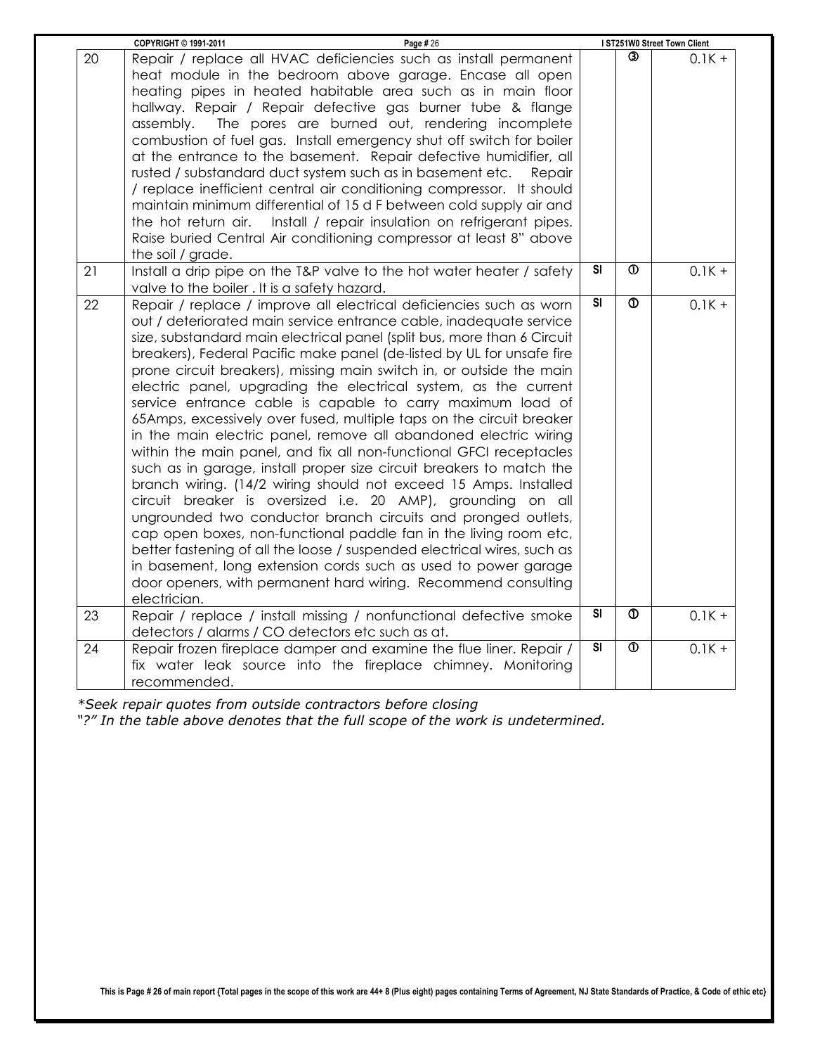| | | | | |
|---|---|---|---|---|
| 20 | Repair / replace all HVAC deficiencies such as install permanent heat module in the bedroom above garage. Encase all open heating pipes in heated habitable area such as in main floor hallway. Repair / Repair defective gas burner tube & flange assembly. The pores are burned out, rendering incomplete combustion of fuel gas. Install emergency shut off switch for boiler at the entrance to the basement. Repair defective humidifier, all rusted / substandard duct system such as in basement etc. Repair / replace inefficient central air conditioning compressor. It should maintain minimum differential of 15 d F between cold supply air and the hot return air. Install / repair insulation on refrigerant pipes. Raise buried Central Air conditioning compressor at least 8" above the soil / grade. | | ③ | 0.1K + |
| 21 | Install a drip pipe on the T&P valve to the hot water heater / safety valve to the boiler . It is a safety hazard. | SI | ① | 0.1K + |
| 22 | Repair / replace / improve all electrical deficiencies such as worn out / deteriorated main service entrance cable, inadequate service size, substandard main electrical panel (split bus, more than 6 Circuit breakers), Federal Pacific make panel (de-listed by UL for unsafe fire prone circuit breakers), missing main switch in, or outside the main electric panel, upgrading the electrical system, as the current service entrance cable is capable to carry maximum load of 65Amps, excessively over fused, multiple taps on the circuit breaker in the main electric panel, remove all abandoned electric wiring within the main panel, and fix all non-functional GFCI receptacles such as in garage, install proper size circuit breakers to match the branch wiring. (14/2 wiring should not exceed 15 Amps. Installed circuit breaker is oversized i.e. 20 AMP), grounding on all ungrounded two conductor branch circuits and pronged outlets, cap open boxes, non-functional paddle fan in the living room etc, better fastening of all the loose / suspended electrical wires, such as in basement, long extension cords such as used to power garage door openers, with permanent hard wiring. Recommend consulting electrician. | SI | ① | 0.1K + |
| 23 | Repair / replace / install missing / nonfunctional defective smoke detectors / alarms / CO detectors etc such as at. | SI | ① | 0.1K + |
| 24 | Repair frozen fireplace damper and examine the flue liner. Repair / fix water leak source into the fireplace chimney. Monitoring recommended. | SI | ① | 0.1K + |

*\*Seek repair quotes from outside contractors before closing*

*"?" In the table above denotes that the full scope of the work is undetermined.*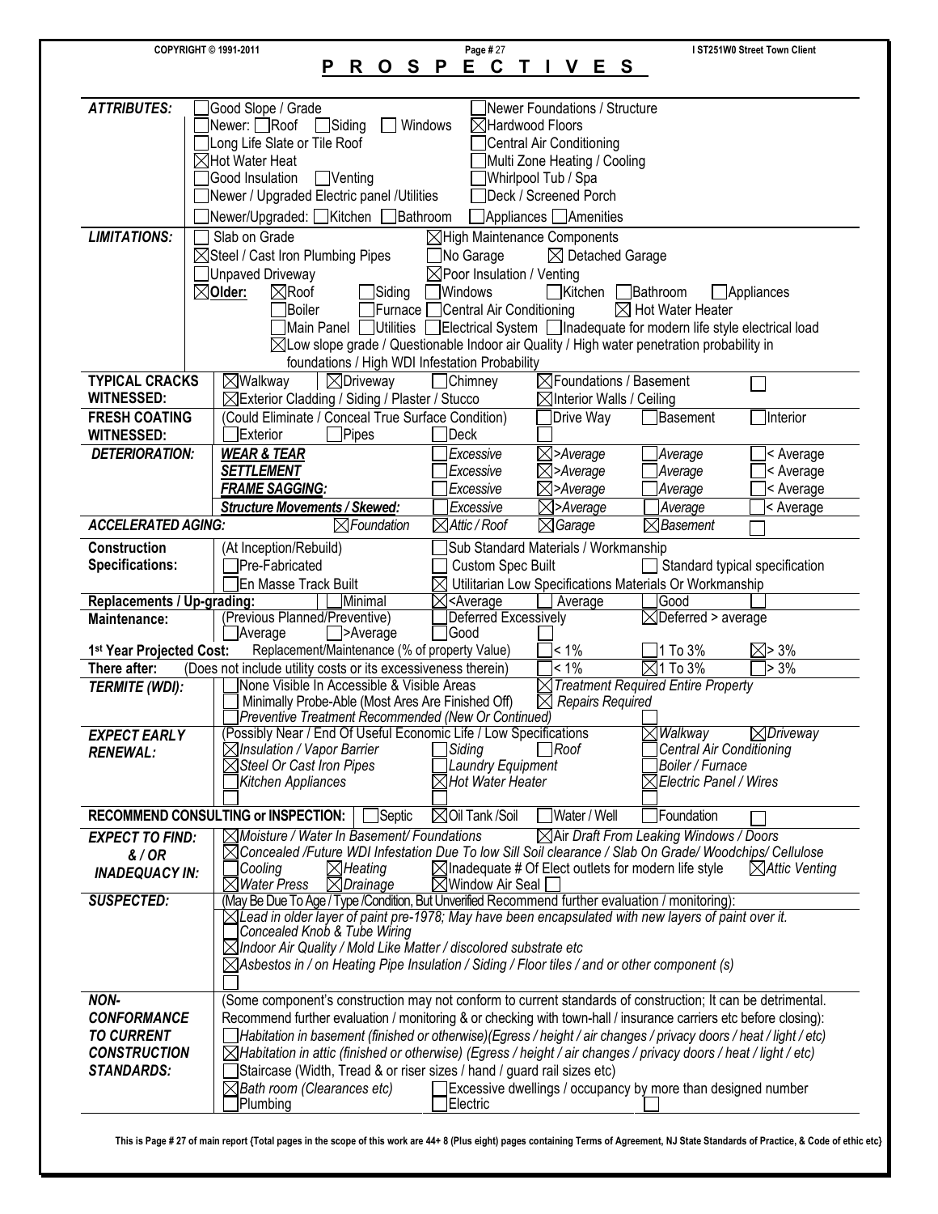# PROSPECTIVES

| | |
|---|---|
| **ATTRIBUTES:** | ☐ Good Slope / Grade; ☐ Newer Foundations / Structure; ☐ Newer: ☐ Roof ☐ Siding ☐ Windows; ☒ Hardwood Floors; ☐ Long Life Slate or Tile Roof; ☐ Central Air Conditioning; ☒ Hot Water Heat; ☐ Multi Zone Heating / Cooling; ☐ Good Insulation ☐ Venting; ☐ Whirlpool Tub / Spa; ☐ Newer / Upgraded Electric panel /Utilities; ☐ Deck / Screened Porch; ☐ Newer/Upgraded: ☐ Kitchen ☐ Bathroom ☐ Appliances ☐ Amenities |
| **LIMITATIONS:** | ☐ Slab on Grade; ☒ High Maintenance Components; ☒ Steel / Cast Iron Plumbing Pipes; ☐ No Garage; ☒ Detached Garage; ☐ Unpaved Driveway; ☒ Poor Insulation / Venting; ☒ **Older:** ☒ Roof ☐ Siding ☐ Windows ☐ Kitchen ☐ Bathroom ☐ Appliances ☐ Boiler ☐ Furnace ☐ Central Air Conditioning ☒ Hot Water Heater ☐ Main Panel ☐ Utilities ☐ Electrical System ☐ Inadequate for modern life style electrical load; ☒ Low slope grade / Questionable Indoor air Quality / High water penetration probability in foundations / High WDI Infestation Probability |
| **TYPICAL CRACKS WITNESSED:** | ☒ Walkway ☒ Driveway ☐ Chimney ☒ Foundations / Basement ☐; ☒ Exterior Cladding / Siding / Plaster / Stucco ☒ Interior Walls / Ceiling |
| **FRESH COATING WITNESSED:** | (Could Eliminate / Conceal True Surface Condition) ☐ Drive Way ☐ Basement ☐ Interior ☐ Exterior ☐ Pipes ☐ Deck |

| **DETERIORATION:** | | | | |
|---|---|---|---|---|
| *WEAR & TEAR* | ☐ *Excessive* | ☒ *>Average* | ☐ *Average* | ☐ *< Average* |
| *SETTLEMENT* | ☐ *Excessive* | ☒ *>Average* | ☐ *Average* | ☐ *< Average* |
| *FRAME SAGGING:* | ☐ *Excessive* | ☒ *>Average* | ☐ *Average* | ☐ *< Average* |
| *Structure Movements / Skewed:* | ☐ *Excessive* | ☒ *>Average* | ☐ *Average* | ☐ *< Average* |

| | |
|---|---|
| **ACCELERATED AGING:** | ☒ *Foundation* ☒ *Attic / Roof* ☒ *Garage* ☒ *Basement* ☐ |
| **Construction Specifications:** | (At Inception/Rebuild) ☐ Sub Standard Materials / Workmanship; ☐ Pre-Fabricated ☐ Custom Spec Built ☐ Standard typical specification; ☐ En Masse Track Built ☒ Utilitarian Low Specifications Materials Or Workmanship |
| **Replacements / Up-grading:** | ☐ Minimal ☒ <Average ☐ Average ☐ Good ☐ |
| **Maintenance:** | (Previous Planned/Preventive) ☐ Deferred Excessively ☒ Deferred > average ☐ Average ☐ >Average ☐ Good ☐ |
| **1st Year Projected Cost:** | Replacement/Maintenance (% of property Value) ☐ < 1% ☐ 1 To 3% ☒ > 3% |
| **There after:** | (Does not include utility costs or its excessiveness therein) ☐ < 1% ☒ 1 To 3% ☐ > 3% |
| **TERMITE (WDI):** | ☐ None Visible In Accessible & Visible Areas ☒ *Treatment Required Entire Property*; ☐ Minimally Probe-Able (Most Ares Are Finished Off) ☒ *Repairs Required*; ☐ *Preventive Treatment Recommended (New Or Continued)* |
| **EXPECT EARLY RENEWAL:** | (Possibly Near / End Of Useful Economic Life / Low Specifications) ☒ *Walkway* ☒ *Driveway*; ☒ *Insulation / Vapor Barrier* ☐ *Siding* ☐ *Roof* ☐ *Central Air Conditioning*; ☒ *Steel Or Cast Iron Pipes* ☐ *Laundry Equipment* ☐ *Boiler / Furnace*; ☐ *Kitchen Appliances* ☒ *Hot Water Heater* ☒ *Electric Panel / Wires*; ☐ ☐ |
| **RECOMMEND CONSULTING or INSPECTION:** | ☐ Septic ☒ Oil Tank /Soil ☐ Water / Well ☐ Foundation ☐ |
| **EXPECT TO FIND: & / OR INADEQUACY IN:** | ☒ *Moisture / Water In Basement/ Foundations* ☒ *Air Draft From Leaking Windows / Doors*; ☒ *Concealed /Future WDI Infestation Due To low Sill Soil clearance / Slab On Grade/ Woodchips/ Cellulose*; ☐ *Cooling* ☒ *Heating* ☒ *Inadequate # Of Elect outlets for modern life style* ☒ *Attic Venting*; ☒ *Water Press* ☒ *Drainage* ☒ *Window Air Seal* ☐ |
| **SUSPECTED:** | (May Be Due To Age / Type /Condition, But Unverified Recommend further evaluation / monitoring): ☒ *Lead in older layer of paint pre-1978; May have been encapsulated with new layers of paint over it.* ☐ *Concealed Knob & Tube Wiring* ☒ *Indoor Air Quality / Mold Like Matter / discolored substrate etc* ☒ *Asbestos in / on Heating Pipe Insulation / Siding / Floor tiles / and or other component (s)* ☐ |
| **NON-CONFORMANCE TO CURRENT CONSTRUCTION STANDARDS:** | (Some component's construction may not conform to current standards of construction; It can be detrimental. Recommend further evaluation / monitoring & or checking with town-hall / insurance carriers etc before closing): ☐ *Habitation in basement (finished or otherwise)(Egress / height / air changes / privacy doors / heat / light / etc)* ☒ *Habitation in attic (finished or otherwise) (Egress / height / air changes / privacy doors / heat / light / etc)* ☐ Staircase (Width, Tread & or riser sizes / hand / guard rail sizes etc) ☒ *Bath room (Clearances etc)* ☐ Excessive dwellings / occupancy by more than designed number ☐ Plumbing ☐ Electric ☐ |

This is Page # 27 of main report {Total pages in the scope of this work are 44+ 8 (Plus eight) pages containing Terms of Agreement, NJ State Standards of Practice, & Code of ethic etc}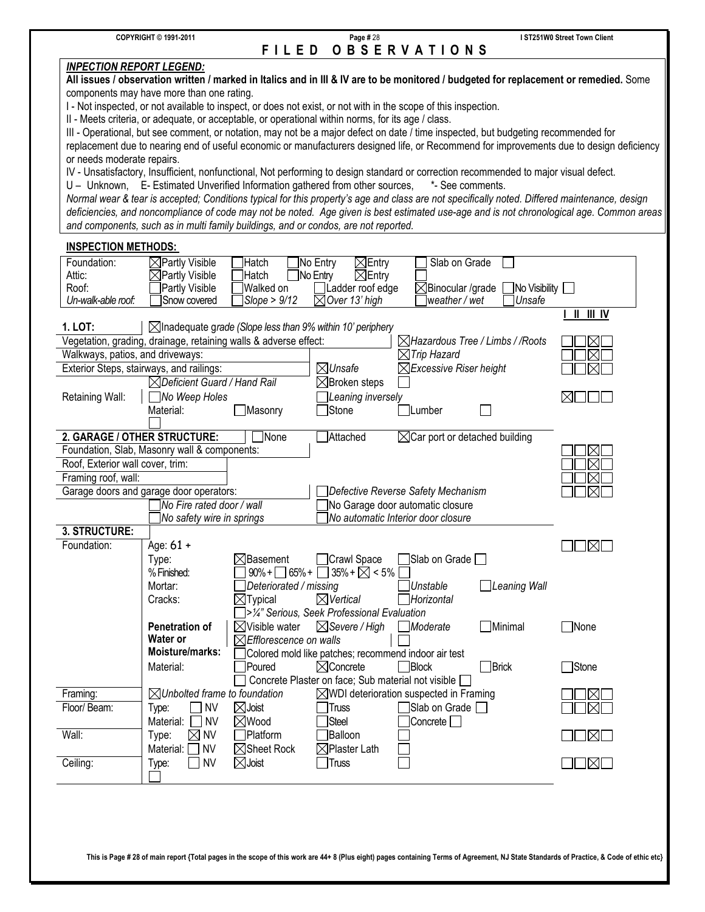# FILED OBSERVATIONS

***INPECTION REPORT LEGEND:***

**All issues / observation written / marked in Italics and in III & IV are to be monitored / budgeted for replacement or remedied.** Some components may have more than one rating.

I - Not inspected, or not available to inspect, or does not exist, or not with in the scope of this inspection.

II - Meets criteria, or adequate, or acceptable, or operational within norms, for its age / class.

III - Operational, but see comment, or notation, may not be a major defect on date / time inspected, but budgeting recommended for replacement due to nearing end of useful economic or manufacturers designed life, or Recommend for improvements due to design deficiency or needs moderate repairs.

IV - Unsatisfactory, Insufficient, nonfunctional, Not performing to design standard or correction recommended to major visual defect.

U – Unknown, E- Estimated Unverified Information gathered from other sources, \*- See comments.

*Normal wear & tear is accepted; Conditions typical for this property's age and class are not specifically noted. Differed maintenance, design deficiencies, and noncompliance of code may not be noted. Age given is best estimated use-age and is not chronological age. Common areas and components, such as in multi family buildings, and or condos, are not reported.*

**INSPECTION METHODS:**

| | | | | | | |
|---|---|---|---|---|---|---|
| Foundation: | ☒ Partly Visible | ☐ Hatch | ☐ No Entry | ☒ Entry | ☐ Slab on Grade | ☐ |
| Attic: | ☒ Partly Visible | ☐ Hatch | ☐ No Entry | ☒ Entry | ☐ | |
| Roof: | ☐ Partly Visible | ☐ Walked on | ☐ Ladder roof edge | ☒ Binocular /grade | ☐ No Visibility | ☐ |
| *Un-walk-able roof:* | ☐ Snow covered | ☐ *Slope > 9/12* | ☒ *Over 13' high* | ☐ *weather / wet* | ☐ *Unsafe* | |

| Item | | | | | I | II | III | IV |
|---|---|---|---|---|---|---|---|---|
| **1. LOT:** | ☒ Inadequate g*rade (Slope less than 9% within 10' periphery* | | | | | | | |
| Vegetation, grading, drainage, retaining walls & adverse effect: | | | ☒ *Hazardous Tree / Limbs / /Roots* | | ☐ | ☐ | ☒ | ☐ |
| Walkways, patios, and driveways: | | | ☒ *Trip Hazard* | | ☐ | ☐ | ☒ | ☐ |
| Exterior Steps, stairways, and railings: | | ☒ *Unsafe* | ☒ *Excessive Riser height* | | ☐ | ☐ | ☒ | ☐ |
| | ☒ *Deficient Guard / Hand Rail* | ☒ Broken steps | ☐ | | | | | |
| Retaining Wall: | ☐ *No Weep Holes* | ☐ *Leaning inversely* | | | ☒ | ☐ | ☐ | ☐ |
| | Material: ☐ Masonry | ☐ Stone | ☐ Lumber | ☐ | | | | |
| | ☐ | | | | | | | |
| **2. GARAGE / OTHER STRUCTURE:** | ☐ None | ☐ Attached | ☒ Car port or detached building | | | | | |
| Foundation, Slab, Masonry wall & components: | | | | | ☐ | ☐ | ☒ | ☐ |
| Roof, Exterior wall cover, trim: | | | | | ☐ | ☐ | ☒ | ☐ |
| Framing roof, wall: | | | | | ☐ | ☐ | ☒ | ☐ |
| Garage doors and garage door operators: | | ☐ *Defective Reverse Safety Mechanism* | | | ☐ | ☐ | ☒ | ☐ |
| | ☐ *No Fire rated door / wall* | ☐ No Garage door automatic closure | | | | | | |
| | ☐ *No safety wire in springs* | ☐ *No automatic Interior door closure* | | | | | | |
| **3. STRUCTURE:** | | | | | | | | |
| Foundation: | Age: 61 + | | | | ☐ | ☐ | ☒ | ☐ |
| | Type: ☒ Basement | ☐ Crawl Space | ☐ Slab on Grade ☐ | | | | | |
| | % Finished: ☐ 90% + ☐ 65% + ☐ 35% + ☒ < 5% ☐ | | | | | | | |
| | Mortar: ☐ *Deteriorated / missing* | ☐ *Unstable* | ☐ *Leaning Wall* | | | | | |
| | Cracks: ☒ Typical | ☒ *Vertical* | ☐ *Horizontal* | | | | | |
| | ☐ *>¼" Serious, Seek Professional Evaluation* | | | | | | | |
| | **Penetration of Water or Moisture/marks:** ☒ Visible water | ☒ *Severe / High* | ☐ *Moderate* | ☐ Minimal | ☐ None | | | |
| | ☒ *Efflorescence on walls* | ☐ | | | | | | |
| | ☐ Colored mold like patches; recommend indoor air test | | | | | | | |
| | Material: ☐ Poured | ☒ Concrete | ☐ Block | ☐ Brick | ☐ Stone | | | |
| | ☐ Concrete Plaster on face; Sub material not visible ☐ | | | | | | | |
| Framing: | ☒ *Unbolted frame to foundation* | ☒ WDI deterioration suspected in Framing | | | ☐ | ☐ | ☒ | ☐ |
| Floor/ Beam: | Type: ☐ NV ☒ Joist | ☐ Truss | ☐ Slab on Grade ☐ | | ☐ | ☐ | ☒ | ☐ |
| | Material: ☐ NV ☒ Wood | ☐ Steel | ☐ Concrete ☐ | | | | | |
| Wall: | Type: ☒ NV ☐ Platform | ☐ Balloon | ☐ | | ☐ | ☐ | ☒ | ☐ |
| | Material: ☐ NV ☒ Sheet Rock | ☒ Plaster Lath | ☐ | | | | | |
| Ceiling: | Type: ☐ NV ☒ Joist | ☐ Truss | ☐ | | ☐ | ☐ | ☒ | ☐ |
| | ☐ | | | | | | | |

**This is Page # 28 of main report {Total pages in the scope of this work are 44+ 8 (Plus eight) pages containing Terms of Agreement, NJ State Standards of Practice, & Code of ethic etc}**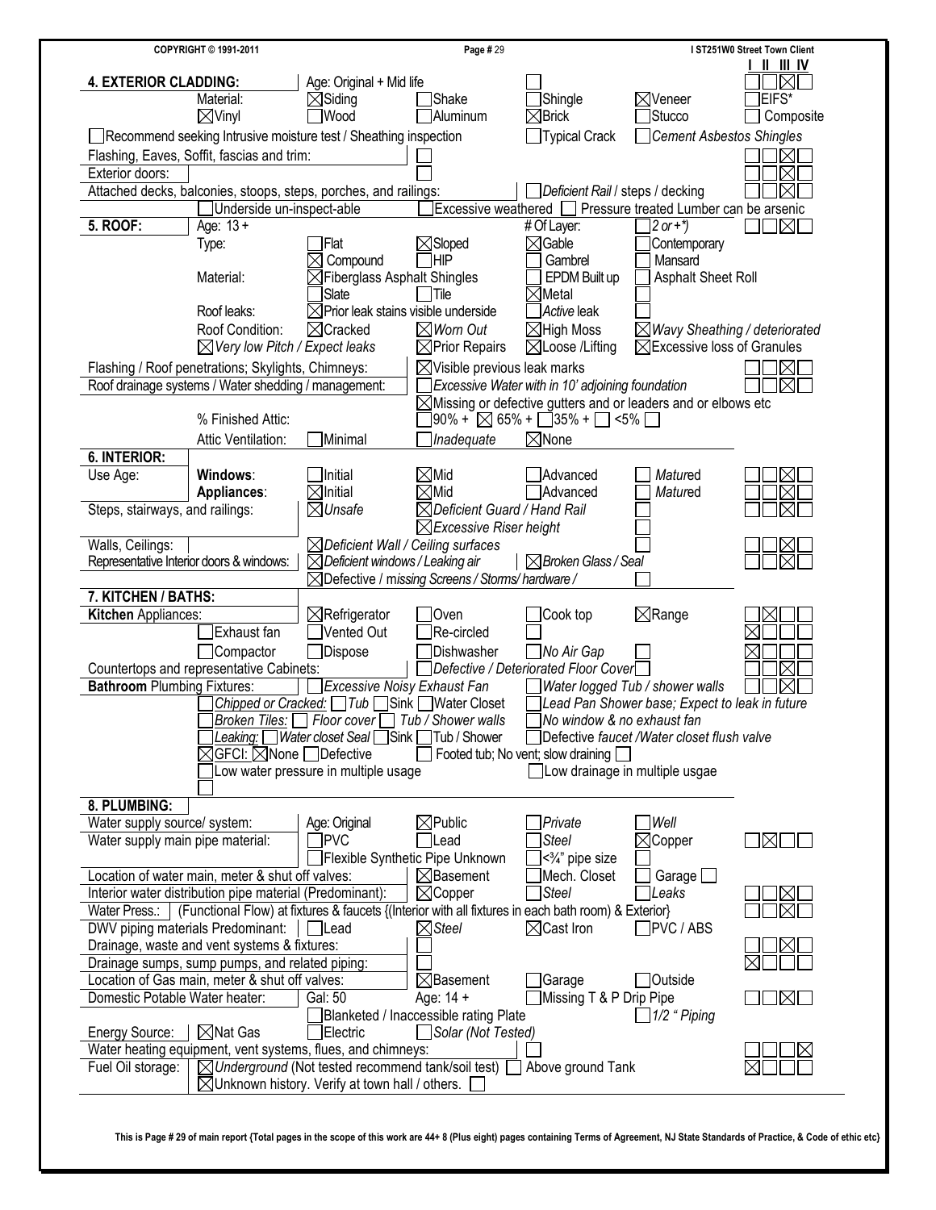**4. EXTERIOR CLADDING:** Age: Original + Mid life

| | | | | | I | II | III | IV |
|---|---|---|---|---|---|---|---|---|
| **4. EXTERIOR CLADDING:** Age: Original + Mid life | | | | | ☐ | ☐ | ☒ | ☐ |
| Material: | ☒ Siding | ☐ Shake | ☐ Shingle | ☒ Veneer | ☐ EIFS* | | | |
| | ☒ Vinyl | ☐ Wood | ☐ Aluminum | ☒ Brick | ☐ Stucco | ☐ Composite | | |
| ☐ Recommend seeking Intrusive moisture test / Sheathing inspection | | | ☐ Typical Crack | ☐ *Cement Asbestos Shingles* | | | | |
| Flashing, Eaves, Soffit, fascias and trim: | | ☐ | | | ☐ | ☐ | ☒ | ☐ |
| Exterior doors: | | ☐ | | | ☐ | ☐ | ☒ | ☐ |
| Attached decks, balconies, stoops, steps, porches, and railings: | | | ☐ *Deficient Rail* / steps / decking | | ☐ | ☐ | ☒ | ☐ |
| ☐ Underside un-inspect-able | ☐ Excessive weathered | ☐ Pressure treated Lumber can be arsenic | | | | | | |

| | | | | | I | II | III | IV |
|---|---|---|---|---|---|---|---|---|
| **5. ROOF:** Age: 13 + | | | # Of Layer: | ☐ *2 or +\*)* | ☐ | ☐ | ☒ | ☐ |
| Type: | ☐ Flat | ☒ Sloped | ☒ Gable | ☐ Contemporary | | | | |
| | ☒ Compound | ☐ HIP | ☐ Gambrel | ☐ Mansard | | | | |
| Material: | ☒ Fiberglass Asphalt Shingles | | ☐ EPDM Built up | ☐ Asphalt Sheet Roll | | | | |
| | ☐ Slate | ☐ Tile | ☒ Metal | | | | | |
| Roof leaks: | ☒ Prior leak stains visible underside | | ☐ *Active* leak | ☐ | | | | |
| Roof Condition: | ☒ Cracked | ☒ *Worn Out* | ☒ High Moss | ☒ *Wavy Sheathing / deteriorated* | | | | |
| | ☒ *Very low Pitch / Expect leaks* | ☒ Prior Repairs | ☒ Loose /Lifting | ☒ Excessive loss of Granules | | | | |
| Flashing / Roof penetrations; Skylights, Chimneys: | | ☒ Visible previous leak marks | | | ☐ | ☐ | ☒ | ☐ |
| Roof drainage systems / Water shedding / management: | | ☐ *Excessive Water with in 10' adjoining foundation* | | | ☐ | ☐ | ☒ | ☐ |
| | | ☒ Missing or defective gutters and or leaders and or elbows etc | | | | | | |
| % Finished Attic: | | ☐ 90% + ☒ 65% + ☐ 35% + ☐ <5% ☐ | | | | | | |
| Attic Ventilation: | ☐ Minimal | ☐ *Inadequate* | ☒ None | | | | | |

| | | | | | I | II | III | IV |
|---|---|---|---|---|---|---|---|---|
| **6. INTERIOR:** | | | | | | | | |
| Use Age: **Windows**: | ☐ Initial | ☒ Mid | ☐ Advanced | ☐ *Matur*ed | ☐ | ☐ | ☒ | ☐ |
| **Appliances**: | ☒ Initial | ☒ Mid | ☐ Advanced | ☐ *Matur*ed | ☐ | ☐ | ☒ | ☐ |
| Steps, stairways, and railings: | ☒ *Unsafe* | ☒ *Deficient Guard / Hand Rail* | | ☐ | ☐ | ☐ | ☒ | ☐ |
| | | ☒ *Excessive Riser height* | | ☐ | | | | |
| Walls, Ceilings: | ☒ *Deficient Wall / Ceiling surfaces* | | | ☐ | ☐ | ☐ | ☒ | ☐ |
| Representative Interior doors & windows: | ☒ *Deficient windows / Leaking air* | | ☒ *Broken Glass / Seal* | | ☐ | ☐ | ☒ | ☐ |
| | ☒ Defective / *missing Screens / Storms/ hardware /* | | | ☐ | | | | |

| | | | | | I | II | III | IV |
|---|---|---|---|---|---|---|---|---|
| **7. KITCHEN / BATHS:** | | | | | | | | |
| **Kitchen** Appliances: | ☒ Refrigerator | ☐ Oven | ☐ Cook top | ☒ Range | ☐ | ☒ | ☐ | ☐ |
| ☐ Exhaust fan | ☐ Vented Out | ☐ Re-circled | ☐ | | ☒ | ☐ | ☐ | ☐ |
| ☐ Compactor | ☐ Dispose | ☐ Dishwasher | ☐ *No Air Gap* | ☐ | ☒ | ☐ | ☐ | ☐ |
| Countertops and representative Cabinets: | | ☐ *Defective / Deteriorated Floor Cover* ☐ | | | ☐ | ☐ | ☒ | ☐ |
| **Bathroom** Plumbing Fixtures: | ☐ *Excessive Noisy Exhaust Fan* | | ☐ *Water logged Tub / shower walls* | | ☐ | ☐ | ☒ | ☐ |
| | *Chipped or Cracked:* ☐ *Tub* ☐ Sink ☐ Water Closet | | ☐ *Lead Pan Shower base; Expect to leak in future* | | | | | |
| | *Broken Tiles:* ☐ *Floor cover* ☐ *Tub / Shower walls* | | ☐ *No window & no exhaust fan* | | | | | |
| | *Leaking:* ☐ *Water closet Seal* ☐ Sink ☐ Tub / Shower | | ☐ Defective *faucet /Water closet flush valve* | | | | | |
| | ☒ GFCI: ☒ None ☐ Defective | ☐ Footed tub; No vent; slow draining ☐ | | | | | | |
| | ☐ Low water pressure in multiple usage | | ☐ Low drainage in multiple usgae | | | | | |
| | ☐ | | | | | | | |

| | | | | | I | II | III | IV |
|---|---|---|---|---|---|---|---|---|
| **8. PLUMBING:** | | | | | | | | |
| Water supply source/ system: | Age: Original | ☒ Public | ☐ *Private* | ☐ *Well* | | | | |
| Water supply main pipe material: | ☐ PVC | ☐ Lead | ☐ *Steel* | ☒ Copper | ☐ | ☒ | ☐ | ☐ |
| | ☐ Flexible Synthetic Pipe Unknown | | ☐ <¾" pipe size | | | | | |
| Location of water main, meter & shut off valves: | | ☒ Basement | ☐ Mech. Closet | ☐ Garage ☐ | | | | |
| Interior water distribution pipe material (Predominant): | | ☒ Copper | ☐ *Steel* | ☐ *Leaks* | ☐ | ☐ | ☒ | ☐ |
| Water Press.: (Functional Flow) at fixtures & faucets {(Interior with all fixtures in each bath room) & Exterior} | | | | | ☐ | ☐ | ☒ | ☐ |
| DWV piping materials Predominant: | ☐ Lead | ☒ *Steel* | ☒ Cast Iron | ☐ PVC / ABS | | | | |
| Drainage, waste and vent systems & fixtures: | | ☐ | | | ☐ | ☐ | ☒ | ☐ |
| Drainage sumps, sump pumps, and related piping: | | ☐ | | | ☒ | ☐ | ☐ | ☐ |
| Location of Gas main, meter & shut off valves: | | ☒ Basement | ☐ Garage | ☐ Outside | | | | |
| Domestic Potable Water heater: | Gal: 50 | Age: 14 + | ☐ Missing T & P Drip Pipe | | ☐ | ☐ | ☒ | ☐ |
| | ☐ Blanketed / Inaccessible rating Plate | | | ☐ *1/2 " Piping* | | | | |
| Energy Source: ☒ Nat Gas | ☐ Electric | ☐ *Solar (Not Tested)* | | | | | | |
| Water heating equipment, vent systems, flues, and chimneys: | | | ☐ | | ☐ | ☐ | ☐ | ☒ |
| Fuel Oil storage: | ☒ *Underground* (Not tested recommend tank/soil test) | | ☐ Above ground Tank | | ☒ | ☐ | ☐ | ☐ |
| | ☒ Unknown history. Verify at town hall / others. ☐ | | | | | | | |

This is Page # 29 of main report {Total pages in the scope of this work are 44+ 8 (Plus eight) pages containing Terms of Agreement, NJ State Standards of Practice, & Code of ethic etc}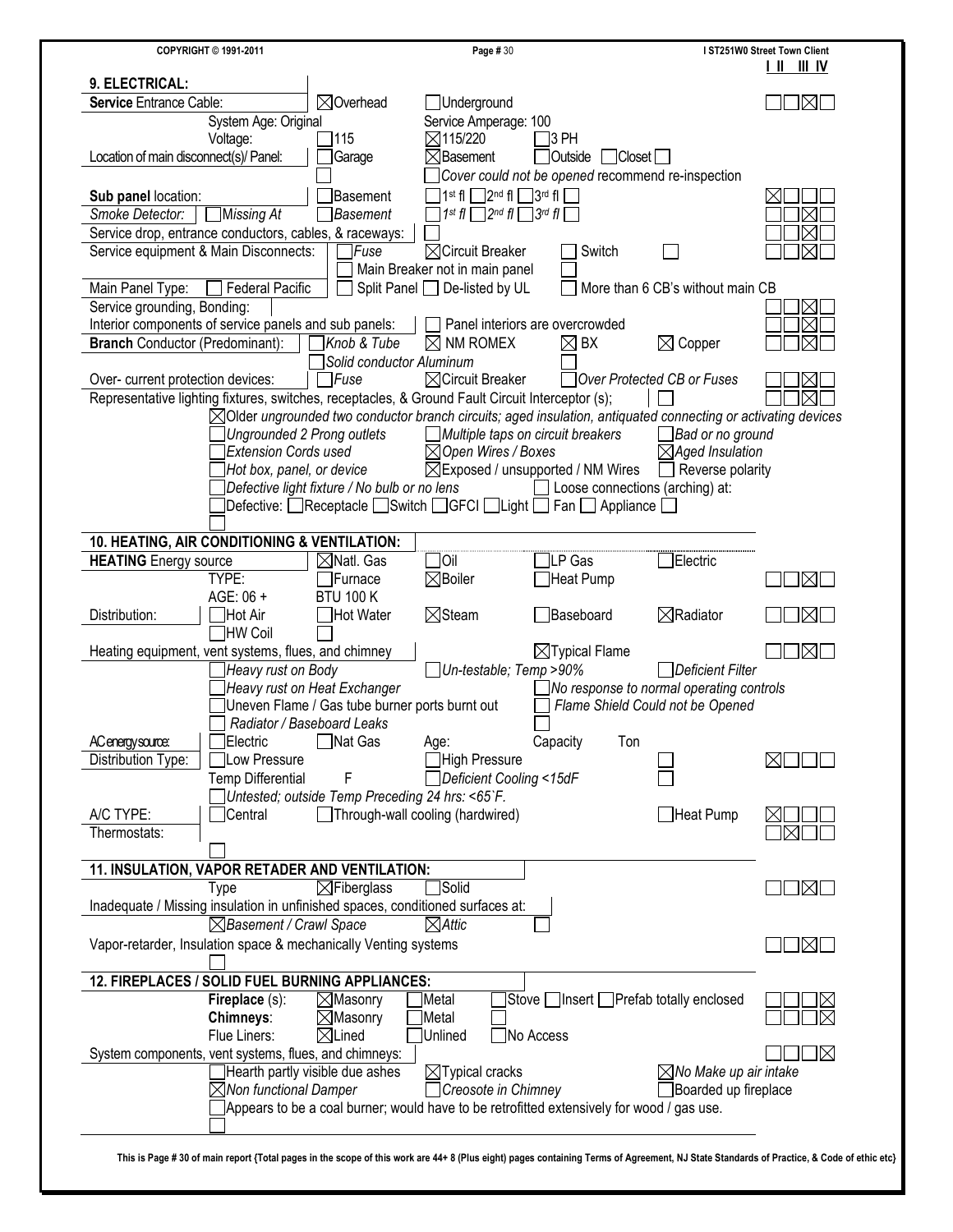## 9. ELECTRICAL:

| Item | Details | I | II | III | IV |
|---|---|---|---|---|---|
| **Service** Entrance Cable: | ☒ Overhead ☐ Underground | ☐ | ☐ | ☒ | ☐ |
| System Age: Original | Service Amperage: 100 | | | | |
| Voltage: | ☐ 115 ☒ 115/220 ☐ 3 PH | | | | |
| Location of main disconnect(s)/ Panel: | ☐ Garage ☒ Basement ☐ Outside ☐ Closet ☐ | | | | |
| | ☐ ☐ *Cover could not be opened* recommend re-inspection | | | | |
| **Sub panel** location: | ☐ Basement ☐ 1st fl ☐ 2nd fl ☐ 3rd fl ☐ | ☒ | ☐ | ☐ | ☐ |
| *Smoke Detector:* ☐ *Missing At* | ☐ *Basement* ☐ *1st fl* ☐ *2nd fl* ☐ *3rd fl* ☐ | ☐ | ☐ | ☒ | ☐ |
| Service drop, entrance conductors, cables, & raceways: | ☐ | ☐ | ☐ | ☒ | ☐ |
| Service equipment & Main Disconnects: | ☐ *Fuse* ☒ Circuit Breaker ☐ Switch ☐ | ☐ | ☐ | ☒ | ☐ |
| | ☐ Main Breaker not in main panel ☐ | | | | |
| Main Panel Type: ☐ Federal Pacific | ☐ Split Panel ☐ De-listed by UL ☐ More than 6 CB's without main CB | | | | |
| Service grounding, Bonding: | | ☐ | ☐ | ☒ | ☐ |
| Interior components of service panels and sub panels: | ☐ Panel interiors are overcrowded | ☐ | ☐ | ☒ | ☐ |
| **Branch** Conductor (Predominant): | ☐ *Knob & Tube* ☒ NM ROMEX ☒ BX ☒ Copper | ☐ | ☐ | ☒ | ☐ |
| | ☐ *Solid conductor Aluminum* | | | | |
| Over- current protection devices: | ☐ *Fuse* ☒ Circuit Breaker ☐ *Over Protected CB or Fuses* | ☐ | ☐ | ☒ | ☐ |
| Representative lighting fixtures, switches, receptacles, & Ground Fault Circuit Interceptor (s); | ☐ | ☐ | ☐ | ☒ | ☐ |

☒ *Older ungrounded two conductor branch circuits; aged insulation, antiquated connecting or activating devices*

☐ *Ungrounded 2 Prong outlets* ☐ *Multiple taps on circuit breakers* ☐ *Bad or no ground*

☐ *Extension Cords used* ☒ *Open Wires / Boxes* ☒ *Aged Insulation*

☐ *Hot box, panel, or device* ☒ Exposed / unsupported / NM Wires ☐ Reverse polarity

☐ *Defective light fixture / No bulb or no lens* ☐ Loose connections (arching) at:

☐ Defective: ☐ Receptacle ☐ Switch ☐ GFCI ☐ Light ☐ Fan ☐ Appliance ☐

☐

## 10. HEATING, AIR CONDITIONING & VENTILATION:

| Item | Details | I | II | III | IV |
|---|---|---|---|---|---|
| **HEATING** Energy source | ☒ Natl. Gas ☐ Oil ☐ LP Gas ☐ Electric | | | | |
| TYPE: | ☐ Furnace ☒ Boiler ☐ Heat Pump | ☐ | ☐ | ☒ | ☐ |
| AGE: 06 + | BTU 100 K | | | | |
| Distribution: | ☐ Hot Air ☐ Hot Water ☒ Steam ☐ Baseboard ☒ Radiator | ☐ | ☐ | ☒ | ☐ |
| | ☐ HW Coil ☐ | | | | |
| Heating equipment, vent systems, flues, and chimney | ☒ Typical Flame | ☐ | ☐ | ☒ | ☐ |

☐ *Heavy rust on Body* ☐ *Un-testable; Temp >90%* ☐ *Deficient Filter*

☐ *Heavy rust on Heat Exchanger* ☐ *No response to normal operating controls*

☐ Uneven Flame / Gas tube burner ports burnt out ☐ *Flame Shield Could not be Opened*

☐ *Radiator / Baseboard Leaks* ☐

| Item | Details | I | II | III | IV |
|---|---|---|---|---|---|
| AC energy source: | ☐ Electric ☐ Nat Gas Age: Capacity Ton | | | | |
| Distribution Type: | ☐ Low Pressure ☐ High Pressure ☐ | ☒ | ☐ | ☐ | ☐ |
| | Temp Differential F ☐ *Deficient Cooling <15dF* ☐ | | | | |
| | ☐ *Untested; outside Temp Preceding 24 hrs: <65`F.* | | | | |
| A/C TYPE: | ☐ Central ☐ Through-wall cooling (hardwired) ☐ Heat Pump | ☒ | ☐ | ☐ | ☐ |
| Thermostats: | | ☐ | ☒ | ☐ | ☐ |

☐

## 11. INSULATION, VAPOR RETADER AND VENTILATION:

| Item | Details | I | II | III | IV |
|---|---|---|---|---|---|
| Type | ☒ Fiberglass ☐ Solid | ☐ | ☐ | ☒ | ☐ |
| Inadequate / Missing insulation in unfinished spaces, conditioned surfaces at: | ☒ *Basement / Crawl Space* ☒ *Attic* ☐ | | | | |
| Vapor-retarder, Insulation space & mechanically Venting systems | | ☐ | ☐ | ☒ | ☐ |

☐

## 12. FIREPLACES / SOLID FUEL BURNING APPLIANCES:

| Item | Details | I | II | III | IV |
|---|---|---|---|---|---|
| **Fireplace** (s): | ☒ Masonry ☐ Metal ☐ Stove ☐ Insert ☐ Prefab totally enclosed | ☐ | ☐ | ☐ | ☒ |
| **Chimneys**: | ☒ Masonry ☐ Metal ☐ | ☐ | ☐ | ☐ | ☒ |
| Flue Liners: | ☒ Lined ☐ Unlined ☐ No Access | | | | |
| System components, vent systems, flues, and chimneys: | | ☐ | ☐ | ☐ | ☒ |

☐ Hearth partly visible due ashes ☒ Typical cracks ☒ *No Make up air intake*

☒ *Non functional Damper* ☐ *Creosote in Chimney* ☐ Boarded up fireplace

☐ Appears to be a coal burner; would have to be retrofitted extensively for wood / gas use.

☐

**This is Page # 30 of main report {Total pages in the scope of this work are 44+ 8 (Plus eight) pages containing Terms of Agreement, NJ State Standards of Practice, & Code of ethic etc}**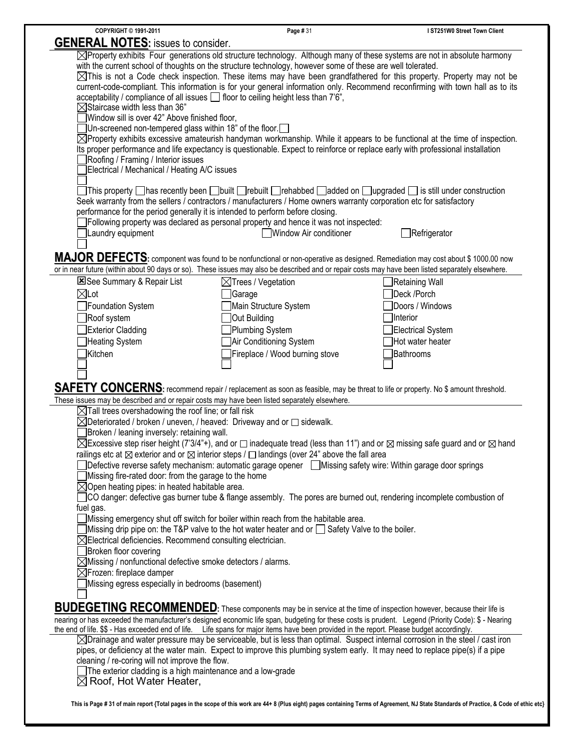## GENERAL NOTES: issues to consider.

☒Property exhibits Four generations old structure technology. Although many of these systems are not in absolute harmony with the current school of thoughts on the structure technology, however some of these are well tolerated.

☒This is not a Code check inspection. These items may have been grandfathered for this property. Property may not be current-code-compliant. This information is for your general information only. Recommend reconfirming with town hall as to its acceptability / compliance of all issues ☐ floor to ceiling height less than 7'6",

☒Staircase width less than 36"

☐Window sill is over 42" Above finished floor,

☐Un-screened non-tempered glass within 18" of the floor.☐

☒Property exhibits excessive amateurish handyman workmanship. While it appears to be functional at the time of inspection. Its proper performance and life expectancy is questionable. Expect to reinforce or replace early with professional installation

☐Roofing / Framing / Interior issues

☐Electrical / Mechanical / Heating A/C issues

☐

☐This property ☐has recently been ☐built ☐rebuilt ☐rehabbed ☐added on ☐upgraded ☐ is still under construction Seek warranty from the sellers / contractors / manufacturers / Home owners warranty corporation etc for satisfactory performance for the period generally it is intended to perform before closing.

☐Following property was declared as personal property and hence it was not inspected:

| | | |
|---|---|---|
| ☐Laundry equipment | ☐Window Air conditioner | ☐Refrigerator |
| ☐ | | |

## MAJOR DEFECTS:

component was found to be nonfunctional or non-operative as designed. Remediation may cost about $ 1000.00 now or in near future (within about 90 days or so). These issues may also be described and or repair costs may have been listed separately elsewhere.

| | | |
|---|---|---|
| ☒See Summary & Repair List | ☒Trees / Vegetation | ☐Retaining Wall |
| ☒Lot | ☐Garage | ☐Deck /Porch |
| ☐Foundation System | ☐Main Structure System | ☐Doors / Windows |
| ☐Roof system | ☐Out Building | ☐Interior |
| ☐Exterior Cladding | ☐Plumbing System | ☐Electrical System |
| ☐Heating System | ☐Air Conditioning System | ☐Hot water heater |
| ☐Kitchen | ☐Fireplace / Wood burning stove | ☐Bathrooms |
| ☐ | ☐ | ☐ |
| ☐ | | |

## SAFETY CONCERNS:

recommend repair / replacement as soon as feasible, may be threat to life or property. No $ amount threshold. These issues may be described and or repair costs may have been listed separately elsewhere.

☒Tall trees overshadowing the roof line; or fall risk

☒Deteriorated / broken / uneven, / heaved: Driveway and or ☐ sidewalk.

☐Broken / leaning inversely: retaining wall.

☒Excessive step riser height (7'3/4"+), and or ☐ inadequate tread (less than 11") and or ☒ missing safe guard and or ☒ hand railings etc at ☒ exterior and or ☒ interior steps / ☐ landings (over 24" above the fall area

☐Defective reverse safety mechanism: automatic garage opener ☐Missing safety wire: Within garage door springs

☐Missing fire-rated door: from the garage to the home

☒Open heating pipes: in heated habitable area.

☐CO danger: defective gas burner tube & flange assembly. The pores are burned out, rendering incomplete combustion of fuel gas.

☐Missing emergency shut off switch for boiler within reach from the habitable area.

☐Missing drip pipe on: the T&P valve to the hot water heater and or ☐ Safety Valve to the boiler.

☒Electrical deficiencies. Recommend consulting electrician.

☐Broken floor covering

☒Missing / nonfunctional defective smoke detectors / alarms.

☒Frozen: fireplace damper

☐Missing egress especially in bedrooms (basement)

☐

## BUDEGETING RECOMMENDED:

These components may be in service at the time of inspection however, because their life is nearing or has exceeded the manufacturer's designed economic life span, budgeting for these costs is prudent. Legend (Priority Code): $ - Nearing the end of life. $$ - Has exceeded end of life. Life spans for major items have been provided in the report. Please budget accordingly.

☒Drainage and water pressure may be serviceable, but is less than optimal. Suspect internal corrosion in the steel / cast iron pipes, or deficiency at the water main. Expect to improve this plumbing system early. It may need to replace pipe(s) if a pipe cleaning / re-coring will not improve the flow.

☐The exterior cladding is a high maintenance and a low-grade

☒ Roof, Hot Water Heater,

This is Page # 31 of main report {Total pages in the scope of this work are 44+ 8 (Plus eight) pages containing Terms of Agreement, NJ State Standards of Practice, & Code of ethic etc}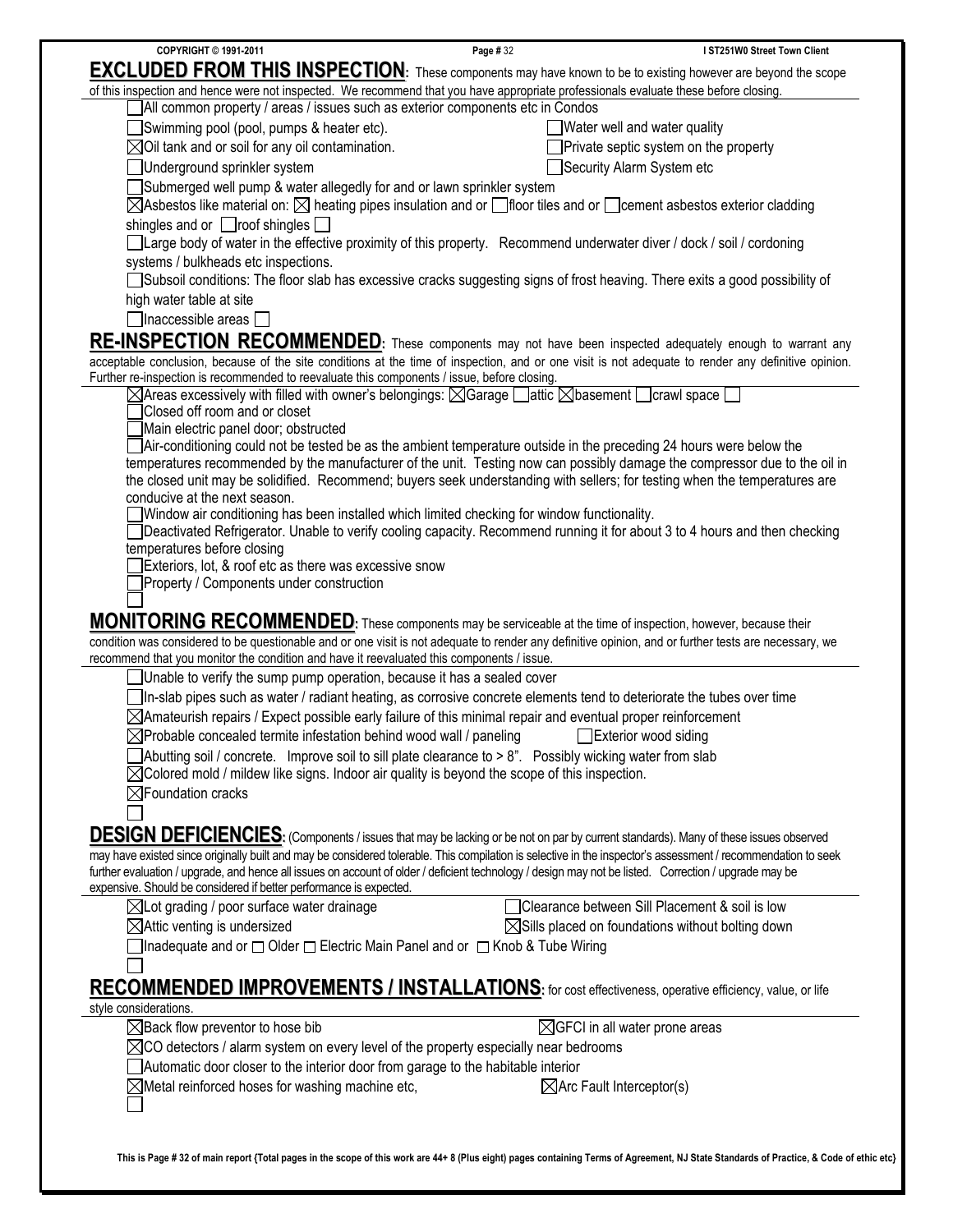**EXCLUDED FROM THIS INSPECTION**: These components may have known to be to existing however are beyond the scope of this inspection and hence were not inspected. We recommend that you have appropriate professionals evaluate these before closing.

- ☐ All common property / areas / issues such as exterior components etc in Condos
- ☐ Swimming pool (pool, pumps & heater etc).
- ☐ Water well and water quality
- ☒ Oil tank and or soil for any oil contamination.
- ☐ Private septic system on the property
- ☐ Underground sprinkler system
- ☐ Security Alarm System etc
- ☐ Submerged well pump & water allegedly for and or lawn sprinkler system
- ☒ Asbestos like material on: ☒ heating pipes insulation and or ☐ floor tiles and or ☐ cement asbestos exterior cladding shingles and or ☐ roof shingles ☐
- ☐ Large body of water in the effective proximity of this property. Recommend underwater diver / dock / soil / cordoning systems / bulkheads etc inspections.
- ☐ Subsoil conditions: The floor slab has excessive cracks suggesting signs of frost heaving. There exits a good possibility of high water table at site
- ☐ Inaccessible areas ☐

**RE-INSPECTION RECOMMENDED**: These components may not have been inspected adequately enough to warrant any acceptable conclusion, because of the site conditions at the time of inspection, and or one visit is not adequate to render any definitive opinion. Further re-inspection is recommended to reevaluate this components / issue, before closing.

- ☒ Areas excessively with filled with owner's belongings: ☒ Garage ☐ attic ☒ basement ☐ crawl space ☐
- ☐ Closed off room and or closet
- ☐ Main electric panel door; obstructed
- ☐ Air-conditioning could not be tested be as the ambient temperature outside in the preceding 24 hours were below the temperatures recommended by the manufacturer of the unit. Testing now can possibly damage the compressor due to the oil in the closed unit may be solidified. Recommend; buyers seek understanding with sellers; for testing when the temperatures are conducive at the next season.
- ☐ Window air conditioning has been installed which limited checking for window functionality.
- ☐ Deactivated Refrigerator. Unable to verify cooling capacity. Recommend running it for about 3 to 4 hours and then checking temperatures before closing
- ☐ Exteriors, lot, & roof etc as there was excessive snow
- ☐ Property / Components under construction
- ☐

**MONITORING RECOMMENDED**: These components may be serviceable at the time of inspection, however, because their condition was considered to be questionable and or one visit is not adequate to render any definitive opinion, and or further tests are necessary, we recommend that you monitor the condition and have it reevaluated this components / issue.

- ☐ Unable to verify the sump pump operation, because it has a sealed cover
- ☐ In-slab pipes such as water / radiant heating, as corrosive concrete elements tend to deteriorate the tubes over time
- ☒ Amateurish repairs / Expect possible early failure of this minimal repair and eventual proper reinforcement
- ☒ Probable concealed termite infestation behind wood wall / paneling
- ☐ Exterior wood siding
- ☐ Abutting soil / concrete. Improve soil to sill plate clearance to > 8". Possibly wicking water from slab
- ☒ Colored mold / mildew like signs. Indoor air quality is beyond the scope of this inspection.
- ☒ Foundation cracks
- ☐

**DESIGN DEFICIENCIES**: (Components / issues that may be lacking or be not on par by current standards). Many of these issues observed may have existed since originally built and may be considered tolerable. This compilation is selective in the inspector's assessment / recommendation to seek further evaluation / upgrade, and hence all issues on account of older / deficient technology / design may not be listed. Correction / upgrade may be expensive. Should be considered if better performance is expected.

- ☒ Lot grading / poor surface water drainage
- ☐ Clearance between Sill Placement & soil is low
- ☒ Attic venting is undersized
- ☒ Sills placed on foundations without bolting down
- ☐ Inadequate and or ☐ Older ☐ Electric Main Panel and or ☐ Knob & Tube Wiring
- ☐

**RECOMMENDED IMPROVEMENTS / INSTALLATIONS**: for cost effectiveness, operative efficiency, value, or life style considerations.

- ☒ Back flow preventor to hose bib
- ☒ GFCI in all water prone areas
- ☒ CO detectors / alarm system on every level of the property especially near bedrooms
- ☐ Automatic door closer to the interior door from garage to the habitable interior
- ☒ Metal reinforced hoses for washing machine etc,
- ☒ Arc Fault Interceptor(s)
- ☐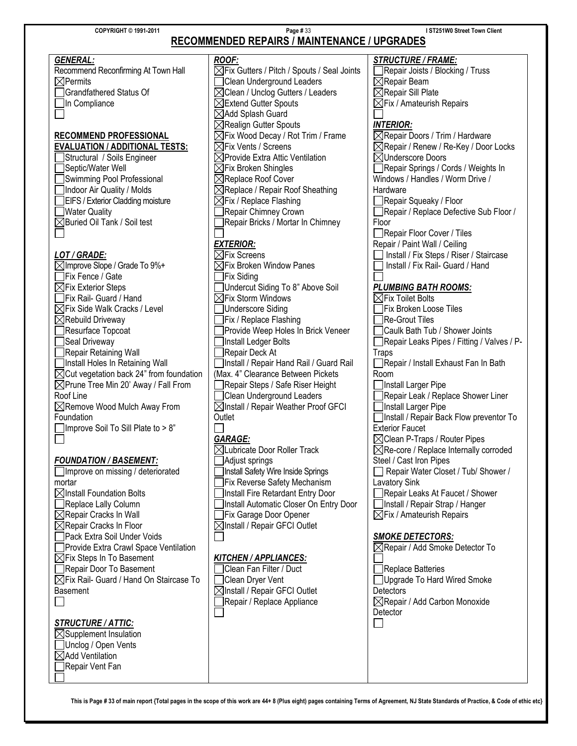# RECOMMENDED REPAIRS / MAINTENANCE / UPGRADES

***GENERAL:***

Recommend Reconfirming At Town Hall

- [x] Permits
- [ ] Grandfathered Status Of
- [ ] In Compliance
- [ ] 

**RECOMMEND PROFESSIONAL EVALUATION / ADDITIONAL TESTS:**

- [ ] Structural / Soils Engineer
- [ ] Septic/Water Well
- [ ] Swimming Pool Professional
- [ ] Indoor Air Quality / Molds
- [ ] EIFS / Exterior Cladding moisture
- [ ] Water Quality
- [x] Buried Oil Tank / Soil test
- [ ] 

***LOT / GRADE:***

- [x] Improve Slope / Grade To 9%+
- [ ] Fix Fence / Gate
- [x] Fix Exterior Steps
- [ ] Fix Rail- Guard / Hand
- [x] Fix Side Walk Cracks / Level
- [x] Rebuild Driveway
- [ ] Resurface Topcoat
- [ ] Seal Driveway
- [ ] Repair Retaining Wall
- [ ] Install Holes In Retaining Wall
- [x] Cut vegetation back 24" from foundation
- [x] Prune Tree Min 20' Away / Fall From Roof Line
- [x] Remove Wood Mulch Away From Foundation
- [ ] Improve Soil To Sill Plate to > 8"
- [ ] 

***FOUNDATION / BASEMENT:***

- [ ] Improve on missing / deteriorated mortar
- [x] Install Foundation Bolts
- [ ] Replace Lally Column
- [x] Repair Cracks In Wall
- [x] Repair Cracks In Floor
- [ ] Pack Extra Soil Under Voids
- [ ] Provide Extra Crawl Space Ventilation
- [x] Fix Steps In To Basement
- [ ] Repair Door To Basement
- [x] Fix Rail- Guard / Hand On Staircase To Basement
- [ ] 

***STRUCTURE / ATTIC:***

- [x] Supplement Insulation
- [ ] Unclog / Open Vents
- [x] Add Ventilation
- [ ] Repair Vent Fan
- [ ] 

***ROOF:***

- [x] Fix Gutters / Pitch / Spouts / Seal Joints
- [ ] Clean Underground Leaders
- [x] Clean / Unclog Gutters / Leaders
- [x] Extend Gutter Spouts
- [x] Add Splash Guard
- [x] Realign Gutter Spouts
- [x] Fix Wood Decay / Rot Trim / Frame
- [x] Fix Vents / Screens
- [x] Provide Extra Attic Ventilation
- [x] Fix Broken Shingles
- [x] Replace Roof Cover
- [x] Replace / Repair Roof Sheathing
- [x] Fix / Replace Flashing
- [ ] Repair Chimney Crown
- [ ] Repair Bricks / Mortar In Chimney
- [ ] 

***EXTERIOR:***

- [x] Fix Screens
- [x] Fix Broken Window Panes
- [ ] Fix Siding
- [ ] Undercut Siding To 8" Above Soil
- [x] Fix Storm Windows
- [ ] Underscore Siding
- [ ] Fix / Replace Flashing
- [ ] Provide Weep Holes In Brick Veneer
- [ ] Install Ledger Bolts
- [ ] Repair Deck At
- [ ] Install / Repair Hand Rail / Guard Rail (Max. 4" Clearance Between Pickets
- [ ] Repair Steps / Safe Riser Height
- [ ] Clean Underground Leaders
- [x] Install / Repair Weather Proof GFCI Outlet
- [ ] 

***GARAGE:***

- [x] Lubricate Door Roller Track
- [ ] Adjust springs
- [ ] Install Safety Wire Inside Springs
- [ ] Fix Reverse Safety Mechanism
- [ ] Install Fire Retardant Entry Door
- [ ] Install Automatic Closer On Entry Door
- [ ] Fix Garage Door Opener
- [x] Install / Repair GFCI Outlet
- [ ] 

***KITCHEN / APPLIANCES:***

- [ ] Clean Fan Filter / Duct
- [ ] Clean Dryer Vent
- [x] Install / Repair GFCI Outlet
- [ ] Repair / Replace Appliance
- [ ] 

***STRUCTURE / FRAME:***

- [ ] Repair Joists / Blocking / Truss
- [x] Repair Beam
- [x] Repair Sill Plate
- [x] Fix / Amateurish Repairs
- [ ] 

***INTERIOR:***

- [x] Repair Doors / Trim / Hardware
- [x] Repair / Renew / Re-Key / Door Locks
- [x] Underscore Doors
- [ ] Repair Springs / Cords / Weights In Windows / Handles / Worm Drive / Hardware
- [ ] Repair Squeaky / Floor
- [ ] Repair / Replace Defective Sub Floor / Floor
- [ ] Repair Floor Cover / Tiles

Repair / Paint Wall / Ceiling

- [ ] Install / Fix Steps / Riser / Staircase
- [ ] Install / Fix Rail- Guard / Hand
- [ ] 

***PLUMBING BATH ROOMS:***

- [x] Fix Toilet Bolts
- [ ] Fix Broken Loose Tiles
- [ ] Re-Grout Tiles
- [ ] Caulk Bath Tub / Shower Joints
- [ ] Repair Leaks Pipes / Fitting / Valves / P-Traps
- [ ] Repair / Install Exhaust Fan In Bath Room
- [ ] Install Larger Pipe
- [ ] Repair Leak / Replace Shower Liner
- [ ] Install Larger Pipe
- [ ] Install / Repair Back Flow preventor To Exterior Faucet
- [x] Clean P-Traps / Router Pipes
- [x] Re-core / Replace Internally corroded Steel / Cast Iron Pipes
- [ ] Repair Water Closet / Tub/ Shower / Lavatory Sink
- [ ] Repair Leaks At Faucet / Shower
- [ ] Install / Repair Strap / Hanger
- [x] Fix / Amateurish Repairs

***SMOKE DETECTORS:***

- [x] Repair / Add Smoke Detector To
- [ ] 
- [ ] Replace Batteries
- [ ] Upgrade To Hard Wired Smoke Detectors
- [x] Repair / Add Carbon Monoxide Detector
- [ ] 

This is Page # 33 of main report {Total pages in the scope of this work are 44+ 8 (Plus eight) pages containing Terms of Agreement, NJ State Standards of Practice, & Code of ethic etc}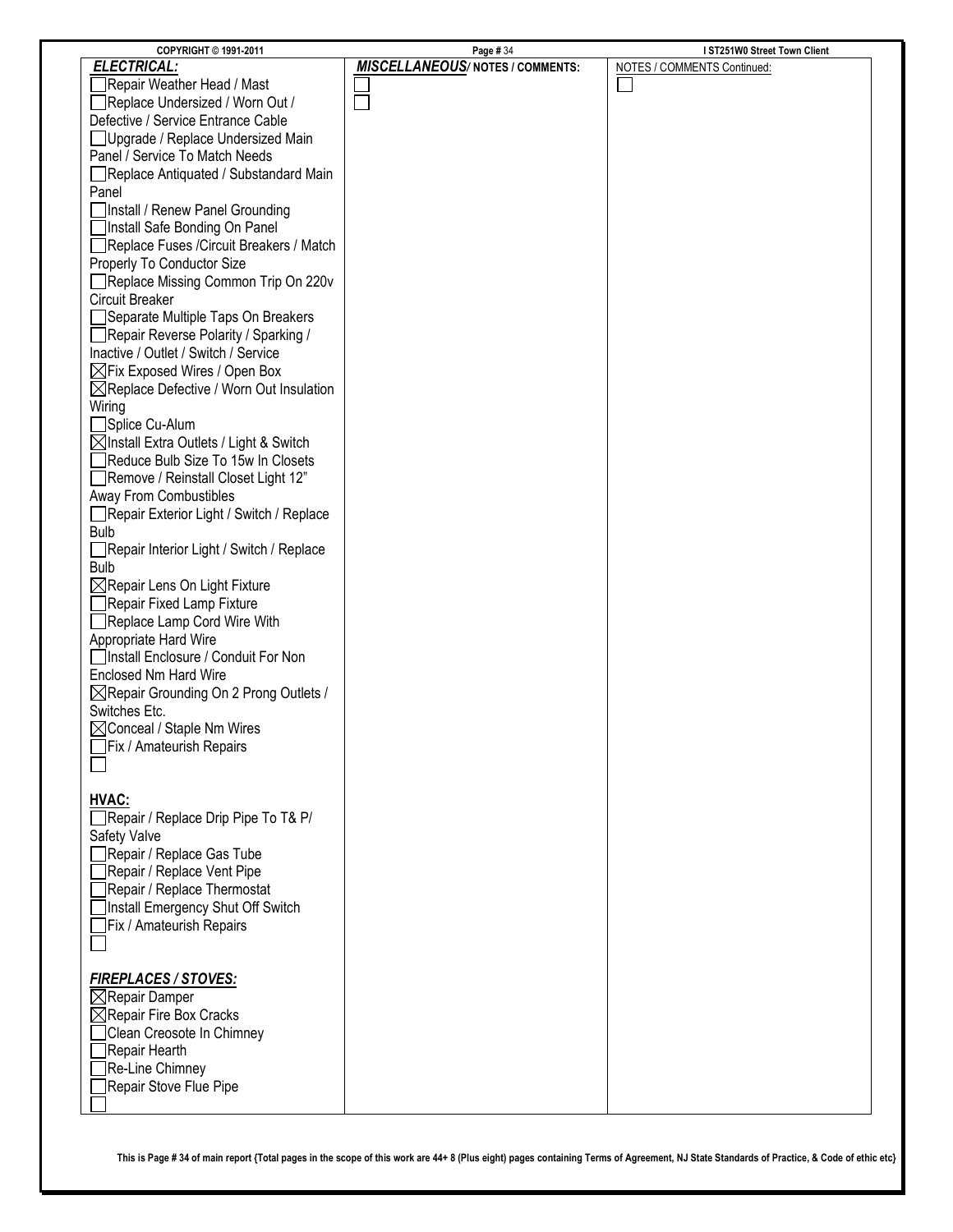***ELECTRICAL:***

- [ ] Repair Weather Head / Mast
- [ ] Replace Undersized / Worn Out / Defective / Service Entrance Cable
- [ ] Upgrade / Replace Undersized Main Panel / Service To Match Needs
- [ ] Replace Antiquated / Substandard Main Panel
- [ ] Install / Renew Panel Grounding
- [ ] Install Safe Bonding On Panel
- [ ] Replace Fuses /Circuit Breakers / Match Properly To Conductor Size
- [ ] Replace Missing Common Trip On 220v Circuit Breaker
- [ ] Separate Multiple Taps On Breakers
- [ ] Repair Reverse Polarity / Sparking / Inactive / Outlet / Switch / Service
- [x] Fix Exposed Wires / Open Box
- [x] Replace Defective / Worn Out Insulation Wiring
- [ ] Splice Cu-Alum
- [x] Install Extra Outlets / Light & Switch
- [ ] Reduce Bulb Size To 15w In Closets
- [ ] Remove / Reinstall Closet Light 12" Away From Combustibles
- [ ] Repair Exterior Light / Switch / Replace Bulb
- [ ] Repair Interior Light / Switch / Replace Bulb
- [x] Repair Lens On Light Fixture
- [ ] Repair Fixed Lamp Fixture
- [ ] Replace Lamp Cord Wire With Appropriate Hard Wire
- [ ] Install Enclosure / Conduit For Non Enclosed Nm Hard Wire
- [x] Repair Grounding On 2 Prong Outlets / Switches Etc.
- [x] Conceal / Staple Nm Wires
- [ ] Fix / Amateurish Repairs
- [ ] 

**HVAC:**

- [ ] Repair / Replace Drip Pipe To T& P/ Safety Valve
- [ ] Repair / Replace Gas Tube
- [ ] Repair / Replace Vent Pipe
- [ ] Repair / Replace Thermostat
- [ ] Install Emergency Shut Off Switch
- [ ] Fix / Amateurish Repairs
- [ ] 

***FIREPLACES / STOVES:***

- [x] Repair Damper
- [x] Repair Fire Box Cracks
- [ ] Clean Creosote In Chimney
- [ ] Repair Hearth
- [ ] Re-Line Chimney
- [ ] Repair Stove Flue Pipe
- [ ] 

***MISCELLANEOUS/* NOTES / COMMENTS:**

- [ ] 
- [ ] 

NOTES / COMMENTS Continued:

- [ ] 

This is Page # 34 of main report {Total pages in the scope of this work are 44+ 8 (Plus eight) pages containing Terms of Agreement, NJ State Standards of Practice, & Code of ethic etc}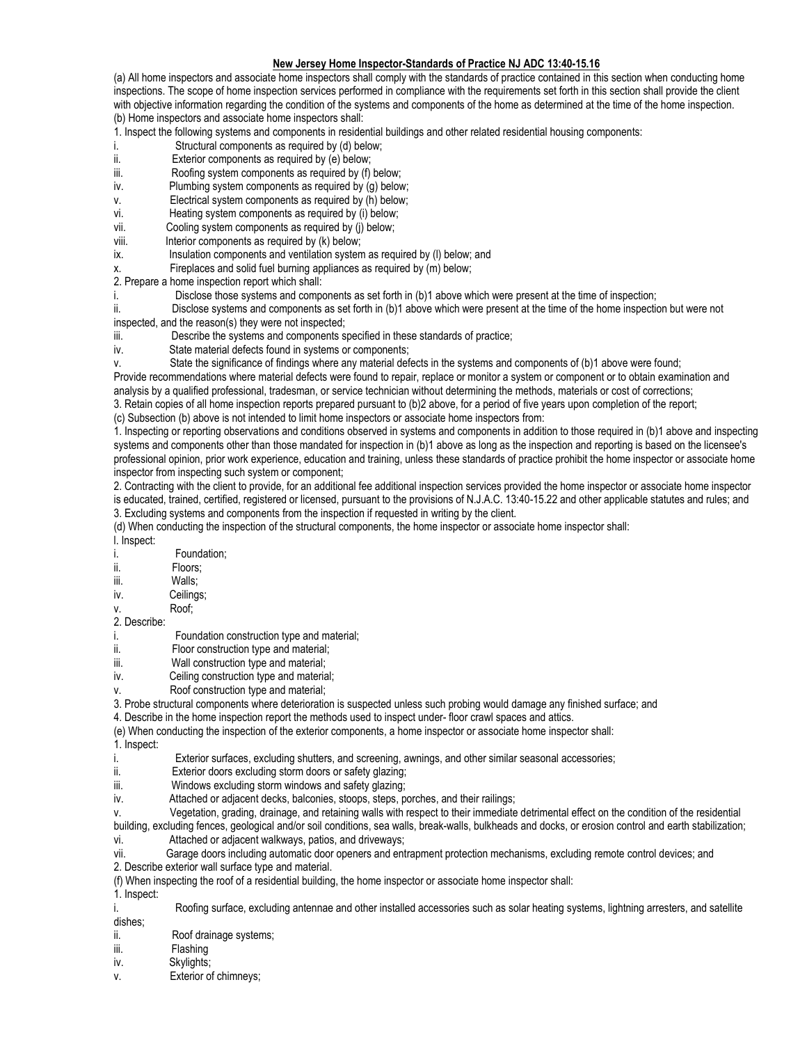**New Jersey Home Inspector-Standards of Practice NJ ADC 13:40-15.16**

(a) All home inspectors and associate home inspectors shall comply with the standards of practice contained in this section when conducting home inspections. The scope of home inspection services performed in compliance with the requirements set forth in this section shall provide the client with objective information regarding the condition of the systems and components of the home as determined at the time of the home inspection.

(b) Home inspectors and associate home inspectors shall:

1. Inspect the following systems and components in residential buildings and other related residential housing components:

i. Structural components as required by (d) below;
ii. Exterior components as required by (e) below;
iii. Roofing system components as required by (f) below;
iv. Plumbing system components as required by (g) below;
v. Electrical system components as required by (h) below;
vi. Heating system components as required by (i) below;
vii. Cooling system components as required by (j) below;
viii. Interior components as required by (k) below;
ix. Insulation components and ventilation system as required by (l) below; and
x. Fireplaces and solid fuel burning appliances as required by (m) below;

2. Prepare a home inspection report which shall:

i. Disclose those systems and components as set forth in (b)1 above which were present at the time of inspection;
ii. Disclose systems and components as set forth in (b)1 above which were present at the time of the home inspection but were not inspected, and the reason(s) they were not inspected;
iii. Describe the systems and components specified in these standards of practice;
iv. State material defects found in systems or components;
v. State the significance of findings where any material defects in the systems and components of (b)1 above were found;

Provide recommendations where material defects were found to repair, replace or monitor a system or component or to obtain examination and analysis by a qualified professional, tradesman, or service technician without determining the methods, materials or cost of corrections;

3. Retain copies of all home inspection reports prepared pursuant to (b)2 above, for a period of five years upon completion of the report;

(c) Subsection (b) above is not intended to limit home inspectors or associate home inspectors from:

1. Inspecting or reporting observations and conditions observed in systems and components in addition to those required in (b)1 above and inspecting systems and components other than those mandated for inspection in (b)1 above as long as the inspection and reporting is based on the licensee's professional opinion, prior work experience, education and training, unless these standards of practice prohibit the home inspector or associate home inspector from inspecting such system or component;

2. Contracting with the client to provide, for an additional fee additional inspection services provided the home inspector or associate home inspector is educated, trained, certified, registered or licensed, pursuant to the provisions of N.J.A.C. 13:40-15.22 and other applicable statutes and rules; and

3. Excluding systems and components from the inspection if requested in writing by the client.

(d) When conducting the inspection of the structural components, the home inspector or associate home inspector shall:

l. Inspect:

i. Foundation;
ii. Floors;
iii. Walls;
iv. Ceilings;
v. Roof;

2. Describe:

i. Foundation construction type and material;
ii. Floor construction type and material;
iii. Wall construction type and material;
iv. Ceiling construction type and material;
v. Roof construction type and material;

3. Probe structural components where deterioration is suspected unless such probing would damage any finished surface; and

4. Describe in the home inspection report the methods used to inspect under- floor crawl spaces and attics.

(e) When conducting the inspection of the exterior components, a home inspector or associate home inspector shall:

1. Inspect:

i. Exterior surfaces, excluding shutters, and screening, awnings, and other similar seasonal accessories;
ii. Exterior doors excluding storm doors or safety glazing;
iii. Windows excluding storm windows and safety glazing;
iv. Attached or adjacent decks, balconies, stoops, steps, porches, and their railings;
v. Vegetation, grading, drainage, and retaining walls with respect to their immediate detrimental effect on the condition of the residential building, excluding fences, geological and/or soil conditions, sea walls, break-walls, bulkheads and docks, or erosion control and earth stabilization;
vi. Attached or adjacent walkways, patios, and driveways;
vii. Garage doors including automatic door openers and entrapment protection mechanisms, excluding remote control devices; and

2. Describe exterior wall surface type and material.

(f) When inspecting the roof of a residential building, the home inspector or associate home inspector shall:

1. Inspect:

i. Roofing surface, excluding antennae and other installed accessories such as solar heating systems, lightning arresters, and satellite dishes;
ii. Roof drainage systems;
iii. Flashing
iv. Skylights;
v. Exterior of chimneys;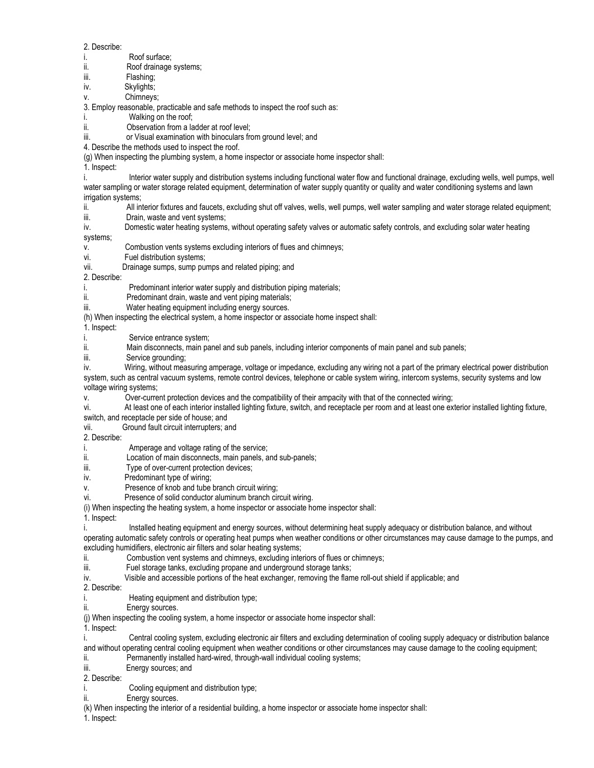2. Describe:

i. Roof surface;

ii. Roof drainage systems;

iii. Flashing;

iv. Skylights;

v. Chimneys;

3. Employ reasonable, practicable and safe methods to inspect the roof such as:

i. Walking on the roof;

ii. Observation from a ladder at roof level;

iii. or Visual examination with binoculars from ground level; and

4. Describe the methods used to inspect the roof.

(g) When inspecting the plumbing system, a home inspector or associate home inspector shall:

1. Inspect:

i. Interior water supply and distribution systems including functional water flow and functional drainage, excluding wells, well pumps, well water sampling or water storage related equipment, determination of water supply quantity or quality and water conditioning systems and lawn irrigation systems;

ii. All interior fixtures and faucets, excluding shut off valves, wells, well pumps, well water sampling and water storage related equipment;

iii. Drain, waste and vent systems;

iv. Domestic water heating systems, without operating safety valves or automatic safety controls, and excluding solar water heating systems;

v. Combustion vents systems excluding interiors of flues and chimneys;

vi. Fuel distribution systems;

vii. Drainage sumps, sump pumps and related piping; and

2. Describe:

i. Predominant interior water supply and distribution piping materials;

ii. Predominant drain, waste and vent piping materials;

iii. Water heating equipment including energy sources.

(h) When inspecting the electrical system, a home inspector or associate home inspect shall:

1. Inspect:

i. Service entrance system;

ii. Main disconnects, main panel and sub panels, including interior components of main panel and sub panels;

iii. Service grounding;

iv. Wiring, without measuring amperage, voltage or impedance, excluding any wiring not a part of the primary electrical power distribution system, such as central vacuum systems, remote control devices, telephone or cable system wiring, intercom systems, security systems and low voltage wiring systems;

v. Over-current protection devices and the compatibility of their ampacity with that of the connected wiring;

vi. At least one of each interior installed lighting fixture, switch, and receptacle per room and at least one exterior installed lighting fixture, switch, and receptacle per side of house; and

vii. Ground fault circuit interrupters; and

2. Describe:

i. Amperage and voltage rating of the service;

ii. Location of main disconnects, main panels, and sub-panels;

iii. Type of over-current protection devices;

iv. Predominant type of wiring;

v. Presence of knob and tube branch circuit wiring;

vi. Presence of solid conductor aluminum branch circuit wiring.

(i) When inspecting the heating system, a home inspector or associate home inspector shall:

1. Inspect:

i. Installed heating equipment and energy sources, without determining heat supply adequacy or distribution balance, and without operating automatic safety controls or operating heat pumps when weather conditions or other circumstances may cause damage to the pumps, and excluding humidifiers, electronic air filters and solar heating systems;

ii. Combustion vent systems and chimneys, excluding interiors of flues or chimneys;

iii. Fuel storage tanks, excluding propane and underground storage tanks;

iv. Visible and accessible portions of the heat exchanger, removing the flame roll-out shield if applicable; and

2. Describe:

i. Heating equipment and distribution type;

ii. Energy sources.

(j) When inspecting the cooling system, a home inspector or associate home inspector shall:

1. Inspect:

i. Central cooling system, excluding electronic air filters and excluding determination of cooling supply adequacy or distribution balance and without operating central cooling equipment when weather conditions or other circumstances may cause damage to the cooling equipment;

ii. Permanently installed hard-wired, through-wall individual cooling systems;

iii. Energy sources; and

2. Describe:

i. Cooling equipment and distribution type;

ii. Energy sources.

(k) When inspecting the interior of a residential building, a home inspector or associate home inspector shall:

1. Inspect: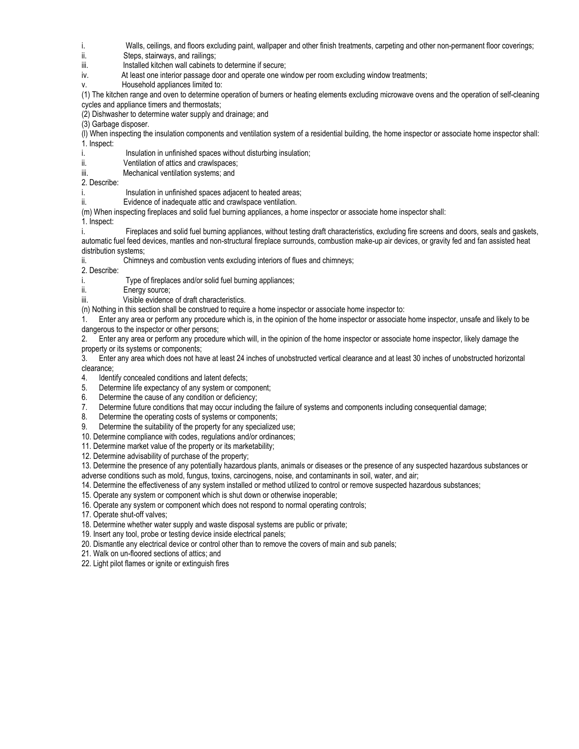i. Walls, ceilings, and floors excluding paint, wallpaper and other finish treatments, carpeting and other non-permanent floor coverings;

ii. Steps, stairways, and railings;

iii. Installed kitchen wall cabinets to determine if secure;

iv. At least one interior passage door and operate one window per room excluding window treatments;

v. Household appliances limited to:

(1) The kitchen range and oven to determine operation of burners or heating elements excluding microwave ovens and the operation of self-cleaning cycles and appliance timers and thermostats;

(2) Dishwasher to determine water supply and drainage; and

(3) Garbage disposer.

(l) When inspecting the insulation components and ventilation system of a residential building, the home inspector or associate home inspector shall:

1. Inspect:

i. Insulation in unfinished spaces without disturbing insulation;

ii. Ventilation of attics and crawlspaces;

iii. Mechanical ventilation systems; and

2. Describe:

i. Insulation in unfinished spaces adjacent to heated areas;

ii. Evidence of inadequate attic and crawlspace ventilation.

(m) When inspecting fireplaces and solid fuel burning appliances, a home inspector or associate home inspector shall:

1. Inspect:

i. Fireplaces and solid fuel burning appliances, without testing draft characteristics, excluding fire screens and doors, seals and gaskets, automatic fuel feed devices, mantles and non-structural fireplace surrounds, combustion make-up air devices, or gravity fed and fan assisted heat distribution systems;

ii. Chimneys and combustion vents excluding interiors of flues and chimneys;

2. Describe:

i. Type of fireplaces and/or solid fuel burning appliances;

ii. Energy source;

iii. Visible evidence of draft characteristics.

(n) Nothing in this section shall be construed to require a home inspector or associate home inspector to:

1. Enter any area or perform any procedure which is, in the opinion of the home inspector or associate home inspector, unsafe and likely to be dangerous to the inspector or other persons;
2. Enter any area or perform any procedure which will, in the opinion of the home inspector or associate home inspector, likely damage the property or its systems or components;
3. Enter any area which does not have at least 24 inches of unobstructed vertical clearance and at least 30 inches of unobstructed horizontal clearance;
4. Identify concealed conditions and latent defects;
5. Determine life expectancy of any system or component;
6. Determine the cause of any condition or deficiency;
7. Determine future conditions that may occur including the failure of systems and components including consequential damage;
8. Determine the operating costs of systems or components;
9. Determine the suitability of the property for any specialized use;
10. Determine compliance with codes, regulations and/or ordinances;
11. Determine market value of the property or its marketability;
12. Determine advisability of purchase of the property;
13. Determine the presence of any potentially hazardous plants, animals or diseases or the presence of any suspected hazardous substances or adverse conditions such as mold, fungus, toxins, carcinogens, noise, and contaminants in soil, water, and air;
14. Determine the effectiveness of any system installed or method utilized to control or remove suspected hazardous substances;
15. Operate any system or component which is shut down or otherwise inoperable;
16. Operate any system or component which does not respond to normal operating controls;
17. Operate shut-off valves;
18. Determine whether water supply and waste disposal systems are public or private;
19. Insert any tool, probe or testing device inside electrical panels;
20. Dismantle any electrical device or control other than to remove the covers of main and sub panels;
21. Walk on un-floored sections of attics; and
22. Light pilot flames or ignite or extinguish fires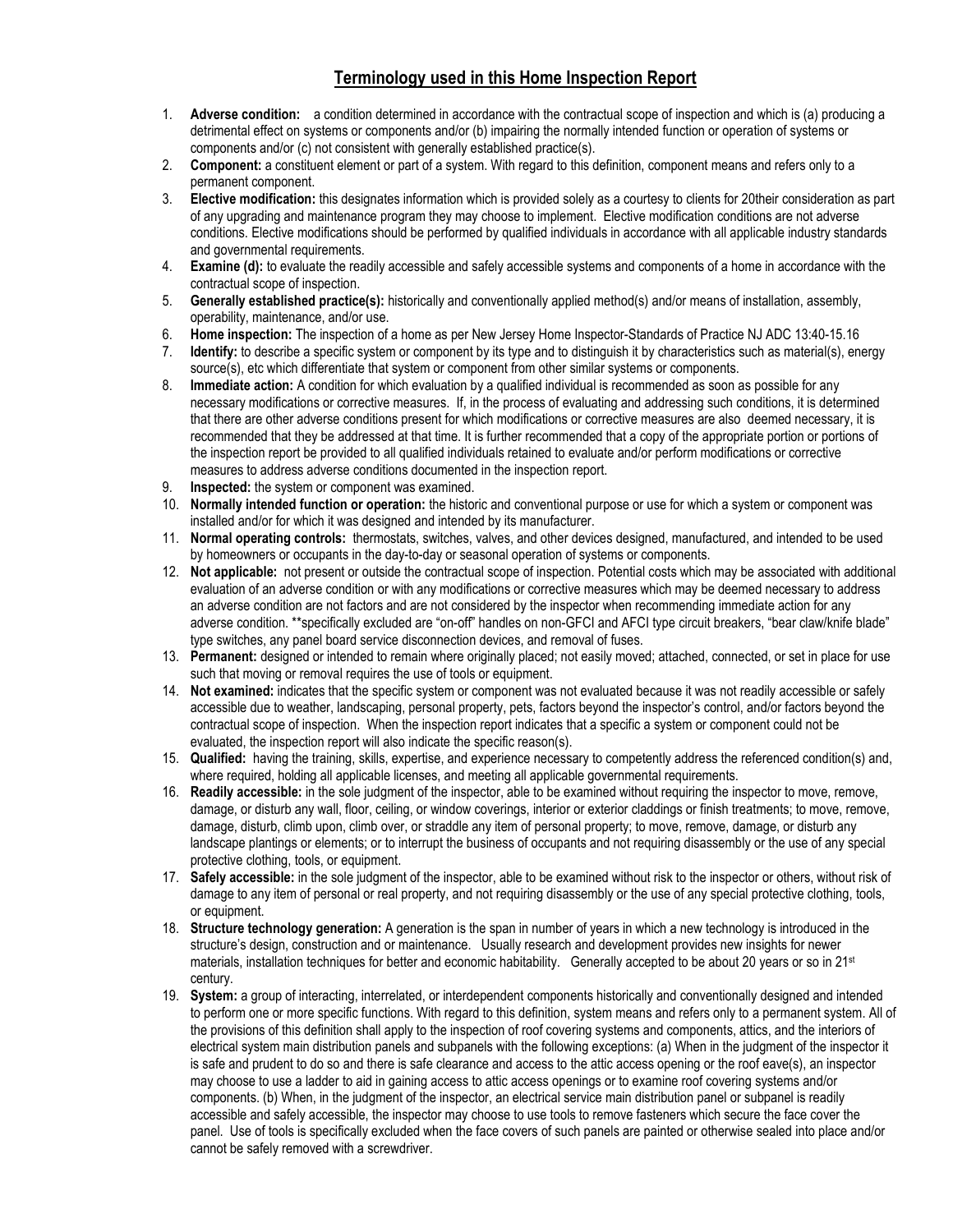## Terminology used in this Home Inspection Report

1. **Adverse condition:** a condition determined in accordance with the contractual scope of inspection and which is (a) producing a detrimental effect on systems or components and/or (b) impairing the normally intended function or operation of systems or components and/or (c) not consistent with generally established practice(s).
2. **Component:** a constituent element or part of a system. With regard to this definition, component means and refers only to a permanent component.
3. **Elective modification:** this designates information which is provided solely as a courtesy to clients for 20their consideration as part of any upgrading and maintenance program they may choose to implement. Elective modification conditions are not adverse conditions. Elective modifications should be performed by qualified individuals in accordance with all applicable industry standards and governmental requirements.
4. **Examine (d):** to evaluate the readily accessible and safely accessible systems and components of a home in accordance with the contractual scope of inspection.
5. **Generally established practice(s):** historically and conventionally applied method(s) and/or means of installation, assembly, operability, maintenance, and/or use.
6. **Home inspection:** The inspection of a home as per New Jersey Home Inspector-Standards of Practice NJ ADC 13:40-15.16
7. **Identify:** to describe a specific system or component by its type and to distinguish it by characteristics such as material(s), energy source(s), etc which differentiate that system or component from other similar systems or components.
8. **Immediate action:** A condition for which evaluation by a qualified individual is recommended as soon as possible for any necessary modifications or corrective measures. If, in the process of evaluating and addressing such conditions, it is determined that there are other adverse conditions present for which modifications or corrective measures are also deemed necessary, it is recommended that they be addressed at that time. It is further recommended that a copy of the appropriate portion or portions of the inspection report be provided to all qualified individuals retained to evaluate and/or perform modifications or corrective measures to address adverse conditions documented in the inspection report.
9. **Inspected:** the system or component was examined.
10. **Normally intended function or operation:** the historic and conventional purpose or use for which a system or component was installed and/or for which it was designed and intended by its manufacturer.
11. **Normal operating controls:** thermostats, switches, valves, and other devices designed, manufactured, and intended to be used by homeowners or occupants in the day-to-day or seasonal operation of systems or components.
12. **Not applicable:** not present or outside the contractual scope of inspection. Potential costs which may be associated with additional evaluation of an adverse condition or with any modifications or corrective measures which may be deemed necessary to address an adverse condition are not factors and are not considered by the inspector when recommending immediate action for any adverse condition. **specifically excluded are "on-off" handles on non-GFCI and AFCI type circuit breakers, "bear claw/knife blade" type switches, any panel board service disconnection devices, and removal of fuses.
13. **Permanent:** designed or intended to remain where originally placed; not easily moved; attached, connected, or set in place for use such that moving or removal requires the use of tools or equipment.
14. **Not examined:** indicates that the specific system or component was not evaluated because it was not readily accessible or safely accessible due to weather, landscaping, personal property, pets, factors beyond the inspector's control, and/or factors beyond the contractual scope of inspection. When the inspection report indicates that a specific a system or component could not be evaluated, the inspection report will also indicate the specific reason(s).
15. **Qualified:** having the training, skills, expertise, and experience necessary to competently address the referenced condition(s) and, where required, holding all applicable licenses, and meeting all applicable governmental requirements.
16. **Readily accessible:** in the sole judgment of the inspector, able to be examined without requiring the inspector to move, remove, damage, or disturb any wall, floor, ceiling, or window coverings, interior or exterior claddings or finish treatments; to move, remove, damage, disturb, climb upon, climb over, or straddle any item of personal property; to move, remove, damage, or disturb any landscape plantings or elements; or to interrupt the business of occupants and not requiring disassembly or the use of any special protective clothing, tools, or equipment.
17. **Safely accessible:** in the sole judgment of the inspector, able to be examined without risk to the inspector or others, without risk of damage to any item of personal or real property, and not requiring disassembly or the use of any special protective clothing, tools, or equipment.
18. **Structure technology generation:** A generation is the span in number of years in which a new technology is introduced in the structure's design, construction and or maintenance. Usually research and development provides new insights for newer materials, installation techniques for better and economic habitability. Generally accepted to be about 20 years or so in 21st century.
19. **System:** a group of interacting, interrelated, or interdependent components historically and conventionally designed and intended to perform one or more specific functions. With regard to this definition, system means and refers only to a permanent system. All of the provisions of this definition shall apply to the inspection of roof covering systems and components, attics, and the interiors of electrical system main distribution panels and subpanels with the following exceptions: (a) When in the judgment of the inspector it is safe and prudent to do so and there is safe clearance and access to the attic access opening or the roof eave(s), an inspector may choose to use a ladder to aid in gaining access to attic access openings or to examine roof covering systems and/or components. (b) When, in the judgment of the inspector, an electrical service main distribution panel or subpanel is readily accessible and safely accessible, the inspector may choose to use tools to remove fasteners which secure the face cover the panel. Use of tools is specifically excluded when the face covers of such panels are painted or otherwise sealed into place and/or cannot be safely removed with a screwdriver.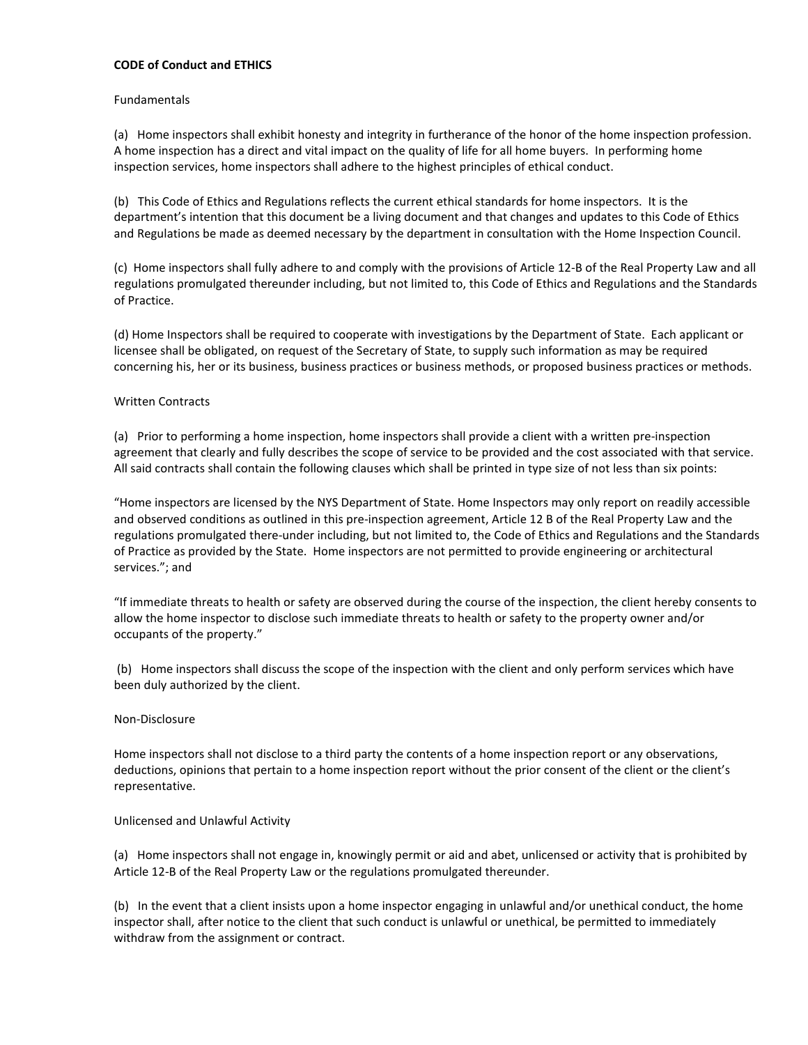**CODE of Conduct and ETHICS**

Fundamentals

(a) Home inspectors shall exhibit honesty and integrity in furtherance of the honor of the home inspection profession. A home inspection has a direct and vital impact on the quality of life for all home buyers. In performing home inspection services, home inspectors shall adhere to the highest principles of ethical conduct.

(b) This Code of Ethics and Regulations reflects the current ethical standards for home inspectors. It is the department's intention that this document be a living document and that changes and updates to this Code of Ethics and Regulations be made as deemed necessary by the department in consultation with the Home Inspection Council.

(c) Home inspectors shall fully adhere to and comply with the provisions of Article 12-B of the Real Property Law and all regulations promulgated thereunder including, but not limited to, this Code of Ethics and Regulations and the Standards of Practice.

(d) Home Inspectors shall be required to cooperate with investigations by the Department of State. Each applicant or licensee shall be obligated, on request of the Secretary of State, to supply such information as may be required concerning his, her or its business, business practices or business methods, or proposed business practices or methods.

Written Contracts

(a) Prior to performing a home inspection, home inspectors shall provide a client with a written pre-inspection agreement that clearly and fully describes the scope of service to be provided and the cost associated with that service. All said contracts shall contain the following clauses which shall be printed in type size of not less than six points:

"Home inspectors are licensed by the NYS Department of State. Home Inspectors may only report on readily accessible and observed conditions as outlined in this pre-inspection agreement, Article 12 B of the Real Property Law and the regulations promulgated there-under including, but not limited to, the Code of Ethics and Regulations and the Standards of Practice as provided by the State. Home inspectors are not permitted to provide engineering or architectural services."; and

"If immediate threats to health or safety are observed during the course of the inspection, the client hereby consents to allow the home inspector to disclose such immediate threats to health or safety to the property owner and/or occupants of the property."

(b) Home inspectors shall discuss the scope of the inspection with the client and only perform services which have been duly authorized by the client.

Non-Disclosure

Home inspectors shall not disclose to a third party the contents of a home inspection report or any observations, deductions, opinions that pertain to a home inspection report without the prior consent of the client or the client's representative.

Unlicensed and Unlawful Activity

(a) Home inspectors shall not engage in, knowingly permit or aid and abet, unlicensed or activity that is prohibited by Article 12-B of the Real Property Law or the regulations promulgated thereunder.

(b) In the event that a client insists upon a home inspector engaging in unlawful and/or unethical conduct, the home inspector shall, after notice to the client that such conduct is unlawful or unethical, be permitted to immediately withdraw from the assignment or contract.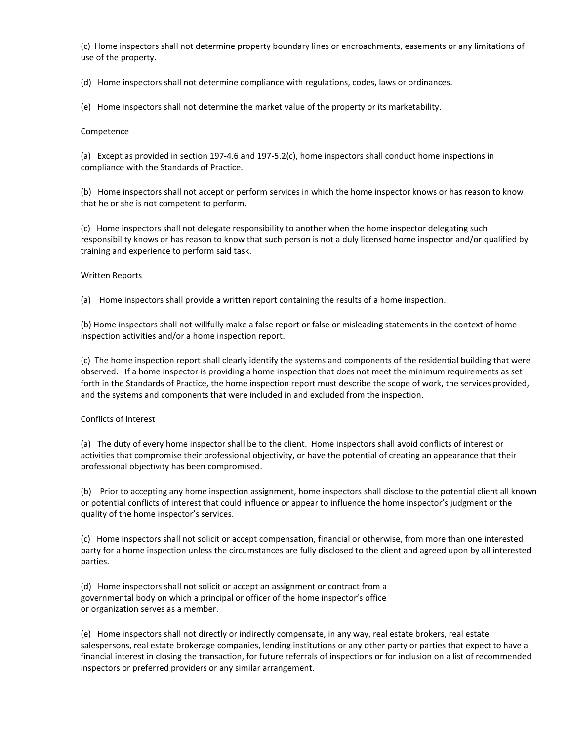(c) Home inspectors shall not determine property boundary lines or encroachments, easements or any limitations of use of the property.

(d) Home inspectors shall not determine compliance with regulations, codes, laws or ordinances.

(e) Home inspectors shall not determine the market value of the property or its marketability.

Competence

(a) Except as provided in section 197-4.6 and 197-5.2(c), home inspectors shall conduct home inspections in compliance with the Standards of Practice.

(b) Home inspectors shall not accept or perform services in which the home inspector knows or has reason to know that he or she is not competent to perform.

(c) Home inspectors shall not delegate responsibility to another when the home inspector delegating such responsibility knows or has reason to know that such person is not a duly licensed home inspector and/or qualified by training and experience to perform said task.

Written Reports

(a) Home inspectors shall provide a written report containing the results of a home inspection.

(b) Home inspectors shall not willfully make a false report or false or misleading statements in the context of home inspection activities and/or a home inspection report.

(c) The home inspection report shall clearly identify the systems and components of the residential building that were observed. If a home inspector is providing a home inspection that does not meet the minimum requirements as set forth in the Standards of Practice, the home inspection report must describe the scope of work, the services provided, and the systems and components that were included in and excluded from the inspection.

Conflicts of Interest

(a) The duty of every home inspector shall be to the client. Home inspectors shall avoid conflicts of interest or activities that compromise their professional objectivity, or have the potential of creating an appearance that their professional objectivity has been compromised.

(b) Prior to accepting any home inspection assignment, home inspectors shall disclose to the potential client all known or potential conflicts of interest that could influence or appear to influence the home inspector's judgment or the quality of the home inspector's services.

(c) Home inspectors shall not solicit or accept compensation, financial or otherwise, from more than one interested party for a home inspection unless the circumstances are fully disclosed to the client and agreed upon by all interested parties.

(d) Home inspectors shall not solicit or accept an assignment or contract from a governmental body on which a principal or officer of the home inspector's office or organization serves as a member.

(e) Home inspectors shall not directly or indirectly compensate, in any way, real estate brokers, real estate salespersons, real estate brokerage companies, lending institutions or any other party or parties that expect to have a financial interest in closing the transaction, for future referrals of inspections or for inclusion on a list of recommended inspectors or preferred providers or any similar arrangement.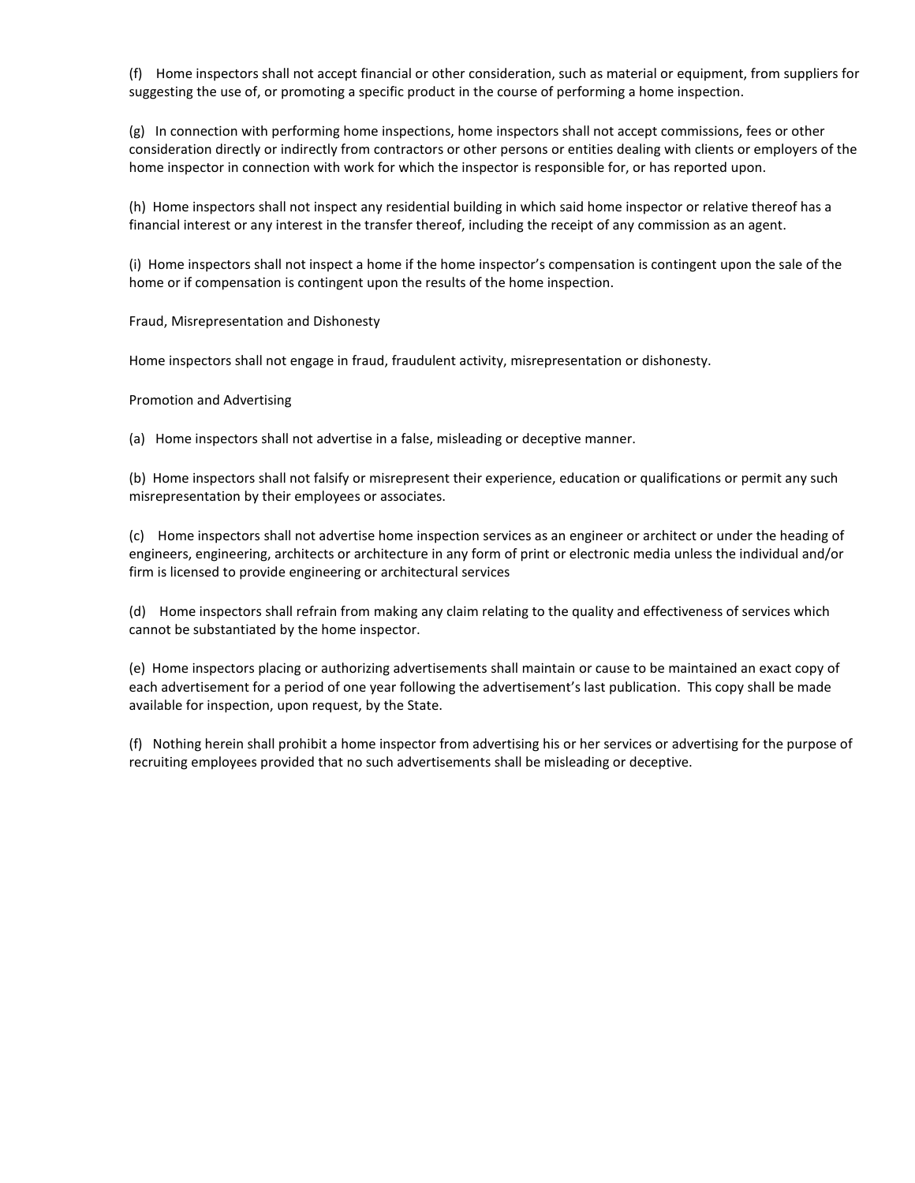(f) Home inspectors shall not accept financial or other consideration, such as material or equipment, from suppliers for suggesting the use of, or promoting a specific product in the course of performing a home inspection.

(g) In connection with performing home inspections, home inspectors shall not accept commissions, fees or other consideration directly or indirectly from contractors or other persons or entities dealing with clients or employers of the home inspector in connection with work for which the inspector is responsible for, or has reported upon.

(h) Home inspectors shall not inspect any residential building in which said home inspector or relative thereof has a financial interest or any interest in the transfer thereof, including the receipt of any commission as an agent.

(i) Home inspectors shall not inspect a home if the home inspector's compensation is contingent upon the sale of the home or if compensation is contingent upon the results of the home inspection.

Fraud, Misrepresentation and Dishonesty

Home inspectors shall not engage in fraud, fraudulent activity, misrepresentation or dishonesty.

Promotion and Advertising

(a) Home inspectors shall not advertise in a false, misleading or deceptive manner.

(b) Home inspectors shall not falsify or misrepresent their experience, education or qualifications or permit any such misrepresentation by their employees or associates.

(c) Home inspectors shall not advertise home inspection services as an engineer or architect or under the heading of engineers, engineering, architects or architecture in any form of print or electronic media unless the individual and/or firm is licensed to provide engineering or architectural services

(d) Home inspectors shall refrain from making any claim relating to the quality and effectiveness of services which cannot be substantiated by the home inspector.

(e) Home inspectors placing or authorizing advertisements shall maintain or cause to be maintained an exact copy of each advertisement for a period of one year following the advertisement's last publication. This copy shall be made available for inspection, upon request, by the State.

(f) Nothing herein shall prohibit a home inspector from advertising his or her services or advertising for the purpose of recruiting employees provided that no such advertisements shall be misleading or deceptive.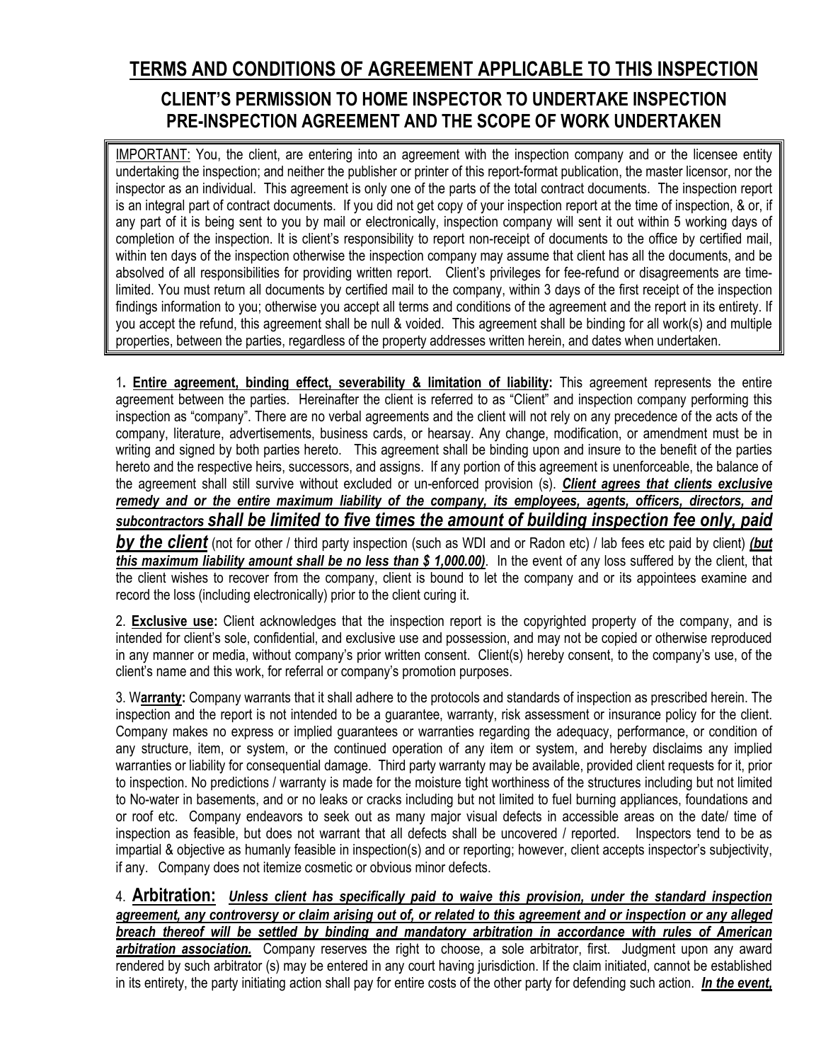## TERMS AND CONDITIONS OF AGREEMENT APPLICABLE TO THIS INSPECTION

### CLIENT'S PERMISSION TO HOME INSPECTOR TO UNDERTAKE INSPECTION PRE-INSPECTION AGREEMENT AND THE SCOPE OF WORK UNDERTAKEN

IMPORTANT: You, the client, are entering into an agreement with the inspection company and or the licensee entity undertaking the inspection; and neither the publisher or printer of this report-format publication, the master licensor, nor the inspector as an individual. This agreement is only one of the parts of the total contract documents. The inspection report is an integral part of contract documents. If you did not get copy of your inspection report at the time of inspection, & or, if any part of it is being sent to you by mail or electronically, inspection company will sent it out within 5 working days of completion of the inspection. It is client's responsibility to report non-receipt of documents to the office by certified mail, within ten days of the inspection otherwise the inspection company may assume that client has all the documents, and be absolved of all responsibilities for providing written report. Client's privileges for fee-refund or disagreements are time-limited. You must return all documents by certified mail to the company, within 3 days of the first receipt of the inspection findings information to you; otherwise you accept all terms and conditions of the agreement and the report in its entirety. If you accept the refund, this agreement shall be null & voided. This agreement shall be binding for all work(s) and multiple properties, between the parties, regardless of the property addresses written herein, and dates when undertaken.

1. **Entire agreement, binding effect, severability & limitation of liability:** This agreement represents the entire agreement between the parties. Hereinafter the client is referred to as "Client" and inspection company performing this inspection as "company". There are no verbal agreements and the client will not rely on any precedence of the acts of the company, literature, advertisements, business cards, or hearsay. Any change, modification, or amendment must be in writing and signed by both parties hereto. This agreement shall be binding upon and insure to the benefit of the parties hereto and the respective heirs, successors, and assigns. If any portion of this agreement is unenforceable, the balance of the agreement shall still survive without excluded or un-enforced provision (s). ***Client agrees that clients exclusive remedy and or the entire maximum liability of the company, its employees, agents, officers, directors, and subcontractors shall be limited to five times the amount of building inspection fee only, paid by the client*** (not for other / third party inspection (such as WDI and or Radon etc) / lab fees etc paid by client) ***(but this maximum liability amount shall be no less than $ 1,000.00)***. In the event of any loss suffered by the client, that the client wishes to recover from the company, client is bound to let the company and or its appointees examine and record the loss (including electronically) prior to the client curing it.

2. **Exclusive use:** Client acknowledges that the inspection report is the copyrighted property of the company, and is intended for client's sole, confidential, and exclusive use and possession, and may not be copied or otherwise reproduced in any manner or media, without company's prior written consent. Client(s) hereby consent, to the company's use, of the client's name and this work, for referral or company's promotion purposes.

3. **Warranty:** Company warrants that it shall adhere to the protocols and standards of inspection as prescribed herein. The inspection and the report is not intended to be a guarantee, warranty, risk assessment or insurance policy for the client. Company makes no express or implied guarantees or warranties regarding the adequacy, performance, or condition of any structure, item, or system, or the continued operation of any item or system, and hereby disclaims any implied warranties or liability for consequential damage. Third party warranty may be available, provided client requests for it, prior to inspection. No predictions / warranty is made for the moisture tight worthiness of the structures including but not limited to No-water in basements, and or no leaks or cracks including but not limited to fuel burning appliances, foundations and or roof etc. Company endeavors to seek out as many major visual defects in accessible areas on the date/ time of inspection as feasible, but does not warrant that all defects shall be uncovered / reported. Inspectors tend to be as impartial & objective as humanly feasible in inspection(s) and or reporting; however, client accepts inspector's subjectivity, if any. Company does not itemize cosmetic or obvious minor defects.

4. **Arbitration:** ***Unless client has specifically paid to waive this provision, under the standard inspection agreement, any controversy or claim arising out of, or related to this agreement and or inspection or any alleged breach thereof will be settled by binding and mandatory arbitration in accordance with rules of American arbitration association.*** Company reserves the right to choose, a sole arbitrator, first. Judgment upon any award rendered by such arbitrator (s) may be entered in any court having jurisdiction. If the claim initiated, cannot be established in its entirety, the party initiating action shall pay for entire costs of the other party for defending such action. ***In the event,***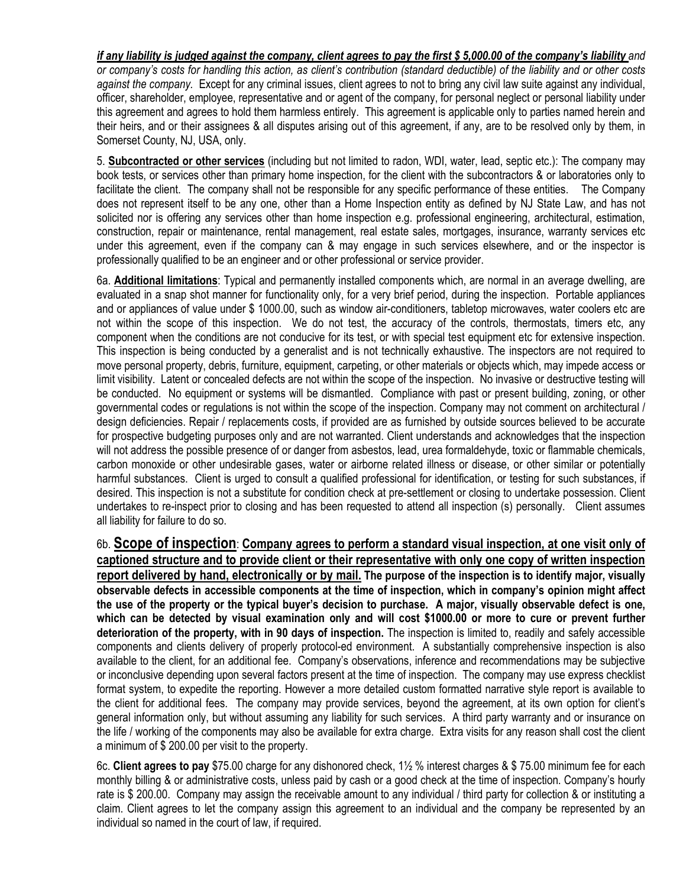***if any liability is judged against the company, client agrees to pay the first $ 5,000.00 of the company's liability** and or company's costs for handling this action, as client's contribution (standard deductible) of the liability and or other costs against the company.* Except for any criminal issues, client agrees to not to bring any civil law suite against any individual, officer, shareholder, employee, representative and or agent of the company, for personal neglect or personal liability under this agreement and agrees to hold them harmless entirely. This agreement is applicable only to parties named herein and their heirs, and or their assignees & all disputes arising out of this agreement, if any, are to be resolved only by them, in Somerset County, NJ, USA, only.

5. **Subcontracted or other services** (including but not limited to radon, WDI, water, lead, septic etc.): The company may book tests, or services other than primary home inspection, for the client with the subcontractors & or laboratories only to facilitate the client. The company shall not be responsible for any specific performance of these entities. The Company does not represent itself to be any one, other than a Home Inspection entity as defined by NJ State Law, and has not solicited nor is offering any services other than home inspection e.g. professional engineering, architectural, estimation, construction, repair or maintenance, rental management, real estate sales, mortgages, insurance, warranty services etc under this agreement, even if the company can & may engage in such services elsewhere, and or the inspector is professionally qualified to be an engineer and or other professional or service provider.

6a. **Additional limitations**: Typical and permanently installed components which, are normal in an average dwelling, are evaluated in a snap shot manner for functionality only, for a very brief period, during the inspection. Portable appliances and or appliances of value under $ 1000.00, such as window air-conditioners, tabletop microwaves, water coolers etc are not within the scope of this inspection. We do not test, the accuracy of the controls, thermostats, timers etc, any component when the conditions are not conducive for its test, or with special test equipment etc for extensive inspection. This inspection is being conducted by a generalist and is not technically exhaustive. The inspectors are not required to move personal property, debris, furniture, equipment, carpeting, or other materials or objects which, may impede access or limit visibility. Latent or concealed defects are not within the scope of the inspection. No invasive or destructive testing will be conducted. No equipment or systems will be dismantled. Compliance with past or present building, zoning, or other governmental codes or regulations is not within the scope of the inspection. Company may not comment on architectural / design deficiencies. Repair / replacements costs, if provided are as furnished by outside sources believed to be accurate for prospective budgeting purposes only and are not warranted. Client understands and acknowledges that the inspection will not address the possible presence of or danger from asbestos, lead, urea formaldehyde, toxic or flammable chemicals, carbon monoxide or other undesirable gases, water or airborne related illness or disease, or other similar or potentially harmful substances. Client is urged to consult a qualified professional for identification, or testing for such substances, if desired. This inspection is not a substitute for condition check at pre-settlement or closing to undertake possession. Client undertakes to re-inspect prior to closing and has been requested to attend all inspection (s) personally. Client assumes all liability for failure to do so.

6b. **Scope of inspection**: **Company agrees to perform a standard visual inspection, at one visit only of captioned structure and to provide client or their representative with only one copy of written inspection report delivered by hand, electronically or by mail. The purpose of the inspection is to identify major, visually observable defects in accessible components at the time of inspection, which in company's opinion might affect the use of the property or the typical buyer's decision to purchase. A major, visually observable defect is one, which can be detected by visual examination only and will cost $1000.00 or more to cure or prevent further deterioration of the property, with in 90 days of inspection.** The inspection is limited to, readily and safely accessible components and clients delivery of properly protocol-ed environment. A substantially comprehensive inspection is also available to the client, for an additional fee. Company's observations, inference and recommendations may be subjective or inconclusive depending upon several factors present at the time of inspection. The company may use express checklist format system, to expedite the reporting. However a more detailed custom formatted narrative style report is available to the client for additional fees. The company may provide services, beyond the agreement, at its own option for client's general information only, but without assuming any liability for such services. A third party warranty and or insurance on the life / working of the components may also be available for extra charge. Extra visits for any reason shall cost the client a minimum of $ 200.00 per visit to the property.

6c. **Client agrees to pay** $75.00 charge for any dishonored check, 1½ % interest charges & $ 75.00 minimum fee for each monthly billing & or administrative costs, unless paid by cash or a good check at the time of inspection. Company's hourly rate is $ 200.00. Company may assign the receivable amount to any individual / third party for collection & or instituting a claim. Client agrees to let the company assign this agreement to an individual and the company be represented by an individual so named in the court of law, if required.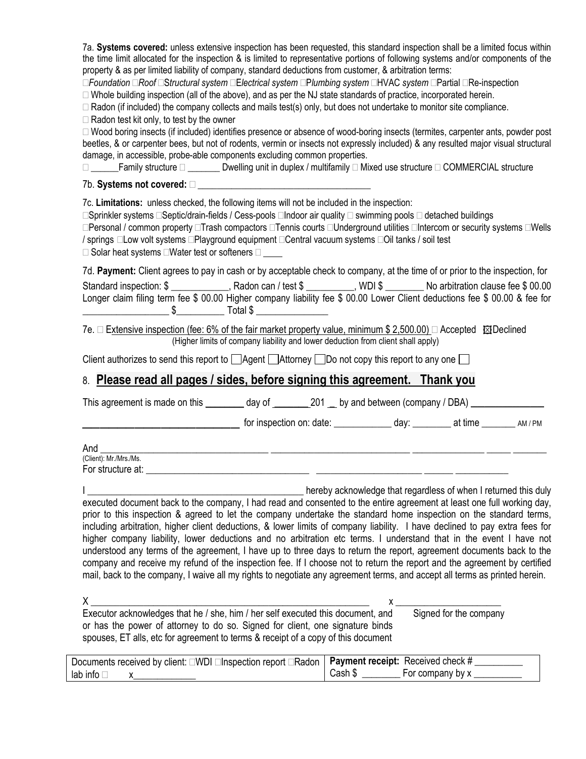7a. **Systems covered:** unless extensive inspection has been requested, this standard inspection shall be a limited focus within the time limit allocated for the inspection & is limited to representative portions of following systems and/or components of the property & as per limited liability of company, standard deductions from customer, & arbitration terms:

☐*Foundation* ☐*Roof* ☐*Structural system* ☐*Electrical system* ☐*Plumbing system* ☐HVAC *system* ☐Partial ☐Re-inspection

☐ Whole building inspection (all of the above), and as per the NJ state standards of practice, incorporated herein.

☐ Radon (if included) the company collects and mails test(s) only, but does not undertake to monitor site compliance.

☐ Radon test kit only, to test by the owner

☐ Wood boring insects (if included) identifies presence or absence of wood-boring insects (termites, carpenter ants, powder post beetles, & or carpenter bees, but not of rodents, vermin or insects not expressly included) & any resulted major visual structural damage, in accessible, probe-able components excluding common properties.

☐ ______Family structure ☐ _______ Dwelling unit in duplex / multifamily ☐ Mixed use structure ☐ COMMERCIAL structure

7b. **Systems not covered:** ☐ ____________________________________

7c. **Limitations:** unless checked, the following items will not be included in the inspection:

☐Sprinkler systems ☐Septic/drain-fields / Cess-pools ☐Indoor air quality ☐ swimming pools ☐ detached buildings ☐Personal / common property ☐Trash compactors ☐Tennis courts ☐Underground utilities ☐Intercom or security systems ☐Wells / springs ☐Low volt systems ☐Playground equipment ☐Central vacuum systems ☐Oil tanks / soil test ☐ Solar heat systems ☐Water test or softeners ☐ ____

7d. **Payment:** Client agrees to pay in cash or by acceptable check to company, at the time of or prior to the inspection, for Standard inspection: $ ____________, Radon can / test $ __________, WDI $ ________ No arbitration clause fee $ 00.00 Longer claim filing term fee $ 00.00 Higher company liability fee $ 00.00 Lower Client deductions fee $ 00.00 & fee for __________________ $__________ Total $ _______________

7e. ☐ Extensive inspection (fee: 6% of the fair market property value, minimum $ 2,500.00) ☐ Accepted ☒Declined
(Higher limits of company liability and lower deduction from client shall apply)

Client authorizes to send this report to ☐Agent ☐Attorney ☐Do not copy this report to any one ☐

## 8. Please read all pages / sides, before signing this agreement. Thank you

This agreement is made on this ________ day of ________201 _ by and between (company / DBA) _______________

________________________________ for inspection on: date: ____________ day: ________ at time _______ AM / PM

And __________________________________ ______________________________ ________________ _____ _______
(Client): Mr./Mrs./Ms.
For structure at: __________________________________ ______________________ ______ ___________

I _____________________________________________ hereby acknowledge that regardless of when I returned this duly executed document back to the company, I had read and consented to the entire agreement at least one full working day, prior to this inspection & agreed to let the company undertake the standard home inspection on the standard terms, including arbitration, higher client deductions, & lower limits of company liability. I have declined to pay extra fees for higher company liability, lower deductions and no arbitration etc terms. I understand that in the event I have not understood any terms of the agreement, I have up to three days to return the report, agreement documents back to the company and receive my refund of the inspection fee. If I choose not to return the report and the agreement by certified mail, back to the company, I waive all my rights to negotiate any agreement terms, and accept all terms as printed herein.

X ______________________________________________________________

Executor acknowledges that he / she, him / her self executed this document, and or has the power of attorney to do so. Signed for client, one signature binds spouses, ET alls, etc for agreement to terms & receipt of a copy of this document

x ______________________

Signed for the company

| | |
|---|---|
| Documents received by client: ☐WDI ☐Inspection report ☐Radon lab info ☐ x_____________ | **Payment receipt:** Received check # __________ Cash $ ________ For company by x __________ |